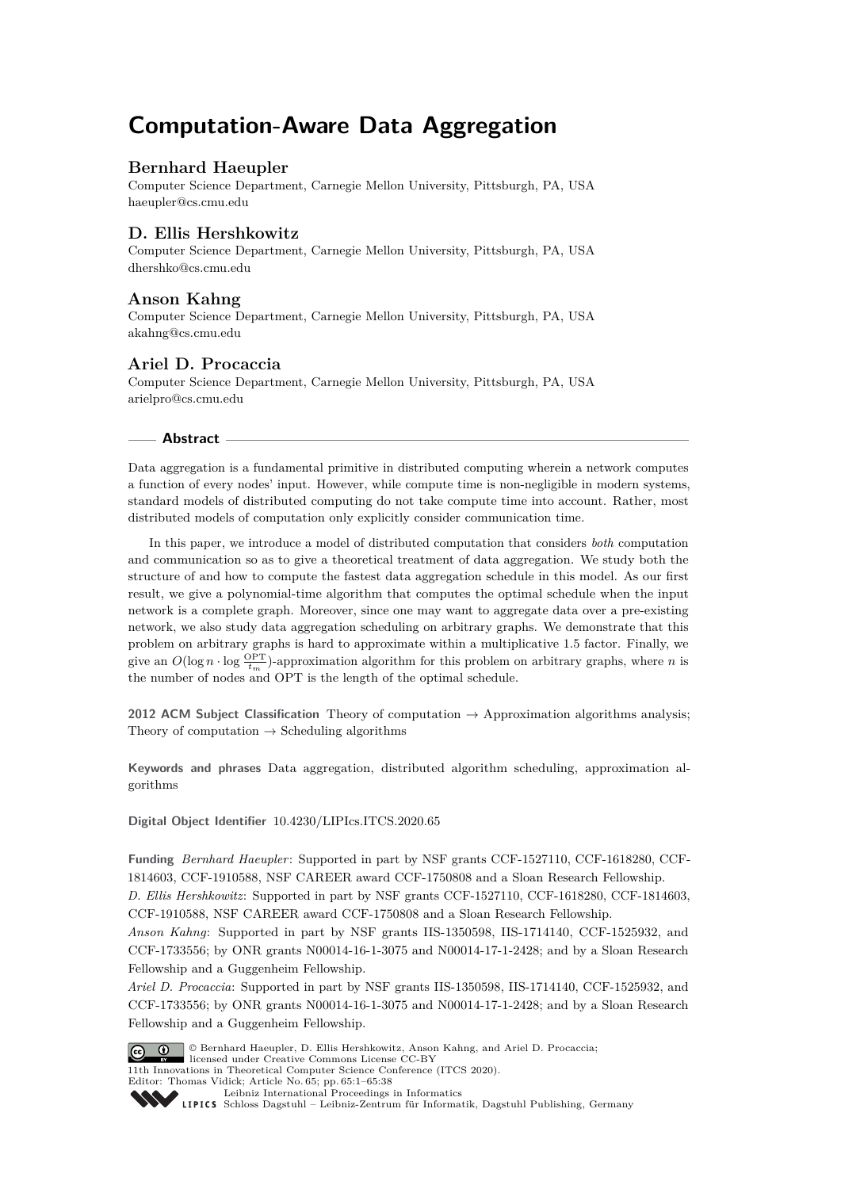# Computation-Aware Data Aggregation

## Bernhard Haeupler

Computer Science Department, Carnegie Mellon University, Pittsburgh, PA, USA
haeupler@cs.cmu.edu

## D. Ellis Hershkowitz

Computer Science Department, Carnegie Mellon University, Pittsburgh, PA, USA
dhershko@cs.cmu.edu

## Anson Kahng

Computer Science Department, Carnegie Mellon University, Pittsburgh, PA, USA
akahng@cs.cmu.edu

## Ariel D. Procaccia

Computer Science Department, Carnegie Mellon University, Pittsburgh, PA, USA
arielpro@cs.cmu.edu

### Abstract

Data aggregation is a fundamental primitive in distributed computing wherein a network computes a function of every nodes' input. However, while compute time is non-negligible in modern systems, standard models of distributed computing do not take compute time into account. Rather, most distributed models of computation only explicitly consider communication time.

In this paper, we introduce a model of distributed computation that considers *both* computation and communication so as to give a theoretical treatment of data aggregation. We study both the structure of and how to compute the fastest data aggregation schedule in this model. As our first result, we give a polynomial-time algorithm that computes the optimal schedule when the input network is a complete graph. Moreover, since one may want to aggregate data over a pre-existing network, we also study data aggregation scheduling on arbitrary graphs. We demonstrate that this problem on arbitrary graphs is hard to approximate within a multiplicative 1.5 factor. Finally, we give an $O(\log n \cdot \log \frac{\text{OPT}}{t_m})$-approximation algorithm for this problem on arbitrary graphs, where $n$ is the number of nodes and OPT is the length of the optimal schedule.

**2012 ACM Subject Classification** Theory of computation → Approximation algorithms analysis; Theory of computation → Scheduling algorithms

**Keywords and phrases** Data aggregation, distributed algorithm scheduling, approximation algorithms

**Digital Object Identifier** 10.4230/LIPIcs.ITCS.2020.65

**Funding** *Bernhard Haeupler*: Supported in part by NSF grants CCF-1527110, CCF-1618280, CCF-1814603, CCF-1910588, NSF CAREER award CCF-1750808 and a Sloan Research Fellowship.
*D. Ellis Hershkowitz*: Supported in part by NSF grants CCF-1527110, CCF-1618280, CCF-1814603, CCF-1910588, NSF CAREER award CCF-1750808 and a Sloan Research Fellowship.
*Anson Kahng*: Supported in part by NSF grants IIS-1350598, IIS-1714140, CCF-1525932, and CCF-1733556; by ONR grants N00014-16-1-3075 and N00014-17-1-2428; and by a Sloan Research Fellowship and a Guggenheim Fellowship.
*Ariel D. Procaccia*: Supported in part by NSF grants IIS-1350598, IIS-1714140, CCF-1525932, and CCF-1733556; by ONR grants N00014-16-1-3075 and N00014-17-1-2428; and by a Sloan Research Fellowship and a Guggenheim Fellowship.

© Bernhard Haeupler, D. Ellis Hershkowitz, Anson Kahng, and Ariel D. Procaccia; licensed under Creative Commons License CC-BY
11th Innovations in Theoretical Computer Science Conference (ITCS 2020).
Editor: Thomas Vidick; Article No. 65; pp. 65:1–65:38
Leibniz International Proceedings in Informatics
Schloss Dagstuhl – Leibniz-Zentrum für Informatik, Dagstuhl Publishing, Germany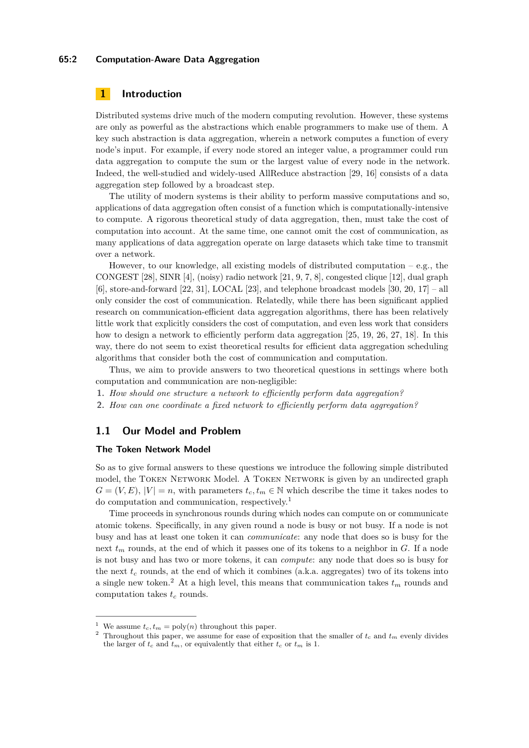## 1 Introduction

Distributed systems drive much of the modern computing revolution. However, these systems are only as powerful as the abstractions which enable programmers to make use of them. A key such abstraction is data aggregation, wherein a network computes a function of every node's input. For example, if every node stored an integer value, a programmer could run data aggregation to compute the sum or the largest value of every node in the network. Indeed, the well-studied and widely-used AllReduce abstraction [29, 16] consists of a data aggregation step followed by a broadcast step.

The utility of modern systems is their ability to perform massive computations and so, applications of data aggregation often consist of a function which is computationally-intensive to compute. A rigorous theoretical study of data aggregation, then, must take the cost of computation into account. At the same time, one cannot omit the cost of communication, as many applications of data aggregation operate on large datasets which take time to transmit over a network.

However, to our knowledge, all existing models of distributed computation – e.g., the CONGEST [28], SINR [4], (noisy) radio network [21, 9, 7, 8], congested clique [12], dual graph [6], store-and-forward [22, 31], LOCAL [23], and telephone broadcast models [30, 20, 17] – all only consider the cost of communication. Relatedly, while there has been significant applied research on communication-efficient data aggregation algorithms, there has been relatively little work that explicitly considers the cost of computation, and even less work that considers how to design a network to efficiently perform data aggregation [25, 19, 26, 27, 18]. In this way, there do not seem to exist theoretical results for efficient data aggregation scheduling algorithms that consider both the cost of communication and computation.

Thus, we aim to provide answers to two theoretical questions in settings where both computation and communication are non-negligible:

1. *How should one structure a network to efficiently perform data aggregation?*
2. *How can one coordinate a fixed network to efficiently perform data aggregation?*

### 1.1 Our Model and Problem

#### The Token Network Model

So as to give formal answers to these questions we introduce the following simple distributed model, the Token Network Model. A Token Network is given by an undirected graph $G = (V, E)$, $|V| = n$, with parameters $t_c, t_m \in \mathbb{N}$ which describe the time it takes nodes to do computation and communication, respectively.[1]

Time proceeds in synchronous rounds during which nodes can compute on or communicate atomic tokens. Specifically, in any given round a node is busy or not busy. If a node is not busy and has at least one token it can *communicate*: any node that does so is busy for the next $t_m$ rounds, at the end of which it passes one of its tokens to a neighbor in $G$. If a node is not busy and has two or more tokens, it can *compute*: any node that does so is busy for the next $t_c$ rounds, at the end of which it combines (a.k.a. aggregates) two of its tokens into a single new token.[2] At a high level, this means that communication takes $t_m$ rounds and computation takes $t_c$ rounds.

---

[1] We assume $t_c, t_m = \text{poly}(n)$ throughout this paper.

[2] Throughout this paper, we assume for ease of exposition that the smaller of $t_c$ and $t_m$ evenly divides the larger of $t_c$ and $t_m$, or equivalently that either $t_c$ or $t_m$ is 1.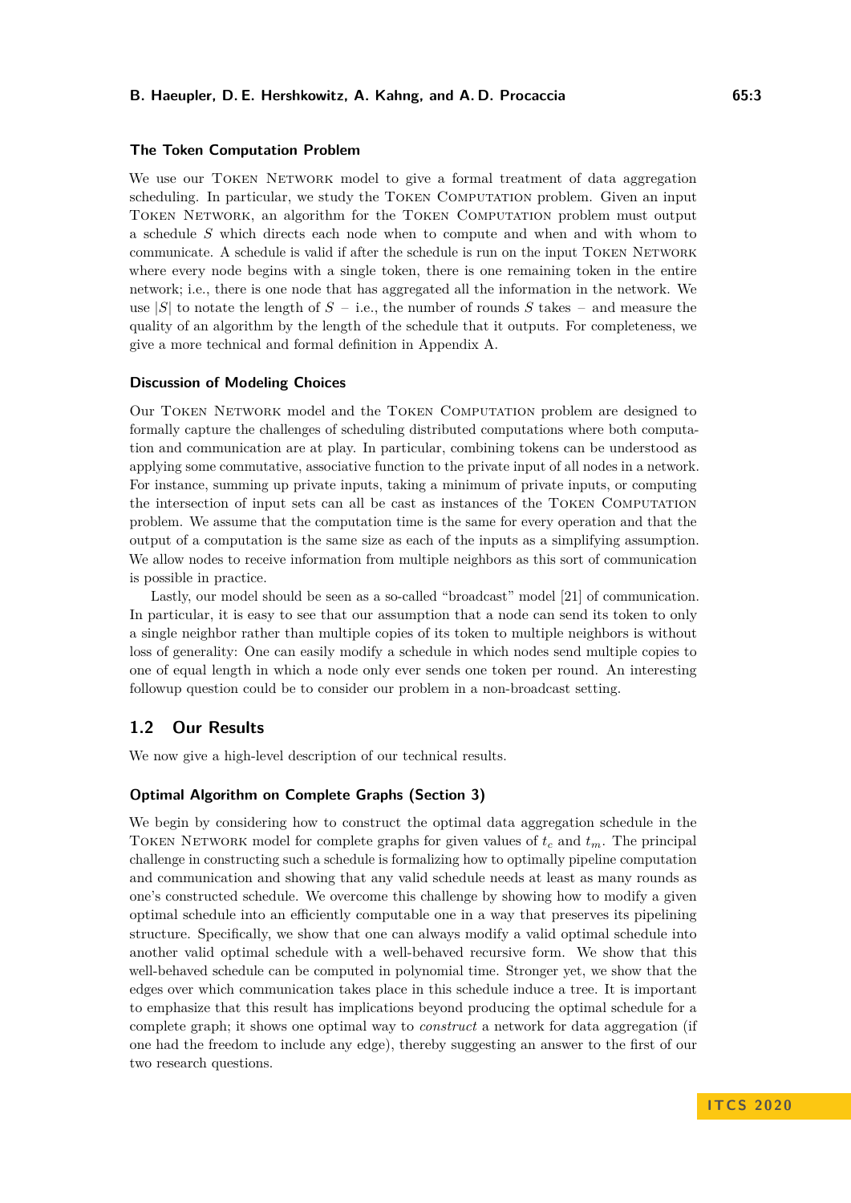### The Token Computation Problem

We use our Token Network model to give a formal treatment of data aggregation scheduling. In particular, we study the Token Computation problem. Given an input Token Network, an algorithm for the Token Computation problem must output a schedule $S$ which directs each node when to compute and when and with whom to communicate. A schedule is valid if after the schedule is run on the input Token Network where every node begins with a single token, there is one remaining token in the entire network; i.e., there is one node that has aggregated all the information in the network. We use $|S|$ to notate the length of $S$ – i.e., the number of rounds $S$ takes – and measure the quality of an algorithm by the length of the schedule that it outputs. For completeness, we give a more technical and formal definition in Appendix A.

### Discussion of Modeling Choices

Our Token Network model and the Token Computation problem are designed to formally capture the challenges of scheduling distributed computations where both computation and communication are at play. In particular, combining tokens can be understood as applying some commutative, associative function to the private input of all nodes in a network. For instance, summing up private inputs, taking a minimum of private inputs, or computing the intersection of input sets can all be cast as instances of the Token Computation problem. We assume that the computation time is the same for every operation and that the output of a computation is the same size as each of the inputs as a simplifying assumption. We allow nodes to receive information from multiple neighbors as this sort of communication is possible in practice.

Lastly, our model should be seen as a so-called "broadcast" model [21] of communication. In particular, it is easy to see that our assumption that a node can send its token to only a single neighbor rather than multiple copies of its token to multiple neighbors is without loss of generality: One can easily modify a schedule in which nodes send multiple copies to one of equal length in which a node only ever sends one token per round. An interesting followup question could be to consider our problem in a non-broadcast setting.

## 1.2 Our Results

We now give a high-level description of our technical results.

### Optimal Algorithm on Complete Graphs (Section 3)

We begin by considering how to construct the optimal data aggregation schedule in the Token Network model for complete graphs for given values of $t_c$ and $t_m$. The principal challenge in constructing such a schedule is formalizing how to optimally pipeline computation and communication and showing that any valid schedule needs at least as many rounds as one's constructed schedule. We overcome this challenge by showing how to modify a given optimal schedule into an efficiently computable one in a way that preserves its pipelining structure. Specifically, we show that one can always modify a valid optimal schedule into another valid optimal schedule with a well-behaved recursive form. We show that this well-behaved schedule can be computed in polynomial time. Stronger yet, we show that the edges over which communication takes place in this schedule induce a tree. It is important to emphasize that this result has implications beyond producing the optimal schedule for a complete graph; it shows one optimal way to *construct* a network for data aggregation (if one had the freedom to include any edge), thereby suggesting an answer to the first of our two research questions.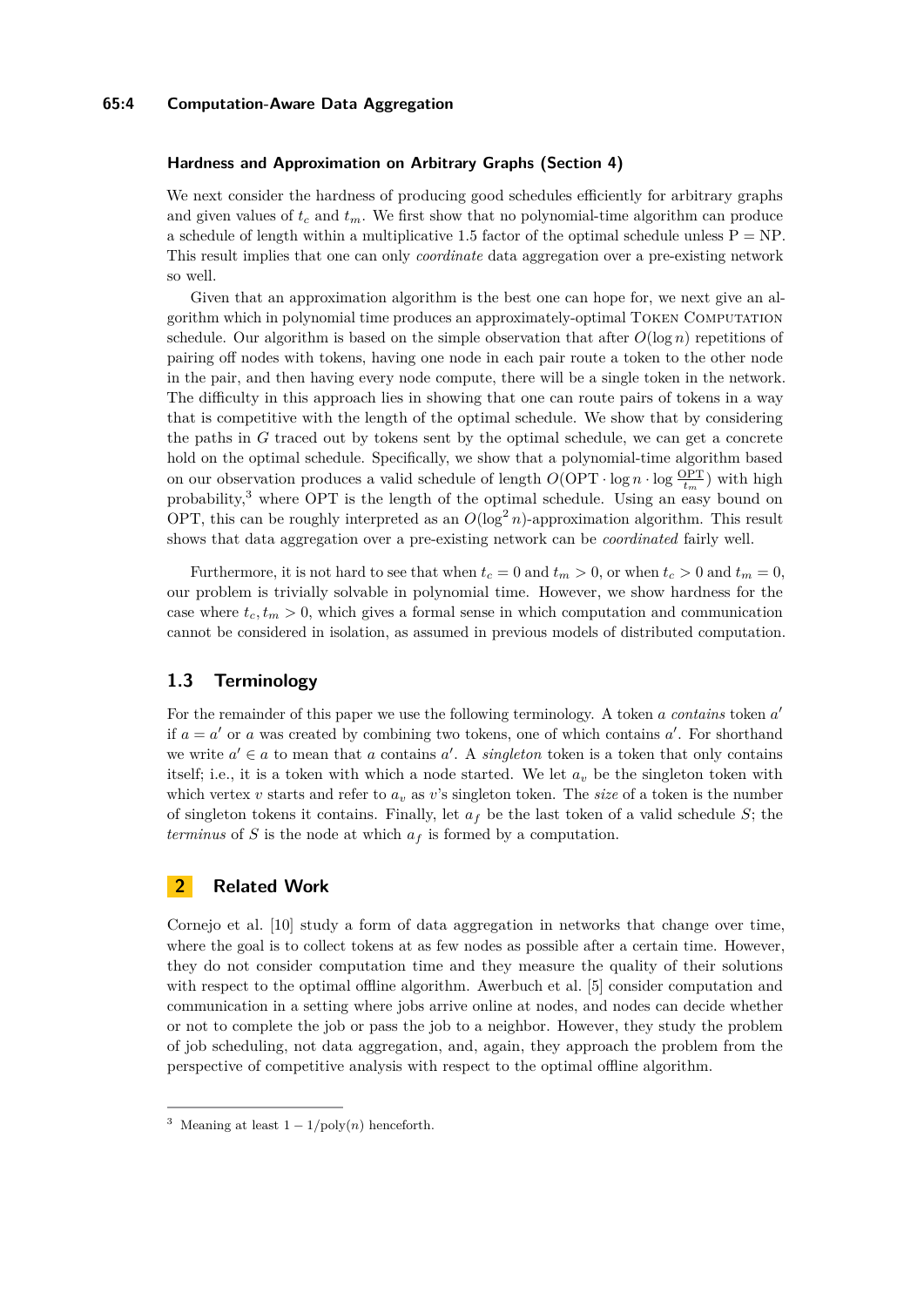### Hardness and Approximation on Arbitrary Graphs (Section 4)

We next consider the hardness of producing good schedules efficiently for arbitrary graphs and given values of $t_c$ and $t_m$. We first show that no polynomial-time algorithm can produce a schedule of length within a multiplicative 1.5 factor of the optimal schedule unless P = NP. This result implies that one can only *coordinate* data aggregation over a pre-existing network so well.

Given that an approximation algorithm is the best one can hope for, we next give an algorithm which in polynomial time produces an approximately-optimal Token Computation schedule. Our algorithm is based on the simple observation that after $O(\log n)$ repetitions of pairing off nodes with tokens, having one node in each pair route a token to the other node in the pair, and then having every node compute, there will be a single token in the network. The difficulty in this approach lies in showing that one can route pairs of tokens in a way that is competitive with the length of the optimal schedule. We show that by considering the paths in $G$ traced out by tokens sent by the optimal schedule, we can get a concrete hold on the optimal schedule. Specifically, we show that a polynomial-time algorithm based on our observation produces a valid schedule of length $O(\text{OPT} \cdot \log n \cdot \log \frac{\text{OPT}}{t_m})$ with high probability,[3] where OPT is the length of the optimal schedule. Using an easy bound on OPT, this can be roughly interpreted as an $O(\log^2 n)$-approximation algorithm. This result shows that data aggregation over a pre-existing network can be *coordinated* fairly well.

Furthermore, it is not hard to see that when $t_c = 0$ and $t_m > 0$, or when $t_c > 0$ and $t_m = 0$, our problem is trivially solvable in polynomial time. However, we show hardness for the case where $t_c, t_m > 0$, which gives a formal sense in which computation and communication cannot be considered in isolation, as assumed in previous models of distributed computation.

## 1.3 Terminology

For the remainder of this paper we use the following terminology. A token $a$ *contains* token $a'$ if $a = a'$ or $a$ was created by combining two tokens, one of which contains $a'$. For shorthand we write $a' \in a$ to mean that $a$ contains $a'$. A *singleton* token is a token that only contains itself; i.e., it is a token with which a node started. We let $a_v$ be the singleton token with which vertex $v$ starts and refer to $a_v$ as $v$'s singleton token. The *size* of a token is the number of singleton tokens it contains. Finally, let $a_f$ be the last token of a valid schedule $S$; the *terminus* of $S$ is the node at which $a_f$ is formed by a computation.

# 2 Related Work

Cornejo et al. [10] study a form of data aggregation in networks that change over time, where the goal is to collect tokens at as few nodes as possible after a certain time. However, they do not consider computation time and they measure the quality of their solutions with respect to the optimal offline algorithm. Awerbuch et al. [5] consider computation and communication in a setting where jobs arrive online at nodes, and nodes can decide whether or not to complete the job or pass the job to a neighbor. However, they study the problem of job scheduling, not data aggregation, and, again, they approach the problem from the perspective of competitive analysis with respect to the optimal offline algorithm.

[3] Meaning at least $1 - 1/\text{poly}(n)$ henceforth.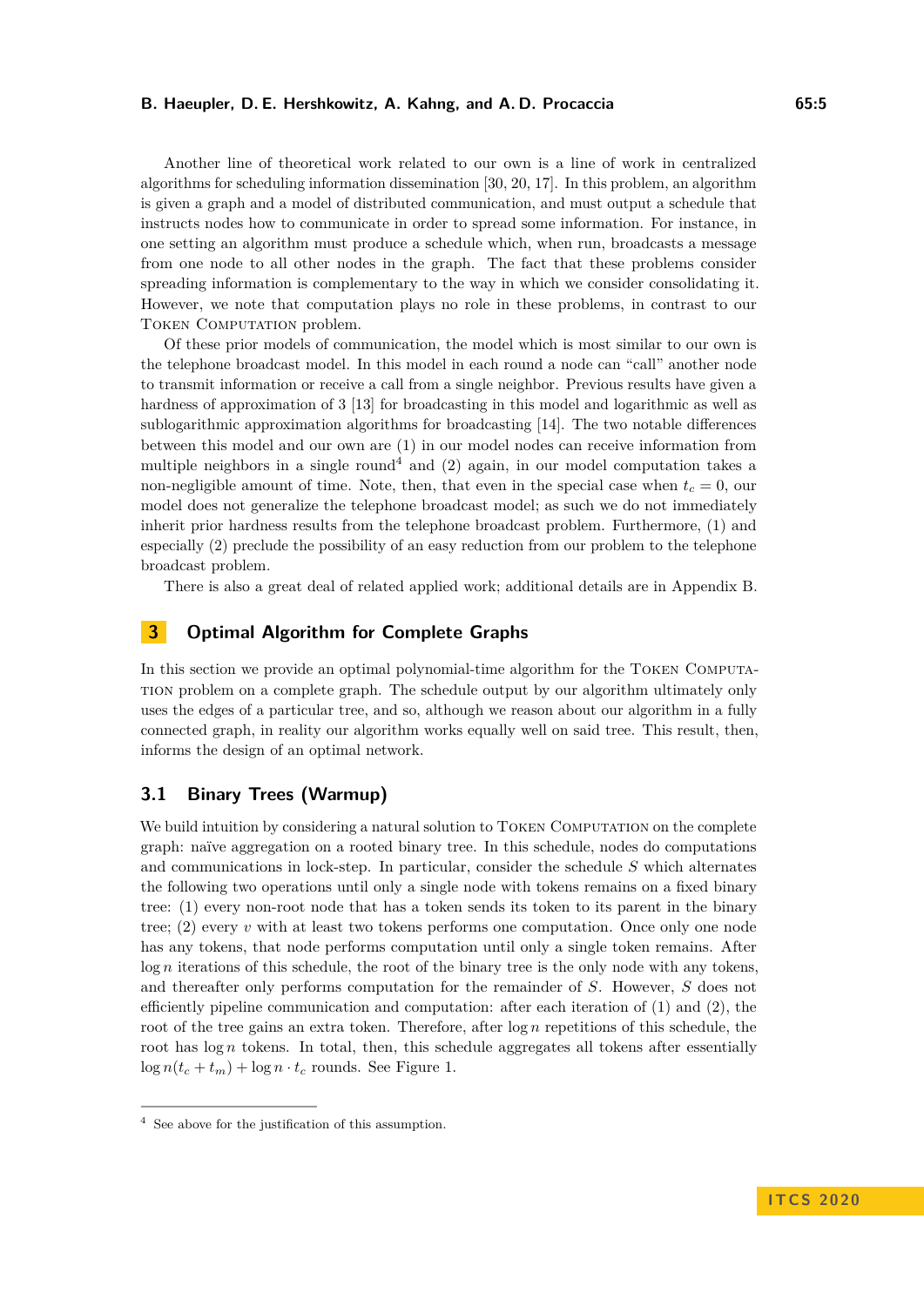Another line of theoretical work related to our own is a line of work in centralized algorithms for scheduling information dissemination [30, 20, 17]. In this problem, an algorithm is given a graph and a model of distributed communication, and must output a schedule that instructs nodes how to communicate in order to spread some information. For instance, in one setting an algorithm must produce a schedule which, when run, broadcasts a message from one node to all other nodes in the graph. The fact that these problems consider spreading information is complementary to the way in which we consider consolidating it. However, we note that computation plays no role in these problems, in contrast to our Token Computation problem.

Of these prior models of communication, the model which is most similar to our own is the telephone broadcast model. In this model in each round a node can "call" another node to transmit information or receive a call from a single neighbor. Previous results have given a hardness of approximation of 3 [13] for broadcasting in this model and logarithmic as well as sublogarithmic approximation algorithms for broadcasting [14]. The two notable differences between this model and our own are (1) in our model nodes can receive information from multiple neighbors in a single round[4] and (2) again, in our model computation takes a non-negligible amount of time. Note, then, that even in the special case when $t_c = 0$, our model does not generalize the telephone broadcast model; as such we do not immediately inherit prior hardness results from the telephone broadcast problem. Furthermore, (1) and especially (2) preclude the possibility of an easy reduction from our problem to the telephone broadcast problem.

There is also a great deal of related applied work; additional details are in Appendix B.

## 3 Optimal Algorithm for Complete Graphs

In this section we provide an optimal polynomial-time algorithm for the Token Computation problem on a complete graph. The schedule output by our algorithm ultimately only uses the edges of a particular tree, and so, although we reason about our algorithm in a fully connected graph, in reality our algorithm works equally well on said tree. This result, then, informs the design of an optimal network.

### 3.1 Binary Trees (Warmup)

We build intuition by considering a natural solution to Token Computation on the complete graph: naïve aggregation on a rooted binary tree. In this schedule, nodes do computations and communications in lock-step. In particular, consider the schedule $S$ which alternates the following two operations until only a single node with tokens remains on a fixed binary tree: (1) every non-root node that has a token sends its token to its parent in the binary tree; (2) every $v$ with at least two tokens performs one computation. Once only one node has any tokens, that node performs computation until only a single token remains. After $\log n$ iterations of this schedule, the root of the binary tree is the only node with any tokens, and thereafter only performs computation for the remainder of $S$. However, $S$ does not efficiently pipeline communication and computation: after each iteration of (1) and (2), the root of the tree gains an extra token. Therefore, after $\log n$ repetitions of this schedule, the root has $\log n$ tokens. In total, then, this schedule aggregates all tokens after essentially $\log n(t_c + t_m) + \log n \cdot t_c$ rounds. See Figure 1.

[4] See above for the justification of this assumption.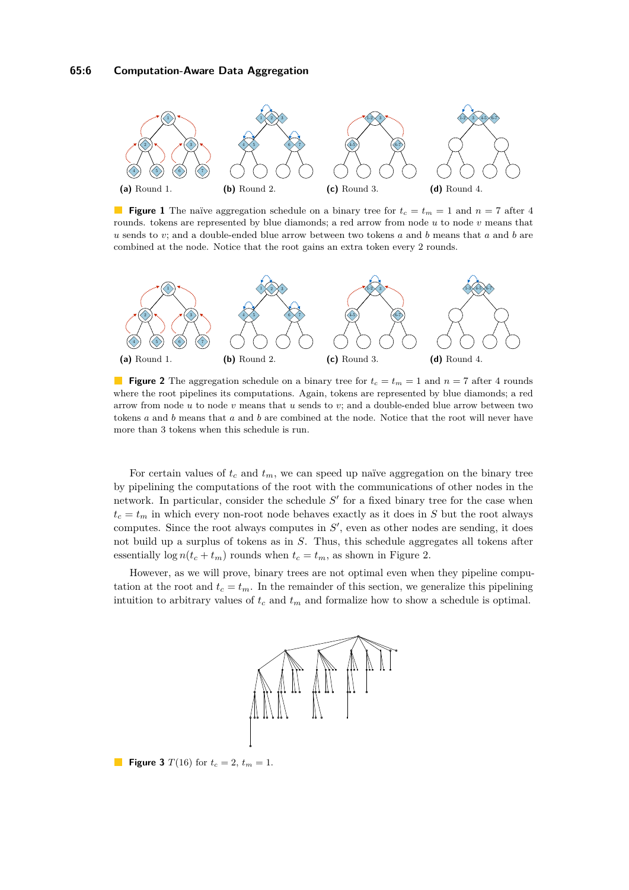(a) Round 1. (b) Round 2. (c) Round 3. (d) Round 4.

**Figure 1** The naïve aggregation schedule on a binary tree for $t_c = t_m = 1$ and $n = 7$ after 4 rounds. tokens are represented by blue diamonds; a red arrow from node $u$ to node $v$ means that $u$ sends to $v$; and a double-ended blue arrow between two tokens $a$ and $b$ means that $a$ and $b$ are combined at the node. Notice that the root gains an extra token every 2 rounds.

(a) Round 1. (b) Round 2. (c) Round 3. (d) Round 4.

**Figure 2** The aggregation schedule on a binary tree for $t_c = t_m = 1$ and $n = 7$ after 4 rounds where the root pipelines its computations. Again, tokens are represented by blue diamonds; a red arrow from node $u$ to node $v$ means that $u$ sends to $v$; and a double-ended blue arrow between two tokens $a$ and $b$ means that $a$ and $b$ are combined at the node. Notice that the root will never have more than 3 tokens when this schedule is run.

For certain values of $t_c$ and $t_m$, we can speed up naïve aggregation on the binary tree by pipelining the computations of the root with the communications of other nodes in the network. In particular, consider the schedule $S'$ for a fixed binary tree for the case when $t_c = t_m$ in which every non-root node behaves exactly as it does in $S$ but the root always computes. Since the root always computes in $S'$, even as other nodes are sending, it does not build up a surplus of tokens as in $S$. Thus, this schedule aggregates all tokens after essentially $\log n(t_c + t_m)$ rounds when $t_c = t_m$, as shown in Figure 2.

However, as we will prove, binary trees are not optimal even when they pipeline computation at the root and $t_c = t_m$. In the remainder of this section, we generalize this pipelining intuition to arbitrary values of $t_c$ and $t_m$ and formalize how to show a schedule is optimal.

**Figure 3** $T(16)$ for $t_c = 2$, $t_m = 1$.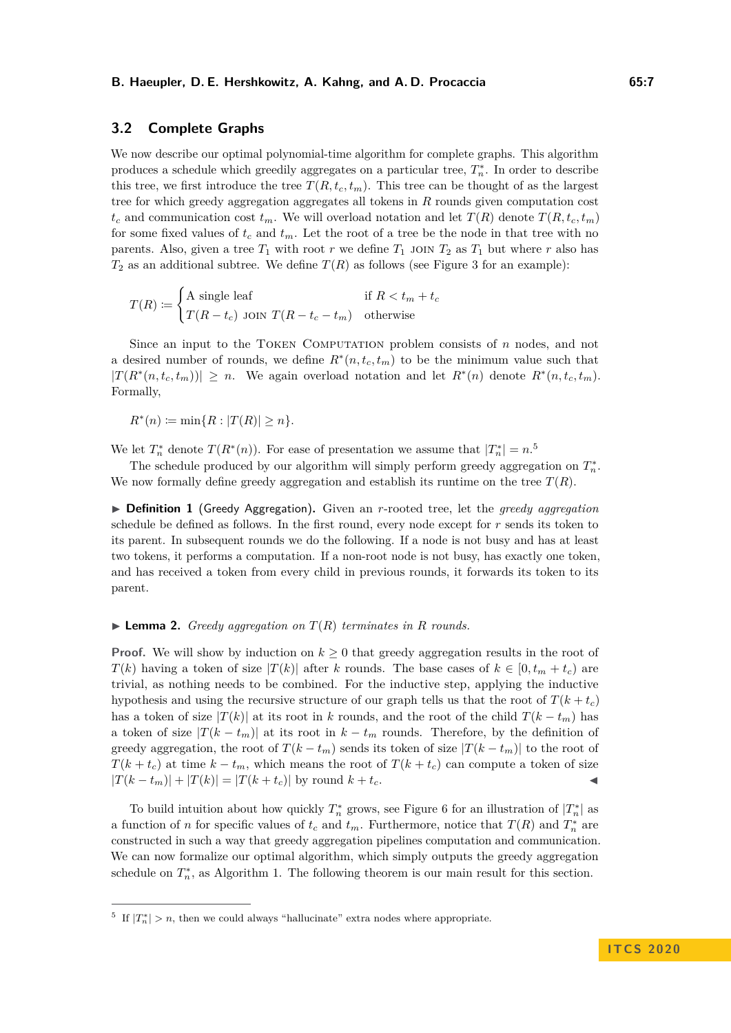### 3.2 Complete Graphs

We now describe our optimal polynomial-time algorithm for complete graphs. This algorithm produces a schedule which greedily aggregates on a particular tree, $T_n^*$. In order to describe this tree, we first introduce the tree $T(R, t_c, t_m)$. This tree can be thought of as the largest tree for which greedy aggregation aggregates all tokens in $R$ rounds given computation cost $t_c$ and communication cost $t_m$. We will overload notation and let $T(R)$ denote $T(R, t_c, t_m)$ for some fixed values of $t_c$ and $t_m$. Let the root of a tree be the node in that tree with no parents. Also, given a tree $T_1$ with root $r$ we define $T_1$ JOIN $T_2$ as $T_1$ but where $r$ also has $T_2$ as an additional subtree. We define $T(R)$ as follows (see Figure 3 for an example):

$$T(R) := \begin{cases} \text{A single leaf} & \text{if } R < t_m + t_c \\ T(R - t_c) \text{ JOIN } T(R - t_c - t_m) & \text{otherwise} \end{cases}$$

Since an input to the Token Computation problem consists of $n$ nodes, and not a desired number of rounds, we define $R^*(n, t_c, t_m)$ to be the minimum value such that $|T(R^*(n, t_c, t_m))| \geq n$. We again overload notation and let $R^*(n)$ denote $R^*(n, t_c, t_m)$. Formally,

$$R^*(n) := \min\{R : |T(R)| \geq n\}.$$

We let $T_n^*$ denote $T(R^*(n))$. For ease of presentation we assume that $|T_n^*| = n$.[5]

The schedule produced by our algorithm will simply perform greedy aggregation on $T_n^*$. We now formally define greedy aggregation and establish its runtime on the tree $T(R)$.

▶ **Definition 1** (Greedy Aggregation). Given an $r$-rooted tree, let the *greedy aggregation* schedule be defined as follows. In the first round, every node except for $r$ sends its token to its parent. In subsequent rounds we do the following. If a node is not busy and has at least two tokens, it performs a computation. If a non-root node is not busy, has exactly one token, and has received a token from every child in previous rounds, it forwards its token to its parent.

▶ **Lemma 2.** *Greedy aggregation on $T(R)$ terminates in $R$ rounds.*

**Proof.** We will show by induction on $k \geq 0$ that greedy aggregation results in the root of $T(k)$ having a token of size $|T(k)|$ after $k$ rounds. The base cases of $k \in [0, t_m + t_c)$ are trivial, as nothing needs to be combined. For the inductive step, applying the inductive hypothesis and using the recursive structure of our graph tells us that the root of $T(k + t_c)$ has a token of size $|T(k)|$ at its root in $k$ rounds, and the root of the child $T(k - t_m)$ has a token of size $|T(k - t_m)|$ at its root in $k - t_m$ rounds. Therefore, by the definition of greedy aggregation, the root of $T(k - t_m)$ sends its token of size $|T(k - t_m)|$ to the root of $T(k + t_c)$ at time $k - t_m$, which means the root of $T(k + t_c)$ can compute a token of size $|T(k - t_m)| + |T(k)| = |T(k + t_c)|$ by round $k + t_c$. ◀

To build intuition about how quickly $T_n^*$ grows, see Figure 6 for an illustration of $|T_n^*|$ as a function of $n$ for specific values of $t_c$ and $t_m$. Furthermore, notice that $T(R)$ and $T_n^*$ are constructed in such a way that greedy aggregation pipelines computation and communication. We can now formalize our optimal algorithm, which simply outputs the greedy aggregation schedule on $T_n^*$, as Algorithm 1. The following theorem is our main result for this section.

---

[5] If $|T_n^*| > n$, then we could always "hallucinate" extra nodes where appropriate.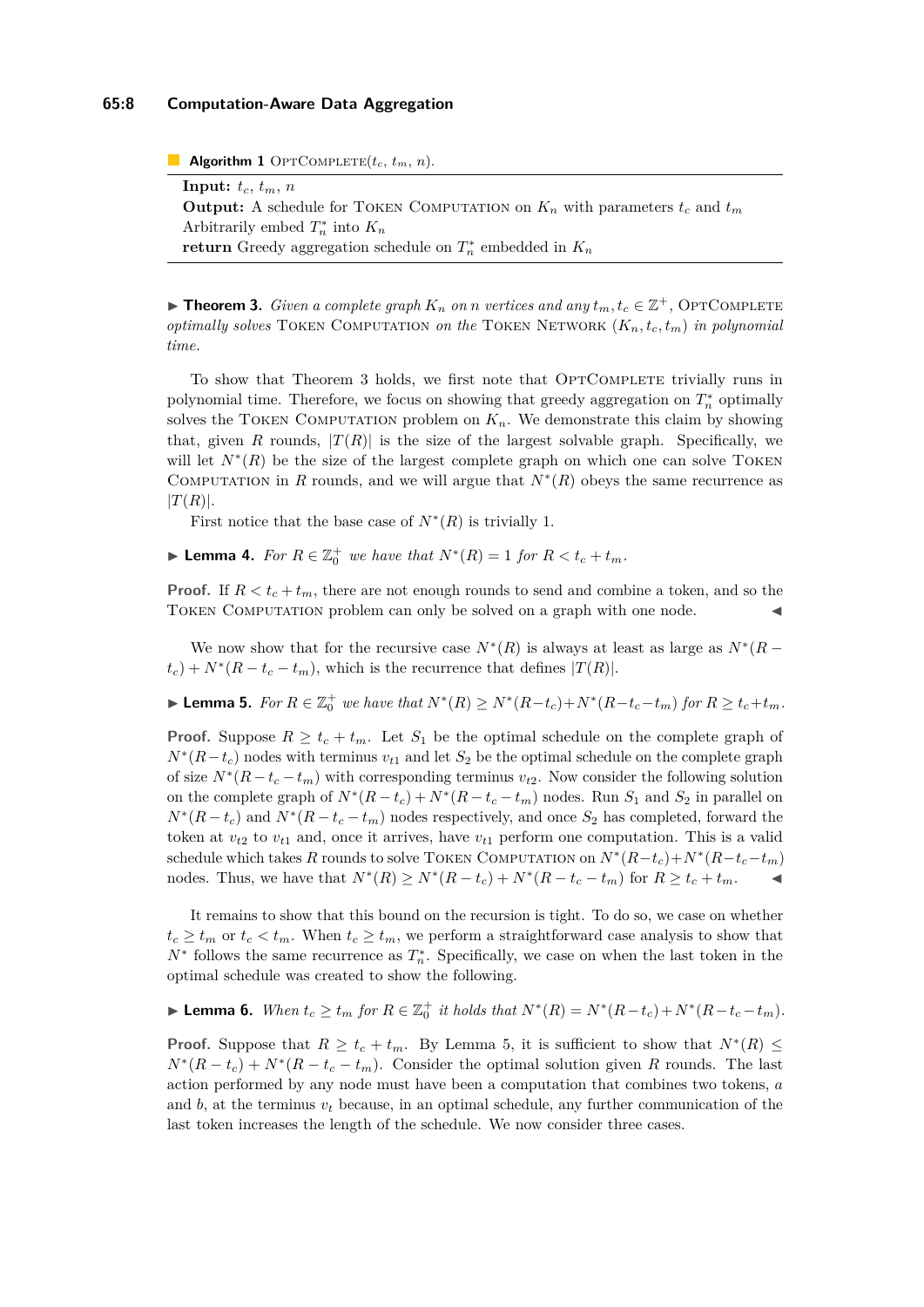**Algorithm 1** OptComplete($t_c$, $t_m$, $n$).

---

**Input:** $t_c$, $t_m$, $n$
**Output:** A schedule for Token Computation on $K_n$ with parameters $t_c$ and $t_m$
Arbitrarily embed $T_n^*$ into $K_n$
**return** Greedy aggregation schedule on $T_n^*$ embedded in $K_n$

---

▶ **Theorem 3.** *Given a complete graph $K_n$ on $n$ vertices and any $t_m, t_c \in \mathbb{Z}^+$,* OptComplete *optimally solves* Token Computation *on the* Token Network $(K_n, t_c, t_m)$ *in polynomial time.*

To show that Theorem 3 holds, we first note that OptComplete trivially runs in polynomial time. Therefore, we focus on showing that greedy aggregation on $T_n^*$ optimally solves the Token Computation problem on $K_n$. We demonstrate this claim by showing that, given $R$ rounds, $|T(R)|$ is the size of the largest solvable graph. Specifically, we will let $N^*(R)$ be the size of the largest complete graph on which one can solve Token Computation in $R$ rounds, and we will argue that $N^*(R)$ obeys the same recurrence as $|T(R)|$.

First notice that the base case of $N^*(R)$ is trivially 1.

▶ **Lemma 4.** *For $R \in \mathbb{Z}_0^+$ we have that $N^*(R) = 1$ for $R < t_c + t_m$.*

**Proof.** If $R < t_c + t_m$, there are not enough rounds to send and combine a token, and so the Token Computation problem can only be solved on a graph with one node. ◀

We now show that for the recursive case $N^*(R)$ is always at least as large as $N^*(R - t_c) + N^*(R - t_c - t_m)$, which is the recurrence that defines $|T(R)|$.

▶ **Lemma 5.** *For $R \in \mathbb{Z}_0^+$ we have that $N^*(R) \geq N^*(R - t_c) + N^*(R - t_c - t_m)$ for $R \geq t_c + t_m$.*

**Proof.** Suppose $R \geq t_c + t_m$. Let $S_1$ be the optimal schedule on the complete graph of $N^*(R - t_c)$ nodes with terminus $v_{t1}$ and let $S_2$ be the optimal schedule on the complete graph of size $N^*(R - t_c - t_m)$ with corresponding terminus $v_{t2}$. Now consider the following solution on the complete graph of $N^*(R - t_c) + N^*(R - t_c - t_m)$ nodes. Run $S_1$ and $S_2$ in parallel on $N^*(R - t_c)$ and $N^*(R - t_c - t_m)$ nodes respectively, and once $S_2$ has completed, forward the token at $v_{t2}$ to $v_{t1}$ and, once it arrives, have $v_{t1}$ perform one computation. This is a valid schedule which takes $R$ rounds to solve Token Computation on $N^*(R - t_c) + N^*(R - t_c - t_m)$ nodes. Thus, we have that $N^*(R) \geq N^*(R - t_c) + N^*(R - t_c - t_m)$ for $R \geq t_c + t_m$. ◀

It remains to show that this bound on the recursion is tight. To do so, we case on whether $t_c \geq t_m$ or $t_c < t_m$. When $t_c \geq t_m$, we perform a straightforward case analysis to show that $N^*$ follows the same recurrence as $T_n^*$. Specifically, we case on when the last token in the optimal schedule was created to show the following.

▶ **Lemma 6.** *When $t_c \geq t_m$ for $R \in \mathbb{Z}_0^+$ it holds that $N^*(R) = N^*(R - t_c) + N^*(R - t_c - t_m)$.*

**Proof.** Suppose that $R \geq t_c + t_m$. By Lemma 5, it is sufficient to show that $N^*(R) \leq N^*(R - t_c) + N^*(R - t_c - t_m)$. Consider the optimal solution given $R$ rounds. The last action performed by any node must have been a computation that combines two tokens, $a$ and $b$, at the terminus $v_t$ because, in an optimal schedule, any further communication of the last token increases the length of the schedule. We now consider three cases.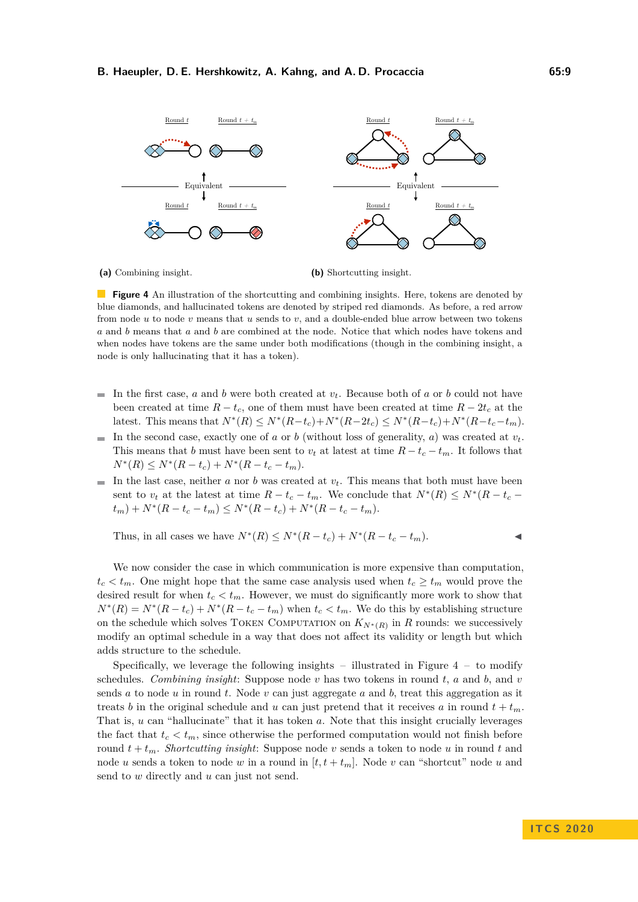(a) Combining insight.

(b) Shortcutting insight.

**Figure 4** An illustration of the shortcutting and combining insights. Here, tokens are denoted by blue diamonds, and hallucinated tokens are denoted by striped red diamonds. As before, a red arrow from node $u$ to node $v$ means that $u$ sends to $v$, and a double-ended blue arrow between two tokens $a$ and $b$ means that $a$ and $b$ are combined at the node. Notice that which nodes have tokens and when nodes have tokens are the same under both modifications (though in the combining insight, a node is only hallucinating that it has a token).

- In the first case, $a$ and $b$ were both created at $v_t$. Because both of $a$ or $b$ could not have been created at time $R - t_c$, one of them must have been created at time $R - 2t_c$ at the latest. This means that $N^*(R) \leq N^*(R-t_c)+N^*(R-2t_c) \leq N^*(R-t_c)+N^*(R-t_c-t_m)$.
- In the second case, exactly one of $a$ or $b$ (without loss of generality, $a$) was created at $v_t$. This means that $b$ must have been sent to $v_t$ at latest at time $R - t_c - t_m$. It follows that $N^*(R) \leq N^*(R - t_c) + N^*(R - t_c - t_m)$.
- In the last case, neither $a$ nor $b$ was created at $v_t$. This means that both must have been sent to $v_t$ at the latest at time $R - t_c - t_m$. We conclude that $N^*(R) \leq N^*(R - t_c - t_m) + N^*(R - t_c - t_m) \leq N^*(R - t_c) + N^*(R - t_c - t_m)$.

Thus, in all cases we have $N^*(R) \leq N^*(R - t_c) + N^*(R - t_c - t_m)$. ◀

We now consider the case in which communication is more expensive than computation, $t_c < t_m$. One might hope that the same case analysis used when $t_c \geq t_m$ would prove the desired result for when $t_c < t_m$. However, we must do significantly more work to show that $N^*(R) = N^*(R - t_c) + N^*(R - t_c - t_m)$ when $t_c < t_m$. We do this by establishing structure on the schedule which solves Token Computation on $K_{N^*(R)}$ in $R$ rounds: we successively modify an optimal schedule in a way that does not affect its validity or length but which adds structure to the schedule.

Specifically, we leverage the following insights – illustrated in Figure 4 – to modify schedules. *Combining insight*: Suppose node $v$ has two tokens in round $t$, $a$ and $b$, and $v$ sends $a$ to node $u$ in round $t$. Node $v$ can just aggregate $a$ and $b$, treat this aggregation as it treats $b$ in the original schedule and $u$ can just pretend that it receives $a$ in round $t + t_m$. That is, $u$ can "hallucinate" that it has token $a$. Note that this insight crucially leverages the fact that $t_c < t_m$, since otherwise the performed computation would not finish before round $t + t_m$. *Shortcutting insight*: Suppose node $v$ sends a token to node $u$ in round $t$ and node $u$ sends a token to node $w$ in a round in $[t, t + t_m]$. Node $v$ can "shortcut" node $u$ and send to $w$ directly and $u$ can just not send.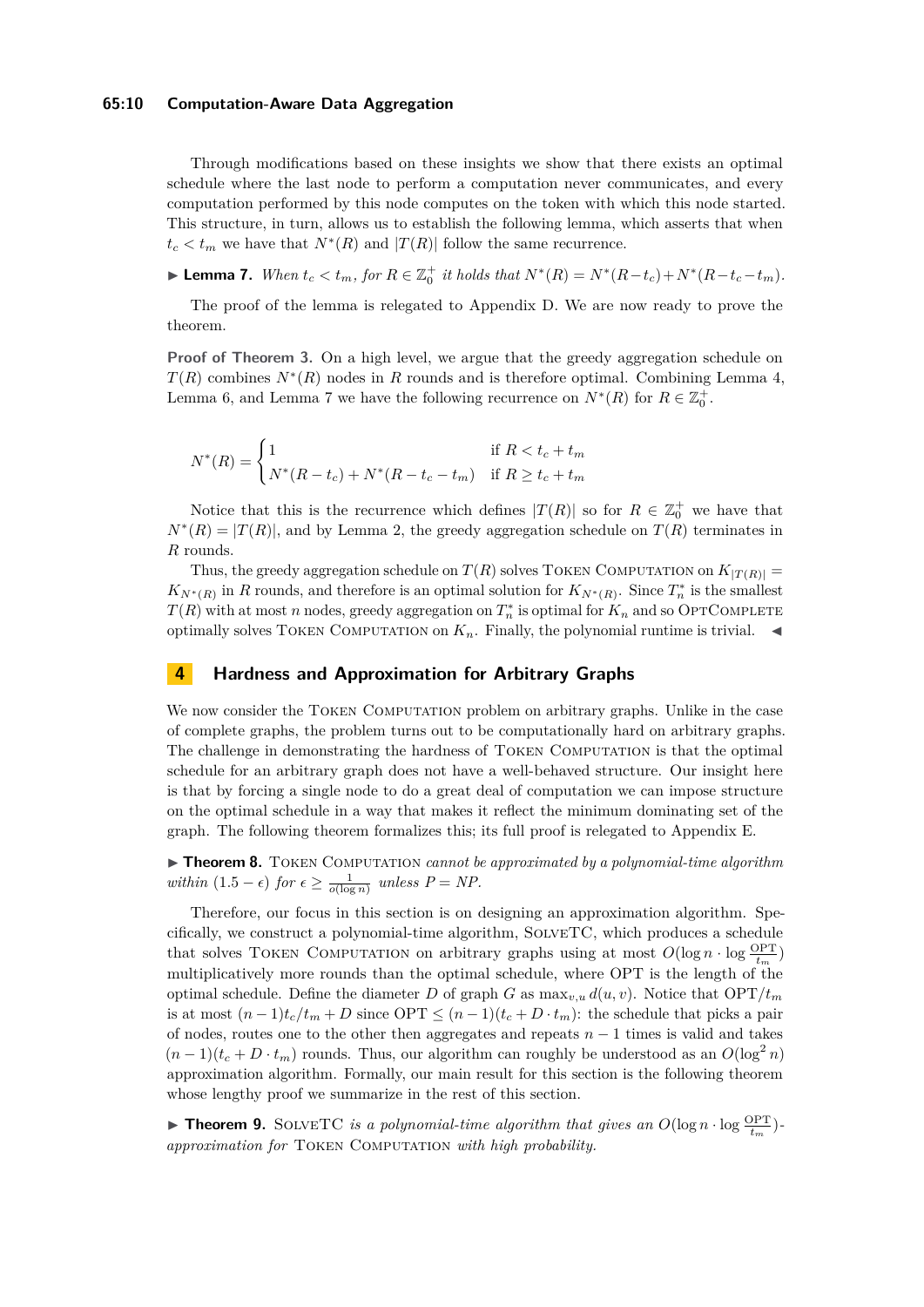Through modifications based on these insights we show that there exists an optimal schedule where the last node to perform a computation never communicates, and every computation performed by this node computes on the token with which this node started. This structure, in turn, allows us to establish the following lemma, which asserts that when $t_c < t_m$ we have that $N^*(R)$ and $|T(R)|$ follow the same recurrence.

▶ **Lemma 7.** *When $t_c < t_m$, for $R \in \mathbb{Z}_0^+$ it holds that $N^*(R) = N^*(R - t_c) + N^*(R - t_c - t_m)$.*

The proof of the lemma is relegated to Appendix D. We are now ready to prove the theorem.

**Proof of Theorem 3.** On a high level, we argue that the greedy aggregation schedule on $T(R)$ combines $N^*(R)$ nodes in $R$ rounds and is therefore optimal. Combining Lemma 4, Lemma 6, and Lemma 7 we have the following recurrence on $N^*(R)$ for $R \in \mathbb{Z}_0^+$.

$$N^*(R) = \begin{cases} 1 & \text{if } R < t_c + t_m \\ N^*(R - t_c) + N^*(R - t_c - t_m) & \text{if } R \geq t_c + t_m \end{cases}$$

Notice that this is the recurrence which defines $|T(R)|$ so for $R \in \mathbb{Z}_0^+$ we have that $N^*(R) = |T(R)|$, and by Lemma 2, the greedy aggregation schedule on $T(R)$ terminates in $R$ rounds.

Thus, the greedy aggregation schedule on $T(R)$ solves Token Computation on $K_{|T(R)|} = K_{N^*(R)}$ in $R$ rounds, and therefore is an optimal solution for $K_{N^*(R)}$. Since $T_n^*$ is the smallest $T(R)$ with at most $n$ nodes, greedy aggregation on $T_n^*$ is optimal for $K_n$ and so OptComplete optimally solves Token Computation on $K_n$. Finally, the polynomial runtime is trivial. ◀

## 4 Hardness and Approximation for Arbitrary Graphs

We now consider the Token Computation problem on arbitrary graphs. Unlike in the case of complete graphs, the problem turns out to be computationally hard on arbitrary graphs. The challenge in demonstrating the hardness of Token Computation is that the optimal schedule for an arbitrary graph does not have a well-behaved structure. Our insight here is that by forcing a single node to do a great deal of computation we can impose structure on the optimal schedule in a way that makes it reflect the minimum dominating set of the graph. The following theorem formalizes this; its full proof is relegated to Appendix E.

▶ **Theorem 8.** *Token Computation cannot be approximated by a polynomial-time algorithm within $(1.5 - \epsilon)$ for $\epsilon \geq \frac{1}{o(\log n)}$ unless $P = NP$.*

Therefore, our focus in this section is on designing an approximation algorithm. Specifically, we construct a polynomial-time algorithm, SolveTC, which produces a schedule that solves Token Computation on arbitrary graphs using at most $O(\log n \cdot \log \frac{\text{OPT}}{t_m})$ multiplicatively more rounds than the optimal schedule, where OPT is the length of the optimal schedule. Define the diameter $D$ of graph $G$ as $\max_{v,u} d(u, v)$. Notice that $\text{OPT}/t_m$ is at most $(n-1)t_c/t_m + D$ since $\text{OPT} \leq (n-1)(t_c + D \cdot t_m)$: the schedule that picks a pair of nodes, routes one to the other then aggregates and repeats $n - 1$ times is valid and takes $(n-1)(t_c + D \cdot t_m)$ rounds. Thus, our algorithm can roughly be understood as an $O(\log^2 n)$ approximation algorithm. Formally, our main result for this section is the following theorem whose lengthy proof we summarize in the rest of this section.

▶ **Theorem 9.** *SolveTC is a polynomial-time algorithm that gives an $O(\log n \cdot \log \frac{\text{OPT}}{t_m})$-approximation for Token Computation with high probability.*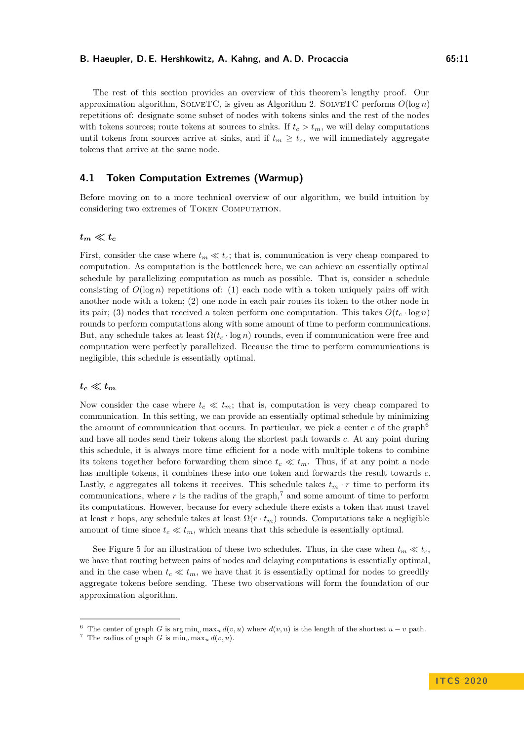The rest of this section provides an overview of this theorem's lengthy proof. Our approximation algorithm, SolveTC, is given as Algorithm 2. SolveTC performs $O(\log n)$ repetitions of: designate some subset of nodes with tokens sinks and the rest of the nodes with tokens sources; route tokens at sources to sinks. If $t_c > t_m$, we will delay computations until tokens from sources arrive at sinks, and if $t_m \geq t_c$, we will immediately aggregate tokens that arrive at the same node.

## 4.1 Token Computation Extremes (Warmup)

Before moving on to a more technical overview of our algorithm, we build intuition by considering two extremes of Token Computation.

### $t_m \ll t_c$

First, consider the case where $t_m \ll t_c$; that is, communication is very cheap compared to computation. As computation is the bottleneck here, we can achieve an essentially optimal schedule by parallelizing computation as much as possible. That is, consider a schedule consisting of $O(\log n)$ repetitions of: (1) each node with a token uniquely pairs off with another node with a token; (2) one node in each pair routes its token to the other node in its pair; (3) nodes that received a token perform one computation. This takes $O(t_c \cdot \log n)$ rounds to perform computations along with some amount of time to perform communications. But, any schedule takes at least $\Omega(t_c \cdot \log n)$ rounds, even if communication were free and computation were perfectly parallelized. Because the time to perform communications is negligible, this schedule is essentially optimal.

### $t_c \ll t_m$

Now consider the case where $t_c \ll t_m$; that is, computation is very cheap compared to communication. In this setting, we can provide an essentially optimal schedule by minimizing the amount of communication that occurs. In particular, we pick a center $c$ of the graph[6] and have all nodes send their tokens along the shortest path towards $c$. At any point during this schedule, it is always more time efficient for a node with multiple tokens to combine its tokens together before forwarding them since $t_c \ll t_m$. Thus, if at any point a node has multiple tokens, it combines these into one token and forwards the result towards $c$. Lastly, $c$ aggregates all tokens it receives. This schedule takes $t_m \cdot r$ time to perform its communications, where $r$ is the radius of the graph,[7] and some amount of time to perform its computations. However, because for every schedule there exists a token that must travel at least $r$ hops, any schedule takes at least $\Omega(r \cdot t_m)$ rounds. Computations take a negligible amount of time since $t_c \ll t_m$, which means that this schedule is essentially optimal.

See Figure 5 for an illustration of these two schedules. Thus, in the case when $t_m \ll t_c$, we have that routing between pairs of nodes and delaying computations is essentially optimal, and in the case when $t_c \ll t_m$, we have that it is essentially optimal for nodes to greedily aggregate tokens before sending. These two observations will form the foundation of our approximation algorithm.

---

[6] The center of graph $G$ is $\arg\min_v \max_u d(v, u)$ where $d(v, u)$ is the length of the shortest $u - v$ path.

[7] The radius of graph $G$ is $\min_v \max_u d(v, u)$.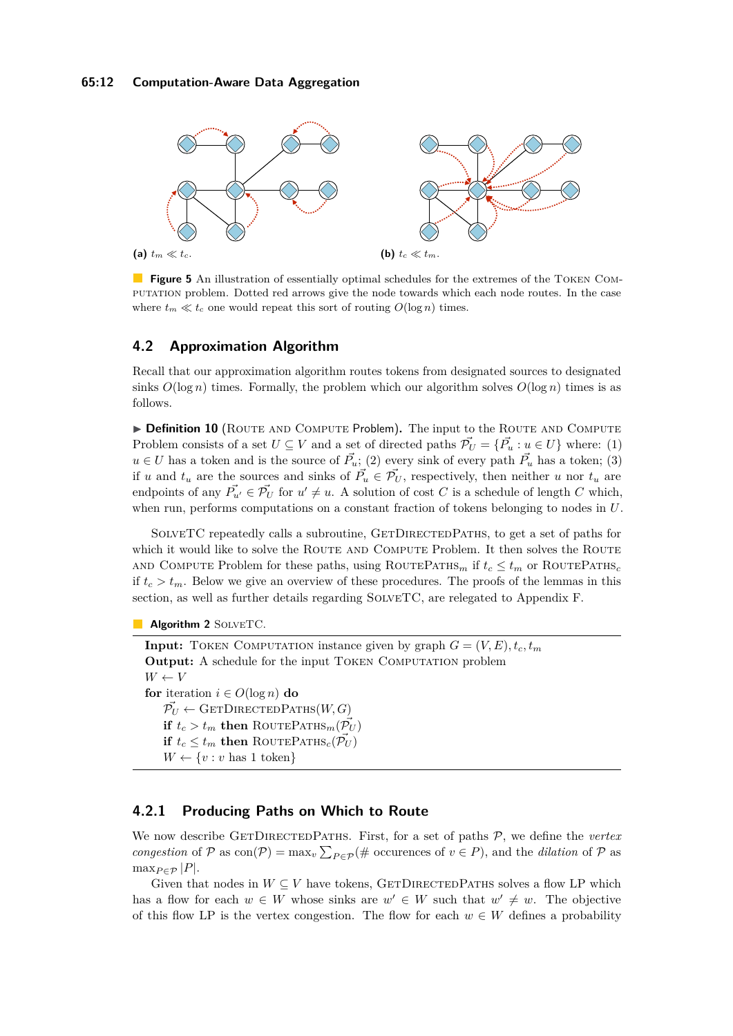(a) $t_m \ll t_c$.

(b) $t_c \ll t_m$.

**Figure 5** An illustration of essentially optimal schedules for the extremes of the Token Computation problem. Dotted red arrows give the node towards which each node routes. In the case where $t_m \ll t_c$ one would repeat this sort of routing $O(\log n)$ times.

## 4.2 Approximation Algorithm

Recall that our approximation algorithm routes tokens from designated sources to designated sinks $O(\log n)$ times. Formally, the problem which our algorithm solves $O(\log n)$ times is as follows.

**Definition 10** (Route and Compute Problem). The input to the Route and Compute Problem consists of a set $U \subseteq V$ and a set of directed paths $\vec{\mathcal{P}_U} = \{\vec{P_u} : u \in U\}$ where: (1) $u \in U$ has a token and is the source of $\vec{P_u}$; (2) every sink of every path $\vec{P_u}$ has a token; (3) if $u$ and $t_u$ are the sources and sinks of $\vec{P_u} \in \vec{\mathcal{P}_U}$, respectively, then neither $u$ nor $t_u$ are endpoints of any $\vec{P_{u'}} \in \vec{\mathcal{P}_U}$ for $u' \neq u$. A solution of cost $C$ is a schedule of length $C$ which, when run, performs computations on a constant fraction of tokens belonging to nodes in $U$.

SolveTC repeatedly calls a subroutine, GetDirectedPaths, to get a set of paths for which it would like to solve the Route and Compute Problem. It then solves the Route and Compute Problem for these paths, using RoutePaths$_m$ if $t_c \leq t_m$ or RoutePaths$_c$ if $t_c > t_m$. Below we give an overview of these procedures. The proofs of the lemmas in this section, as well as further details regarding SolveTC, are relegated to Appendix F.

**Algorithm 2** SolveTC.

```
Input: Token Computation instance given by graph G = (V, E), t_c, t_m
Output: A schedule for the input Token Computation problem
W ← V
for iteration i ∈ O(log n) do
    P_U ← GetDirectedPaths(W, G)
    if t_c > t_m then RoutePaths_m(P_U)
    if t_c ≤ t_m then RoutePaths_c(P_U)
    W ← {v : v has 1 token}
```

### 4.2.1 Producing Paths on Which to Route

We now describe GetDirectedPaths. First, for a set of paths $\mathcal{P}$, we define the *vertex congestion* of $\mathcal{P}$ as $\text{con}(\mathcal{P}) = \max_v \sum_{P \in \mathcal{P}} (\# \text{ occurences of } v \in P)$, and the *dilation* of $\mathcal{P}$ as $\max_{P \in \mathcal{P}} |P|$.

Given that nodes in $W \subseteq V$ have tokens, GetDirectedPaths solves a flow LP which has a flow for each $w \in W$ whose sinks are $w' \in W$ such that $w' \neq w$. The objective of this flow LP is the vertex congestion. The flow for each $w \in W$ defines a probability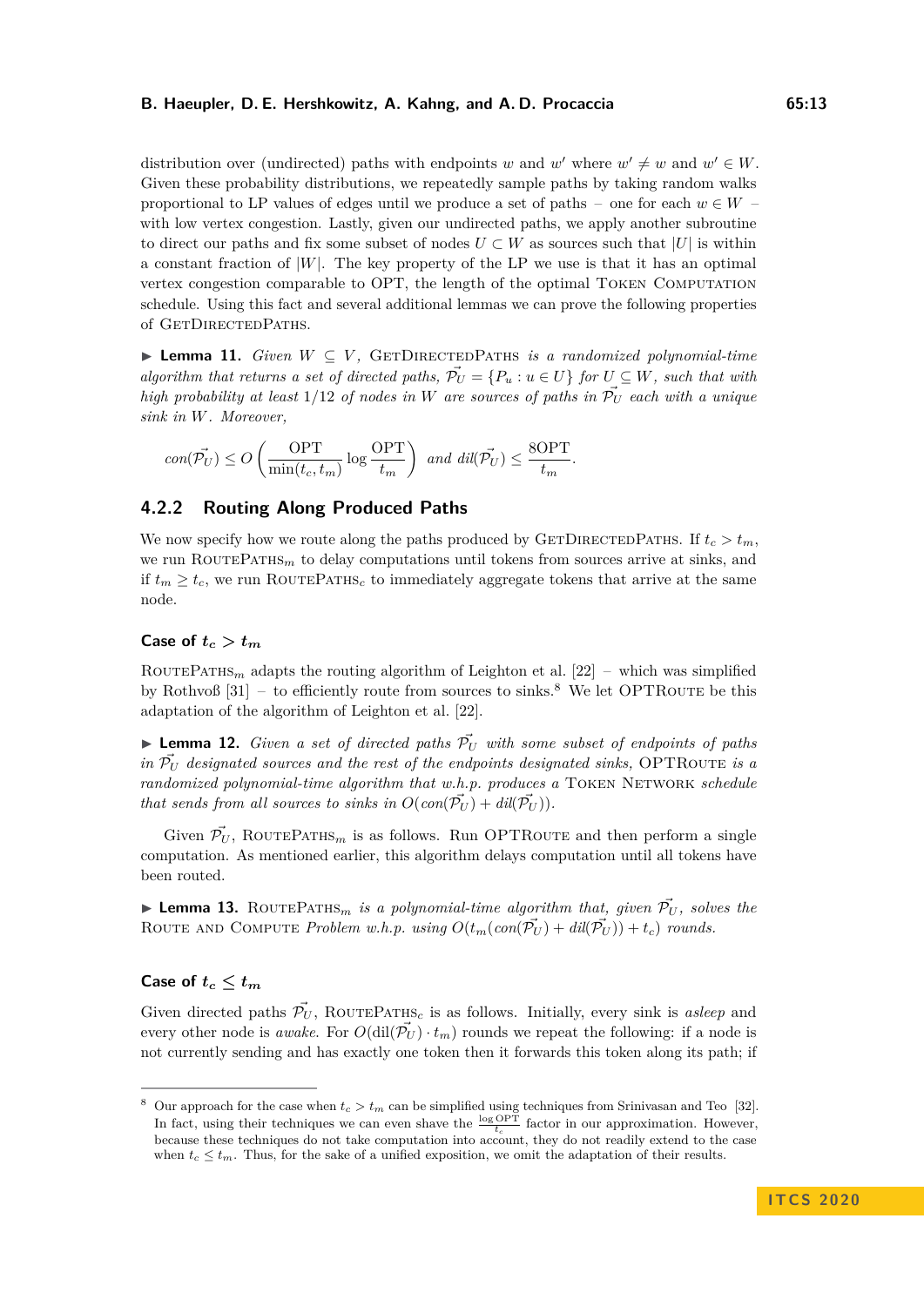distribution over (undirected) paths with endpoints $w$ and $w'$ where $w' \neq w$ and $w' \in W$. Given these probability distributions, we repeatedly sample paths by taking random walks proportional to LP values of edges until we produce a set of paths – one for each $w \in W$ – with low vertex congestion. Lastly, given our undirected paths, we apply another subroutine to direct our paths and fix some subset of nodes $U \subset W$ as sources such that $|U|$ is within a constant fraction of $|W|$. The key property of the LP we use is that it has an optimal vertex congestion comparable to OPT, the length of the optimal TOKEN COMPUTATION schedule. Using this fact and several additional lemmas we can prove the following properties of GETDIRECTEDPATHS.

▶ **Lemma 11.** *Given $W \subseteq V$, GETDIRECTEDPATHS is a randomized polynomial-time algorithm that returns a set of directed paths, $\vec{\mathcal{P}_U} = \{P_u : u \in U\}$ for $U \subseteq W$, such that with high probability at least $1/12$ of nodes in $W$ are sources of paths in $\vec{\mathcal{P}_U}$ each with a unique sink in $W$. Moreover,*

$$con(\vec{\mathcal{P}_U}) \leq O\left(\frac{\text{OPT}}{\min(t_c, t_m)} \log \frac{\text{OPT}}{t_m}\right) \text{ and } dil(\vec{\mathcal{P}_U}) \leq \frac{8\text{OPT}}{t_m}.$$

### 4.2.2 Routing Along Produced Paths

We now specify how we route along the paths produced by GETDIRECTEDPATHS. If $t_c > t_m$, we run ROUTEPATHS$_m$ to delay computations until tokens from sources arrive at sinks, and if $t_m \geq t_c$, we run ROUTEPATHS$_c$ to immediately aggregate tokens that arrive at the same node.

#### Case of $t_c > t_m$

ROUTEPATHS$_m$ adapts the routing algorithm of Leighton et al. [22] – which was simplified by Rothvoß [31] – to efficiently route from sources to sinks.[8] We let OPTROUTE be this adaptation of the algorithm of Leighton et al. [22].

▶ **Lemma 12.** *Given a set of directed paths $\vec{\mathcal{P}_U}$ with some subset of endpoints of paths in $\vec{\mathcal{P}_U}$ designated sources and the rest of the endpoints designated sinks, OPTROUTE is a randomized polynomial-time algorithm that w.h.p. produces a TOKEN NETWORK schedule that sends from all sources to sinks in $O(con(\vec{\mathcal{P}_U}) + dil(\vec{\mathcal{P}_U}))$.*

Given $\vec{\mathcal{P}_U}$, ROUTEPATHS$_m$ is as follows. Run OPTROUTE and then perform a single computation. As mentioned earlier, this algorithm delays computation until all tokens have been routed.

▶ **Lemma 13.** *ROUTEPATHS$_m$ is a polynomial-time algorithm that, given $\vec{\mathcal{P}_U}$, solves the ROUTE AND COMPUTE Problem w.h.p. using $O(t_m(con(\vec{\mathcal{P}_U}) + dil(\vec{\mathcal{P}_U})) + t_c)$ rounds.*

#### Case of $t_c \leq t_m$

Given directed paths $\vec{\mathcal{P}_U}$, ROUTEPATHS$_c$ is as follows. Initially, every sink is *asleep* and every other node is *awake*. For $O(\text{dil}(\vec{\mathcal{P}_U}) \cdot t_m)$ rounds we repeat the following: if a node is not currently sending and has exactly one token then it forwards this token along its path; if

---

[8] Our approach for the case when $t_c > t_m$ can be simplified using techniques from Srinivasan and Teo [32]. In fact, using their techniques we can even shave the $\frac{\log \text{OPT}}{t_c}$ factor in our approximation. However, because these techniques do not take computation into account, they do not readily extend to the case when $t_c \leq t_m$. Thus, for the sake of a unified exposition, we omit the adaptation of their results.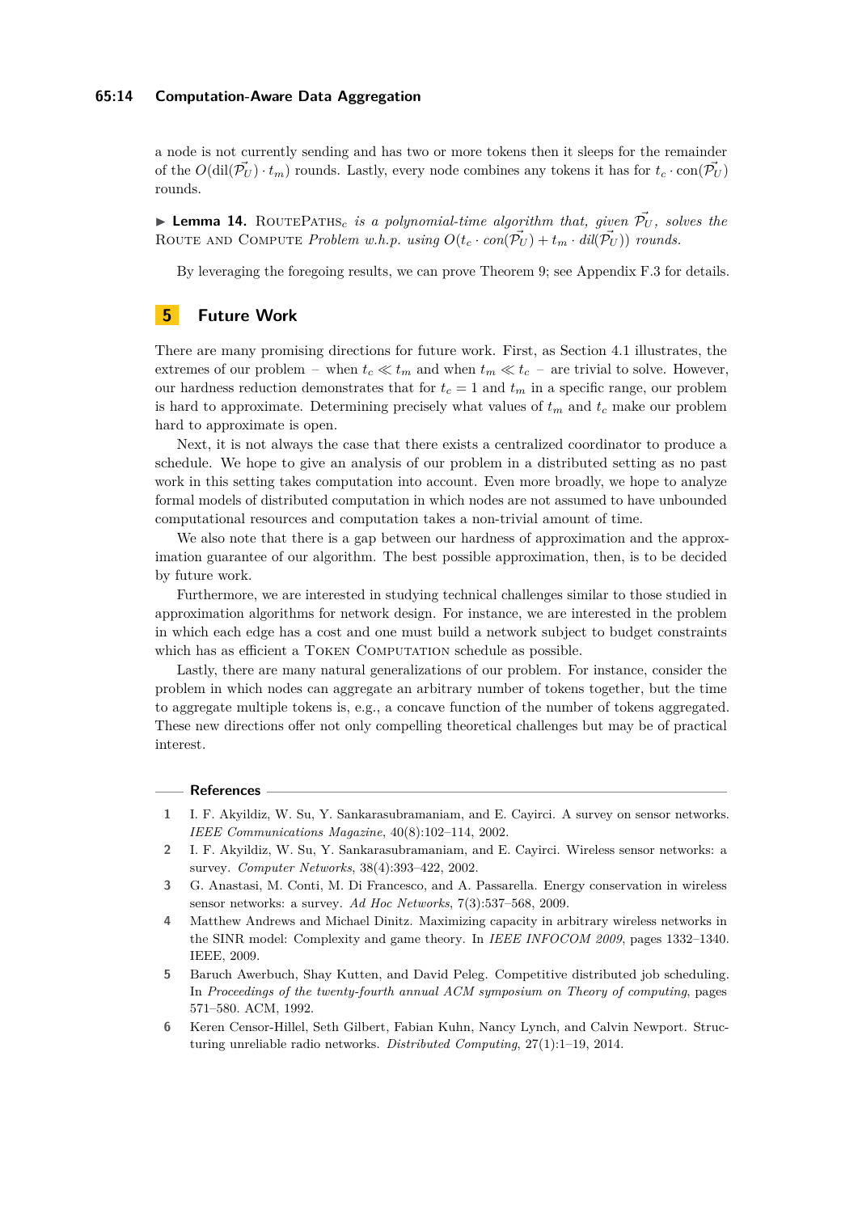a node is not currently sending and has two or more tokens then it sleeps for the remainder of the $O(\text{dil}(\vec{\mathcal{P}_U}) \cdot t_m)$ rounds. Lastly, every node combines any tokens it has for $t_c \cdot \text{con}(\vec{\mathcal{P}_U})$ rounds.

▶ **Lemma 14.** RoutePaths$_c$ *is a polynomial-time algorithm that, given* $\vec{\mathcal{P}_U}$*, solves the* Route and Compute *Problem w.h.p. using* $O(t_c \cdot con(\vec{\mathcal{P}_U}) + t_m \cdot dil(\vec{\mathcal{P}_U}))$ *rounds.*

By leveraging the foregoing results, we can prove Theorem 9; see Appendix F.3 for details.

## 5 Future Work

There are many promising directions for future work. First, as Section 4.1 illustrates, the extremes of our problem – when $t_c \ll t_m$ and when $t_m \ll t_c$ – are trivial to solve. However, our hardness reduction demonstrates that for $t_c = 1$ and $t_m$ in a specific range, our problem is hard to approximate. Determining precisely what values of $t_m$ and $t_c$ make our problem hard to approximate is open.

Next, it is not always the case that there exists a centralized coordinator to produce a schedule. We hope to give an analysis of our problem in a distributed setting as no past work in this setting takes computation into account. Even more broadly, we hope to analyze formal models of distributed computation in which nodes are not assumed to have unbounded computational resources and computation takes a non-trivial amount of time.

We also note that there is a gap between our hardness of approximation and the approximation guarantee of our algorithm. The best possible approximation, then, is to be decided by future work.

Furthermore, we are interested in studying technical challenges similar to those studied in approximation algorithms for network design. For instance, we are interested in the problem in which each edge has a cost and one must build a network subject to budget constraints which has as efficient a Token Computation schedule as possible.

Lastly, there are many natural generalizations of our problem. For instance, consider the problem in which nodes can aggregate an arbitrary number of tokens together, but the time to aggregate multiple tokens is, e.g., a concave function of the number of tokens aggregated. These new directions offer not only compelling theoretical challenges but may be of practical interest.

## References

1. I. F. Akyildiz, W. Su, Y. Sankarasubramaniam, and E. Cayirci. A survey on sensor networks. *IEEE Communications Magazine*, 40(8):102–114, 2002.
2. I. F. Akyildiz, W. Su, Y. Sankarasubramaniam, and E. Cayirci. Wireless sensor networks: a survey. *Computer Networks*, 38(4):393–422, 2002.
3. G. Anastasi, M. Conti, M. Di Francesco, and A. Passarella. Energy conservation in wireless sensor networks: a survey. *Ad Hoc Networks*, 7(3):537–568, 2009.
4. Matthew Andrews and Michael Dinitz. Maximizing capacity in arbitrary wireless networks in the SINR model: Complexity and game theory. In *IEEE INFOCOM 2009*, pages 1332–1340. IEEE, 2009.
5. Baruch Awerbuch, Shay Kutten, and David Peleg. Competitive distributed job scheduling. In *Proceedings of the twenty-fourth annual ACM symposium on Theory of computing*, pages 571–580. ACM, 1992.
6. Keren Censor-Hillel, Seth Gilbert, Fabian Kuhn, Nancy Lynch, and Calvin Newport. Structuring unreliable radio networks. *Distributed Computing*, 27(1):1–19, 2014.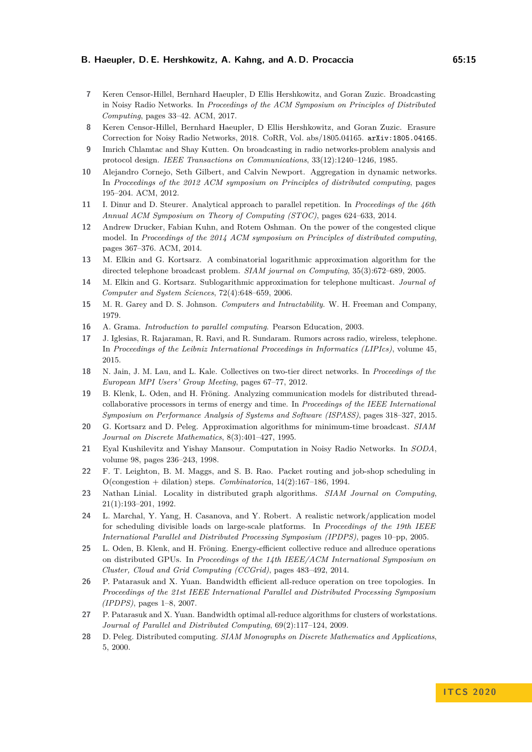7 Keren Censor-Hillel, Bernhard Haeupler, D Ellis Hershkowitz, and Goran Zuzic. Broadcasting in Noisy Radio Networks. In *Proceedings of the ACM Symposium on Principles of Distributed Computing*, pages 33–42. ACM, 2017.

8 Keren Censor-Hillel, Bernhard Haeupler, D Ellis Hershkowitz, and Goran Zuzic. Erasure Correction for Noisy Radio Networks, 2018. CoRR, Vol. abs/1805.04165. `arXiv:1805.04165`.

9 Imrich Chlamtac and Shay Kutten. On broadcasting in radio networks-problem analysis and protocol design. *IEEE Transactions on Communications*, 33(12):1240–1246, 1985.

10 Alejandro Cornejo, Seth Gilbert, and Calvin Newport. Aggregation in dynamic networks. In *Proceedings of the 2012 ACM symposium on Principles of distributed computing*, pages 195–204. ACM, 2012.

11 I. Dinur and D. Steurer. Analytical approach to parallel repetition. In *Proceedings of the 46th Annual ACM Symposium on Theory of Computing (STOC)*, pages 624–633, 2014.

12 Andrew Drucker, Fabian Kuhn, and Rotem Oshman. On the power of the congested clique model. In *Proceedings of the 2014 ACM symposium on Principles of distributed computing*, pages 367–376. ACM, 2014.

13 M. Elkin and G. Kortsarz. A combinatorial logarithmic approximation algorithm for the directed telephone broadcast problem. *SIAM journal on Computing*, 35(3):672–689, 2005.

14 M. Elkin and G. Kortsarz. Sublogarithmic approximation for telephone multicast. *Journal of Computer and System Sciences*, 72(4):648–659, 2006.

15 M. R. Garey and D. S. Johnson. *Computers and Intractability*. W. H. Freeman and Company, 1979.

16 A. Grama. *Introduction to parallel computing*. Pearson Education, 2003.

17 J. Iglesias, R. Rajaraman, R. Ravi, and R. Sundaram. Rumors across radio, wireless, telephone. In *Proceedings of the Leibniz International Proceedings in Informatics (LIPIcs)*, volume 45, 2015.

18 N. Jain, J. M. Lau, and L. Kale. Collectives on two-tier direct networks. In *Proceedings of the European MPI Users' Group Meeting*, pages 67–77, 2012.

19 B. Klenk, L. Oden, and H. Fröning. Analyzing communication models for distributed thread-collaborative processors in terms of energy and time. In *Proceedings of the IEEE International Symposium on Performance Analysis of Systems and Software (ISPASS)*, pages 318–327, 2015.

20 G. Kortsarz and D. Peleg. Approximation algorithms for minimum-time broadcast. *SIAM Journal on Discrete Mathematics*, 8(3):401–427, 1995.

21 Eyal Kushilevitz and Yishay Mansour. Computation in Noisy Radio Networks. In *SODA*, volume 98, pages 236–243, 1998.

22 F. T. Leighton, B. M. Maggs, and S. B. Rao. Packet routing and job-shop scheduling in O(congestion + dilation) steps. *Combinatorica*, 14(2):167–186, 1994.

23 Nathan Linial. Locality in distributed graph algorithms. *SIAM Journal on Computing*, 21(1):193–201, 1992.

24 L. Marchal, Y. Yang, H. Casanova, and Y. Robert. A realistic network/application model for scheduling divisible loads on large-scale platforms. In *Proceedings of the 19th IEEE International Parallel and Distributed Processing Symposium (IPDPS)*, pages 10–pp, 2005.

25 L. Oden, B. Klenk, and H. Fröning. Energy-efficient collective reduce and allreduce operations on distributed GPUs. In *Proceedings of the 14th IEEE/ACM International Symposium on Cluster, Cloud and Grid Computing (CCGrid)*, pages 483–492, 2014.

26 P. Patarasuk and X. Yuan. Bandwidth efficient all-reduce operation on tree topologies. In *Proceedings of the 21st IEEE International Parallel and Distributed Processing Symposium (IPDPS)*, pages 1–8, 2007.

27 P. Patarasuk and X. Yuan. Bandwidth optimal all-reduce algorithms for clusters of workstations. *Journal of Parallel and Distributed Computing*, 69(2):117–124, 2009.

28 D. Peleg. Distributed computing. *SIAM Monographs on Discrete Mathematics and Applications*, 5, 2000.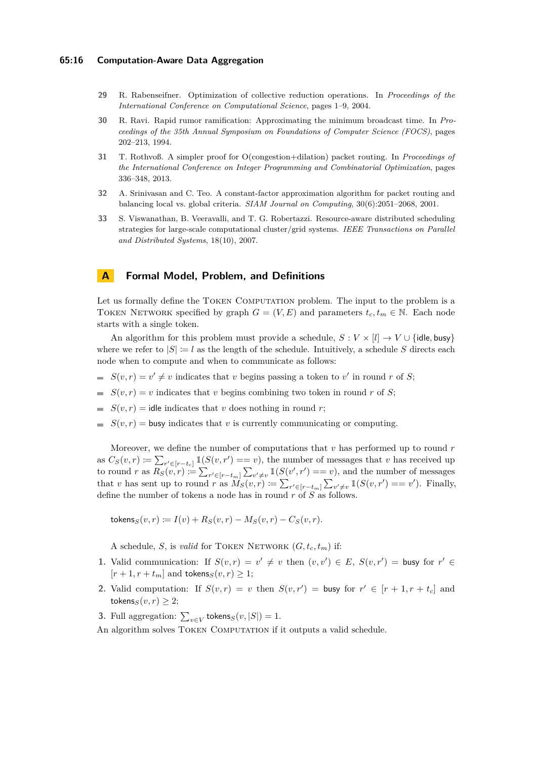29 R. Rabenseifner. Optimization of collective reduction operations. In *Proceedings of the International Conference on Computational Science*, pages 1–9, 2004.

30 R. Ravi. Rapid rumor ramification: Approximating the minimum broadcast time. In *Proceedings of the 35th Annual Symposium on Foundations of Computer Science (FOCS)*, pages 202–213, 1994.

31 T. Rothvoß. A simpler proof for O(congestion+dilation) packet routing. In *Proceedings of the International Conference on Integer Programming and Combinatorial Optimization*, pages 336–348, 2013.

32 A. Srinivasan and C. Teo. A constant-factor approximation algorithm for packet routing and balancing local vs. global criteria. *SIAM Journal on Computing*, 30(6):2051–2068, 2001.

33 S. Viswanathan, B. Veeravalli, and T. G. Robertazzi. Resource-aware distributed scheduling strategies for large-scale computational cluster/grid systems. *IEEE Transactions on Parallel and Distributed Systems*, 18(10), 2007.

# A Formal Model, Problem, and Definitions

Let us formally define the Token Computation problem. The input to the problem is a Token Network specified by graph $G = (V, E)$ and parameters $t_c, t_m \in \mathbb{N}$. Each node starts with a single token.

An algorithm for this problem must provide a schedule, $S : V \times [l] \to V \cup \{\mathsf{idle}, \mathsf{busy}\}$ where we refer to $|S| := l$ as the length of the schedule. Intuitively, a schedule $S$ directs each node when to compute and when to communicate as follows:

- $S(v, r) = v' \neq v$ indicates that $v$ begins passing a token to $v'$ in round $r$ of $S$;
- $S(v, r) = v$ indicates that $v$ begins combining two token in round $r$ of $S$;
- $S(v, r) = \mathsf{idle}$ indicates that $v$ does nothing in round $r$;
- $S(v, r) = \mathsf{busy}$ indicates that $v$ is currently communicating or computing.

Moreover, we define the number of computations that $v$ has performed up to round $r$ as $C_S(v, r) := \sum_{r' \in [r-t_c]} \mathbb{1}(S(v, r') == v)$, the number of messages that $v$ has received up to round $r$ as $R_S(v, r) := \sum_{r' \in [r-t_m]} \sum_{v' \neq v} \mathbb{1}(S(v', r') == v)$, and the number of messages that $v$ has sent up to round $r$ as $M_S(v, r) := \sum_{r' \in [r-t_m]} \sum_{v' \neq v} \mathbb{1}(S(v, r') == v')$. Finally, define the number of tokens a node has in round $r$ of $S$ as follows.

$$\mathsf{tokens}_S(v, r) := I(v) + R_S(v, r) - M_S(v, r) - C_S(v, r).$$

A schedule, $S$, is *valid* for Token Network $(G, t_c, t_m)$ if:

1. Valid communication: If $S(v, r) = v' \neq v$ then $(v, v') \in E$, $S(v, r') = \mathsf{busy}$ for $r' \in [r + 1, r + t_m]$ and $\mathsf{tokens}_S(v, r) \geq 1$;
2. Valid computation: If $S(v, r) = v$ then $S(v, r') = \mathsf{busy}$ for $r' \in [r + 1, r + t_c]$ and $\mathsf{tokens}_S(v, r) \geq 2$;
3. Full aggregation: $\sum_{v \in V} \mathsf{tokens}_S(v, |S|) = 1$.

An algorithm solves Token Computation if it outputs a valid schedule.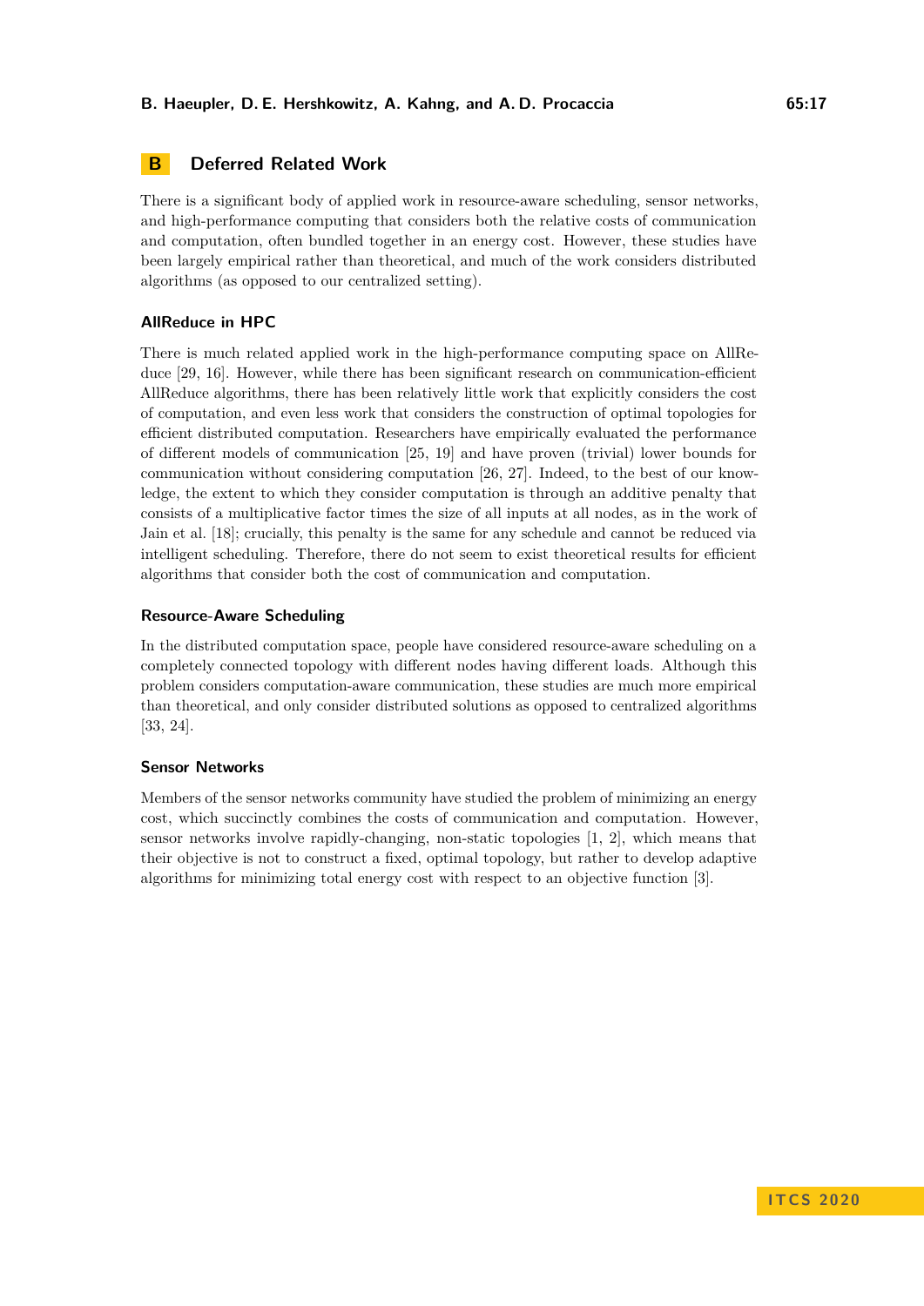## B Deferred Related Work

There is a significant body of applied work in resource-aware scheduling, sensor networks, and high-performance computing that considers both the relative costs of communication and computation, often bundled together in an energy cost. However, these studies have been largely empirical rather than theoretical, and much of the work considers distributed algorithms (as opposed to our centralized setting).

### AllReduce in HPC

There is much related applied work in the high-performance computing space on AllReduce [29, 16]. However, while there has been significant research on communication-efficient AllReduce algorithms, there has been relatively little work that explicitly considers the cost of computation, and even less work that considers the construction of optimal topologies for efficient distributed computation. Researchers have empirically evaluated the performance of different models of communication [25, 19] and have proven (trivial) lower bounds for communication without considering computation [26, 27]. Indeed, to the best of our knowledge, the extent to which they consider computation is through an additive penalty that consists of a multiplicative factor times the size of all inputs at all nodes, as in the work of Jain et al. [18]; crucially, this penalty is the same for any schedule and cannot be reduced via intelligent scheduling. Therefore, there do not seem to exist theoretical results for efficient algorithms that consider both the cost of communication and computation.

### Resource-Aware Scheduling

In the distributed computation space, people have considered resource-aware scheduling on a completely connected topology with different nodes having different loads. Although this problem considers computation-aware communication, these studies are much more empirical than theoretical, and only consider distributed solutions as opposed to centralized algorithms [33, 24].

### Sensor Networks

Members of the sensor networks community have studied the problem of minimizing an energy cost, which succinctly combines the costs of communication and computation. However, sensor networks involve rapidly-changing, non-static topologies [1, 2], which means that their objective is not to construct a fixed, optimal topology, but rather to develop adaptive algorithms for minimizing total energy cost with respect to an objective function [3].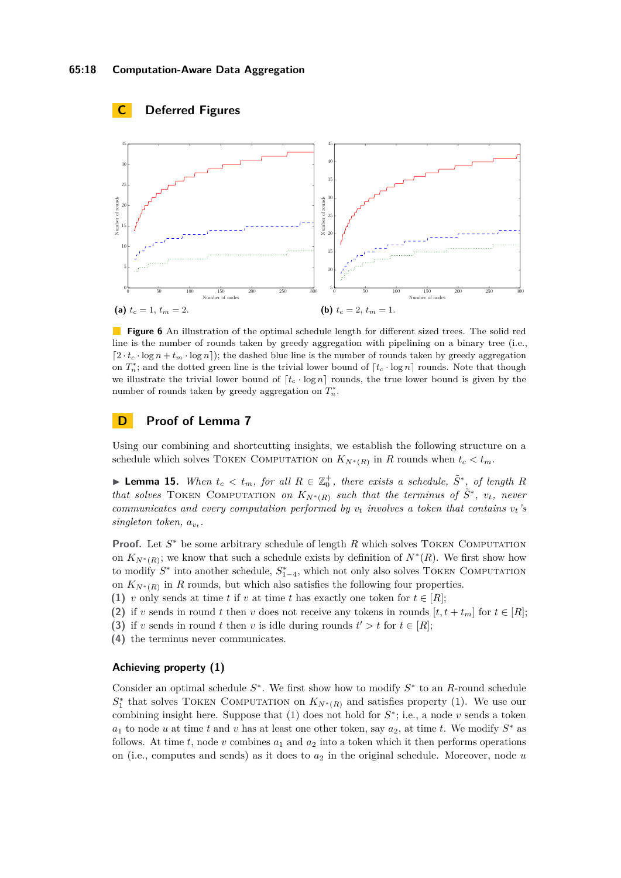## C Deferred Figures

(a) $t_c = 1$, $t_m = 2$.

(b) $t_c = 2$, $t_m = 1$.

**Figure 6** An illustration of the optimal schedule length for different sized trees. The solid red line is the number of rounds taken by greedy aggregation with pipelining on a binary tree (i.e., $\lceil 2 \cdot t_c \cdot \log n + t_m \cdot \log n \rceil$); the dashed blue line is the number of rounds taken by greedy aggregation on $T_n^*$; and the dotted green line is the trivial lower bound of $\lceil t_c \cdot \log n \rceil$ rounds. Note that though we illustrate the trivial lower bound of $\lceil t_c \cdot \log n \rceil$ rounds, the true lower bound is given by the number of rounds taken by greedy aggregation on $T_n^*$.

## D Proof of Lemma 7

Using our combining and shortcutting insights, we establish the following structure on a schedule which solves Token Computation on $K_{N^*(R)}$ in $R$ rounds when $t_c < t_m$.

▶ **Lemma 15.** *When $t_c < t_m$, for all $R \in \mathbb{Z}_0^+$, there exists a schedule, $\tilde{S}^*$, of length $R$ that solves* Token Computation *on $K_{N^*(R)}$ such that the terminus of $\tilde{S}^*$, $v_t$, never communicates and every computation performed by $v_t$ involves a token that contains $v_t$'s singleton token, $a_{v_t}$.*

**Proof.** Let $S^*$ be some arbitrary schedule of length $R$ which solves Token Computation on $K_{N^*(R)}$; we know that such a schedule exists by definition of $N^*(R)$. We first show how to modify $S^*$ into another schedule, $S^*_{1-4}$, which not only also solves Token Computation on $K_{N^*(R)}$ in $R$ rounds, but which also satisfies the following four properties.

**(1)** $v$ only sends at time $t$ if $v$ at time $t$ has exactly one token for $t \in [R]$;

**(2)** if $v$ sends in round $t$ then $v$ does not receive any tokens in rounds $[t, t + t_m]$ for $t \in [R]$;

**(3)** if $v$ sends in round $t$ then $v$ is idle during rounds $t' > t$ for $t \in [R]$;

**(4)** the terminus never communicates.

### Achieving property (1)

Consider an optimal schedule $S^*$. We first show how to modify $S^*$ to an $R$-round schedule $S_1^*$ that solves Token Computation on $K_{N^*(R)}$ and satisfies property (1). We use our combining insight here. Suppose that (1) does not hold for $S^*$; i.e., a node $v$ sends a token $a_1$ to node $u$ at time $t$ and $v$ has at least one other token, say $a_2$, at time $t$. We modify $S^*$ as follows. At time $t$, node $v$ combines $a_1$ and $a_2$ into a token which it then performs operations on (i.e., computes and sends) as it does to $a_2$ in the original schedule. Moreover, node $u$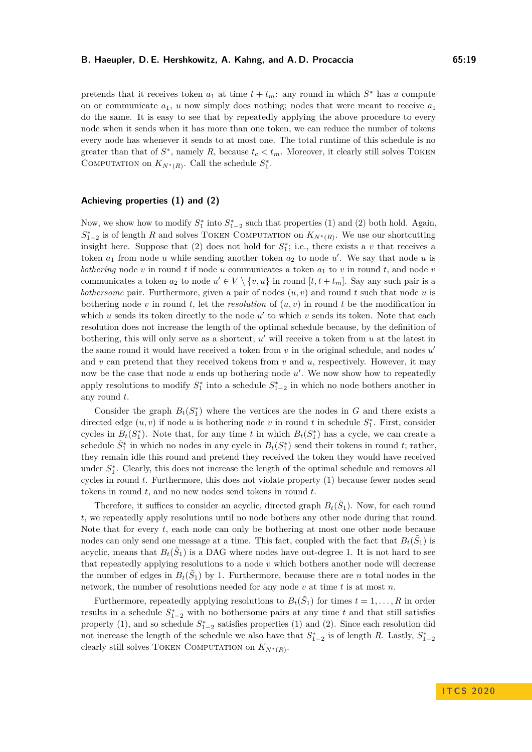pretends that it receives token $a_1$ at time $t + t_m$: any round in which $S^*$ has $u$ compute on or communicate $a_1$, $u$ now simply does nothing; nodes that were meant to receive $a_1$ do the same. It is easy to see that by repeatedly applying the above procedure to every node when it sends when it has more than one token, we can reduce the number of tokens every node has whenever it sends to at most one. The total runtime of this schedule is no greater than that of $S^*$, namely $R$, because $t_c < t_m$. Moreover, it clearly still solves Token Computation on $K_{N^*(R)}$. Call the schedule $S_1^*$.

### Achieving properties (1) and (2)

Now, we show how to modify $S_1^*$ into $S_{1-2}^*$ such that properties (1) and (2) both hold. Again, $S_{1-2}^*$ is of length $R$ and solves Token Computation on $K_{N^*(R)}$. We use our shortcutting insight here. Suppose that (2) does not hold for $S_1^*$; i.e., there exists a $v$ that receives a token $a_1$ from node $u$ while sending another token $a_2$ to node $u'$. We say that node $u$ is *bothering* node $v$ in round $t$ if node $u$ communicates a token $a_1$ to $v$ in round $t$, and node $v$ communicates a token $a_2$ to node $u' \in V \setminus \{v, u\}$ in round $[t, t + t_m]$. Say any such pair is a *bothersome* pair. Furthermore, given a pair of nodes $(u, v)$ and round $t$ such that node $u$ is bothering node $v$ in round $t$, let the *resolution* of $(u, v)$ in round $t$ be the modification in which $u$ sends its token directly to the node $u'$ to which $v$ sends its token. Note that each resolution does not increase the length of the optimal schedule because, by the definition of bothering, this will only serve as a shortcut; $u'$ will receive a token from $u$ at the latest in the same round it would have received a token from $v$ in the original schedule, and nodes $u'$ and $v$ can pretend that they received tokens from $v$ and $u$, respectively. However, it may now be the case that node $u$ ends up bothering node $u'$. We now show how to repeatedly apply resolutions to modify $S_1^*$ into a schedule $S_{1-2}^*$ in which no node bothers another in any round $t$.

Consider the graph $B_t(S_1^*)$ where the vertices are the nodes in $G$ and there exists a directed edge $(u, v)$ if node $u$ is bothering node $v$ in round $t$ in schedule $S_1^*$. First, consider cycles in $B_t(S_1^*)$. Note that, for any time $t$ in which $B_t(S_1^*)$ has a cycle, we can create a schedule $\tilde{S}_1^*$ in which no nodes in any cycle in $B_t(S_1^*)$ send their tokens in round $t$; rather, they remain idle this round and pretend they received the token they would have received under $S_1^*$. Clearly, this does not increase the length of the optimal schedule and removes all cycles in round $t$. Furthermore, this does not violate property (1) because fewer nodes send tokens in round $t$, and no new nodes send tokens in round $t$.

Therefore, it suffices to consider an acyclic, directed graph $B_t(\tilde{S}_1)$. Now, for each round $t$, we repeatedly apply resolutions until no node bothers any other node during that round. Note that for every $t$, each node can only be bothering at most one other node because nodes can only send one message at a time. This fact, coupled with the fact that $B_t(\tilde{S}_1)$ is acyclic, means that $B_t(\tilde{S}_1)$ is a DAG where nodes have out-degree 1. It is not hard to see that repeatedly applying resolutions to a node $v$ which bothers another node will decrease the number of edges in $B_t(\tilde{S}_1)$ by 1. Furthermore, because there are $n$ total nodes in the network, the number of resolutions needed for any node $v$ at time $t$ is at most $n$.

Furthermore, repeatedly applying resolutions to $B_t(\tilde{S}_1)$ for times $t = 1, \ldots, R$ in order results in a schedule $S_{1-2}^*$ with no bothersome pairs at any time $t$ and that still satisfies property (1), and so schedule $S_{1-2}^*$ satisfies properties (1) and (2). Since each resolution did not increase the length of the schedule we also have that $S_{1-2}^*$ is of length $R$. Lastly, $S_{1-2}^*$ clearly still solves Token Computation on $K_{N^*(R)}$.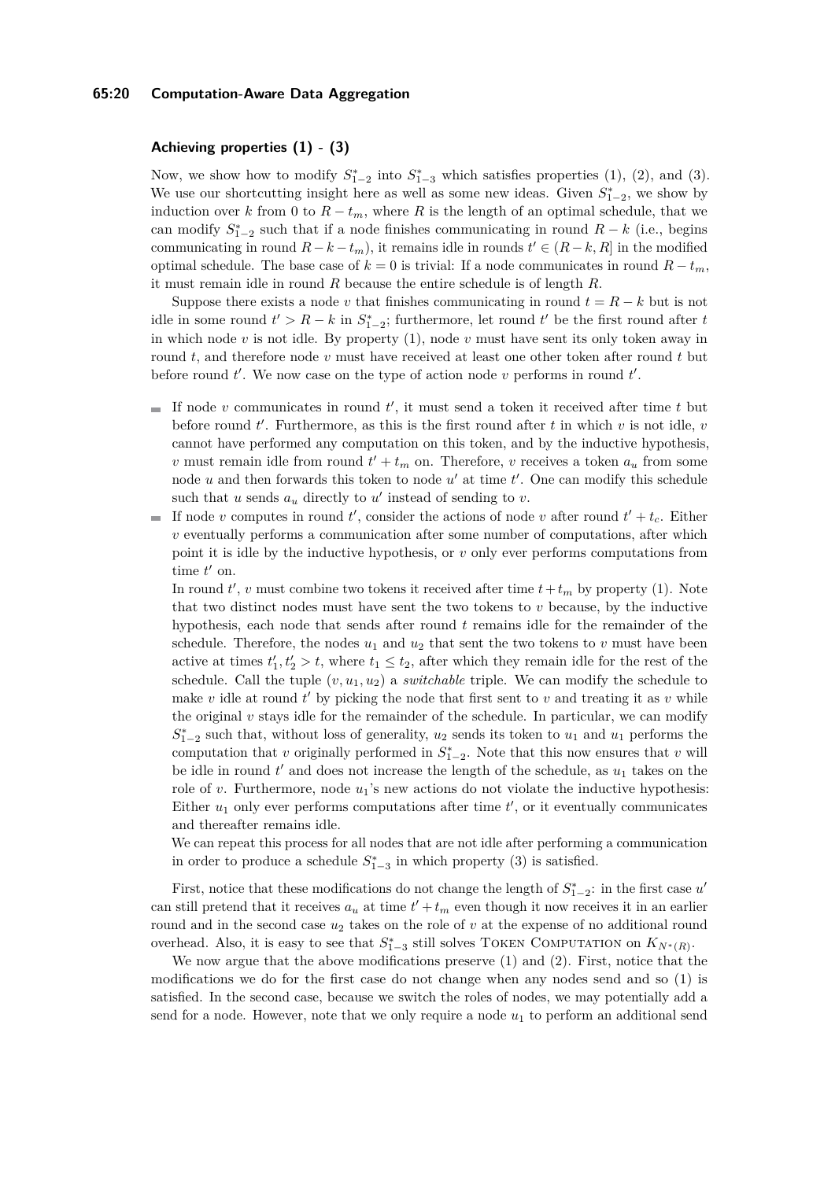### Achieving properties (1) - (3)

Now, we show how to modify $S^*_{1-2}$ into $S^*_{1-3}$ which satisfies properties (1), (2), and (3). We use our shortcutting insight here as well as some new ideas. Given $S^*_{1-2}$, we show by induction over $k$ from 0 to $R - t_m$, where $R$ is the length of an optimal schedule, that we can modify $S^*_{1-2}$ such that if a node finishes communicating in round $R - k$ (i.e., begins communicating in round $R - k - t_m$), it remains idle in rounds $t' \in (R - k, R]$ in the modified optimal schedule. The base case of $k = 0$ is trivial: If a node communicates in round $R - t_m$, it must remain idle in round $R$ because the entire schedule is of length $R$.

Suppose there exists a node $v$ that finishes communicating in round $t = R - k$ but is not idle in some round $t' > R - k$ in $S^*_{1-2}$; furthermore, let round $t'$ be the first round after $t$ in which node $v$ is not idle. By property (1), node $v$ must have sent its only token away in round $t$, and therefore node $v$ must have received at least one other token after round $t$ but before round $t'$. We now case on the type of action node $v$ performs in round $t'$.

- If node $v$ communicates in round $t'$, it must send a token it received after time $t$ but before round $t'$. Furthermore, as this is the first round after $t$ in which $v$ is not idle, $v$ cannot have performed any computation on this token, and by the inductive hypothesis, $v$ must remain idle from round $t' + t_m$ on. Therefore, $v$ receives a token $a_u$ from some node $u$ and then forwards this token to node $u'$ at time $t'$. One can modify this schedule such that $u$ sends $a_u$ directly to $u'$ instead of sending to $v$.
- If node $v$ computes in round $t'$, consider the actions of node $v$ after round $t' + t_c$. Either $v$ eventually performs a communication after some number of computations, after which point it is idle by the inductive hypothesis, or $v$ only ever performs computations from time $t'$ on.

  In round $t'$, $v$ must combine two tokens it received after time $t + t_m$ by property (1). Note that two distinct nodes must have sent the two tokens to $v$ because, by the inductive hypothesis, each node that sends after round $t$ remains idle for the remainder of the schedule. Therefore, the nodes $u_1$ and $u_2$ that sent the two tokens to $v$ must have been active at times $t'_1, t'_2 > t$, where $t_1 \leq t_2$, after which they remain idle for the rest of the schedule. Call the tuple $(v, u_1, u_2)$ a *switchable* triple. We can modify the schedule to make $v$ idle at round $t'$ by picking the node that first sent to $v$ and treating it as $v$ while the original $v$ stays idle for the remainder of the schedule. In particular, we can modify $S^*_{1-2}$ such that, without loss of generality, $u_2$ sends its token to $u_1$ and $u_1$ performs the computation that $v$ originally performed in $S^*_{1-2}$. Note that this now ensures that $v$ will be idle in round $t'$ and does not increase the length of the schedule, as $u_1$ takes on the role of $v$. Furthermore, node $u_1$'s new actions do not violate the inductive hypothesis: Either $u_1$ only ever performs computations after time $t'$, or it eventually communicates and thereafter remains idle.

  We can repeat this process for all nodes that are not idle after performing a communication in order to produce a schedule $S^*_{1-3}$ in which property (3) is satisfied.

First, notice that these modifications do not change the length of $S^*_{1-2}$: in the first case $u'$ can still pretend that it receives $a_u$ at time $t' + t_m$ even though it now receives it in an earlier round and in the second case $u_2$ takes on the role of $v$ at the expense of no additional round overhead. Also, it is easy to see that $S^*_{1-3}$ still solves Token Computation on $K_{N^*(R)}$.

We now argue that the above modifications preserve (1) and (2). First, notice that the modifications we do for the first case do not change when any nodes send and so (1) is satisfied. In the second case, because we switch the roles of nodes, we may potentially add a send for a node. However, note that we only require a node $u_1$ to perform an additional send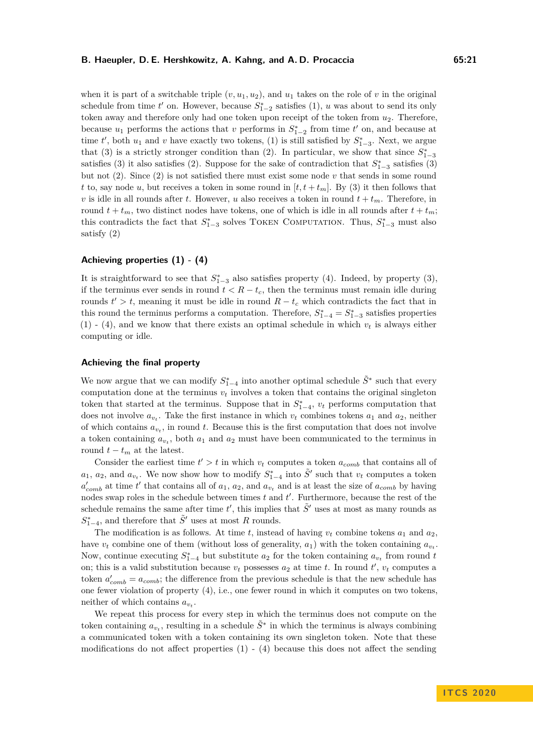when it is part of a switchable triple $(v, u_1, u_2)$, and $u_1$ takes on the role of $v$ in the original schedule from time $t'$ on. However, because $S^*_{1-2}$ satisfies (1), $u$ was about to send its only token away and therefore only had one token upon receipt of the token from $u_2$. Therefore, because $u_1$ performs the actions that $v$ performs in $S^*_{1-2}$ from time $t'$ on, and because at time $t'$, both $u_1$ and $v$ have exactly two tokens, (1) is still satisfied by $S^*_{1-3}$. Next, we argue that (3) is a strictly stronger condition than (2). In particular, we show that since $S^*_{1-3}$ satisfies (3) it also satisfies (2). Suppose for the sake of contradiction that $S^*_{1-3}$ satisfies (3) but not (2). Since (2) is not satisfied there must exist some node $v$ that sends in some round $t$ to, say node $u$, but receives a token in some round in $[t, t + t_m]$. By (3) it then follows that $v$ is idle in all rounds after $t$. However, $u$ also receives a token in round $t + t_m$. Therefore, in round $t + t_m$, two distinct nodes have tokens, one of which is idle in all rounds after $t + t_m$; this contradicts the fact that $S^*_{1-3}$ solves Token Computation. Thus, $S^*_{1-3}$ must also satisfy (2)

### Achieving properties (1) - (4)

It is straightforward to see that $S^*_{1-3}$ also satisfies property (4). Indeed, by property (3), if the terminus ever sends in round $t < R - t_c$, then the terminus must remain idle during rounds $t' > t$, meaning it must be idle in round $R - t_c$ which contradicts the fact that in this round the terminus performs a computation. Therefore, $S^*_{1-4} = S^*_{1-3}$ satisfies properties (1) - (4), and we know that there exists an optimal schedule in which $v_t$ is always either computing or idle.

### Achieving the final property

We now argue that we can modify $S^*_{1-4}$ into another optimal schedule $\tilde{S}^*$ such that every computation done at the terminus $v_t$ involves a token that contains the original singleton token that started at the terminus. Suppose that in $S^*_{1-4}$, $v_t$ performs computation that does not involve $a_{v_t}$. Take the first instance in which $v_t$ combines tokens $a_1$ and $a_2$, neither of which contains $a_{v_t}$, in round $t$. Because this is the first computation that does not involve a token containing $a_{v_t}$, both $a_1$ and $a_2$ must have been communicated to the terminus in round $t - t_m$ at the latest.

Consider the earliest time $t' > t$ in which $v_t$ computes a token $a_{comb}$ that contains all of $a_1$, $a_2$, and $a_{v_t}$. We now show how to modify $S^*_{1-4}$ into $\tilde{S}'$ such that $v_t$ computes a token $a'_{comb}$ at time $t'$ that contains all of $a_1$, $a_2$, and $a_{v_t}$ and is at least the size of $a_{comb}$ by having nodes swap roles in the schedule between times $t$ and $t'$. Furthermore, because the rest of the schedule remains the same after time $t'$, this implies that $\tilde{S}'$ uses at most as many rounds as $S^*_{1-4}$, and therefore that $\tilde{S}'$ uses at most $R$ rounds.

The modification is as follows. At time $t$, instead of having $v_t$ combine tokens $a_1$ and $a_2$, have $v_t$ combine one of them (without loss of generality, $a_1$) with the token containing $a_{v_t}$. Now, continue executing $S^*_{1-4}$ but substitute $a_2$ for the token containing $a_{v_t}$ from round $t$ on; this is a valid substitution because $v_t$ possesses $a_2$ at time $t$. In round $t'$, $v_t$ computes a token $a'_{comb} = a_{comb}$; the difference from the previous schedule is that the new schedule has one fewer violation of property (4), i.e., one fewer round in which it computes on two tokens, neither of which contains $a_{v_t}$.

We repeat this process for every step in which the terminus does not compute on the token containing $a_{v_t}$, resulting in a schedule $\tilde{S}^*$ in which the terminus is always combining a communicated token with a token containing its own singleton token. Note that these modifications do not affect properties (1) - (4) because this does not affect the sending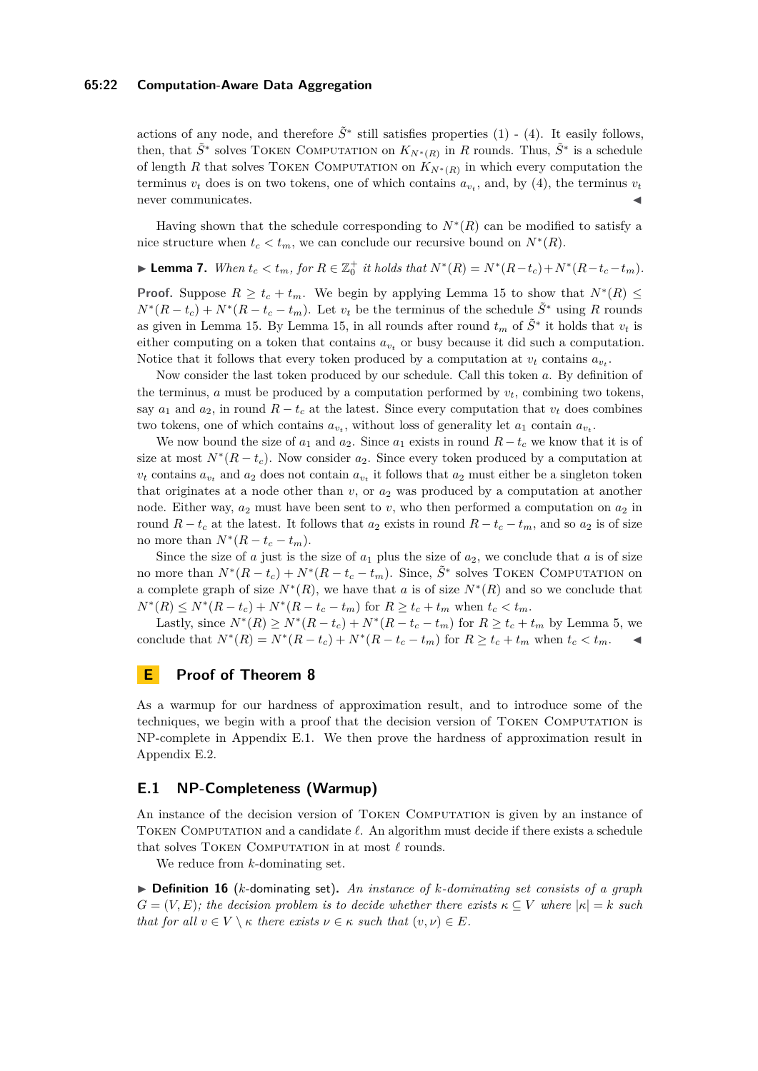actions of any node, and therefore $\tilde{S}^*$ still satisfies properties (1) - (4). It easily follows, then, that $\tilde{S}^*$ solves Token Computation on $K_{N^*(R)}$ in $R$ rounds. Thus, $\tilde{S}^*$ is a schedule of length $R$ that solves Token Computation on $K_{N^*(R)}$ in which every computation the terminus $v_t$ does is on two tokens, one of which contains $a_{v_t}$, and, by (4), the terminus $v_t$ never communicates. ◀

Having shown that the schedule corresponding to $N^*(R)$ can be modified to satisfy a nice structure when $t_c < t_m$, we can conclude our recursive bound on $N^*(R)$.

▶ **Lemma 7.** *When $t_c < t_m$, for $R \in \mathbb{Z}_0^+$ it holds that $N^*(R) = N^*(R - t_c) + N^*(R - t_c - t_m)$.*

**Proof.** Suppose $R \geq t_c + t_m$. We begin by applying Lemma 15 to show that $N^*(R) \leq N^*(R - t_c) + N^*(R - t_c - t_m)$. Let $v_t$ be the terminus of the schedule $\tilde{S}^*$ using $R$ rounds as given in Lemma 15. By Lemma 15, in all rounds after round $t_m$ of $\tilde{S}^*$ it holds that $v_t$ is either computing on a token that contains $a_{v_t}$ or busy because it did such a computation. Notice that it follows that every token produced by a computation at $v_t$ contains $a_{v_t}$.

Now consider the last token produced by our schedule. Call this token $a$. By definition of the terminus, $a$ must be produced by a computation performed by $v_t$, combining two tokens, say $a_1$ and $a_2$, in round $R - t_c$ at the latest. Since every computation that $v_t$ does combines two tokens, one of which contains $a_{v_t}$, without loss of generality let $a_1$ contain $a_{v_t}$.

We now bound the size of $a_1$ and $a_2$. Since $a_1$ exists in round $R - t_c$ we know that it is of size at most $N^*(R - t_c)$. Now consider $a_2$. Since every token produced by a computation at $v_t$ contains $a_{v_t}$ and $a_2$ does not contain $a_{v_t}$ it follows that $a_2$ must either be a singleton token that originates at a node other than $v$, or $a_2$ was produced by a computation at another node. Either way, $a_2$ must have been sent to $v$, who then performed a computation on $a_2$ in round $R - t_c$ at the latest. It follows that $a_2$ exists in round $R - t_c - t_m$, and so $a_2$ is of size no more than $N^*(R - t_c - t_m)$.

Since the size of $a$ just is the size of $a_1$ plus the size of $a_2$, we conclude that $a$ is of size no more than $N^*(R - t_c) + N^*(R - t_c - t_m)$. Since, $\tilde{S}^*$ solves Token Computation on a complete graph of size $N^*(R)$, we have that $a$ is of size $N^*(R)$ and so we conclude that $N^*(R) \leq N^*(R - t_c) + N^*(R - t_c - t_m)$ for $R \geq t_c + t_m$ when $t_c < t_m$.

Lastly, since $N^*(R) \geq N^*(R - t_c) + N^*(R - t_c - t_m)$ for $R \geq t_c + t_m$ by Lemma 5, we conclude that $N^*(R) = N^*(R - t_c) + N^*(R - t_c - t_m)$ for $R \geq t_c + t_m$ when $t_c < t_m$. ◀

## E Proof of Theorem 8

As a warmup for our hardness of approximation result, and to introduce some of the techniques, we begin with a proof that the decision version of Token Computation is NP-complete in Appendix E.1. We then prove the hardness of approximation result in Appendix E.2.

### E.1 NP-Completeness (Warmup)

An instance of the decision version of Token Computation is given by an instance of Token Computation and a candidate $\ell$. An algorithm must decide if there exists a schedule that solves Token Computation in at most $\ell$ rounds.

We reduce from $k$-dominating set.

▶ **Definition 16** ($k$-dominating set)**.** *An instance of $k$-dominating set consists of a graph $G = (V, E)$; the decision problem is to decide whether there exists $\kappa \subseteq V$ where $|\kappa| = k$ such that for all $v \in V \setminus \kappa$ there exists $\nu \in \kappa$ such that $(v, \nu) \in E$.*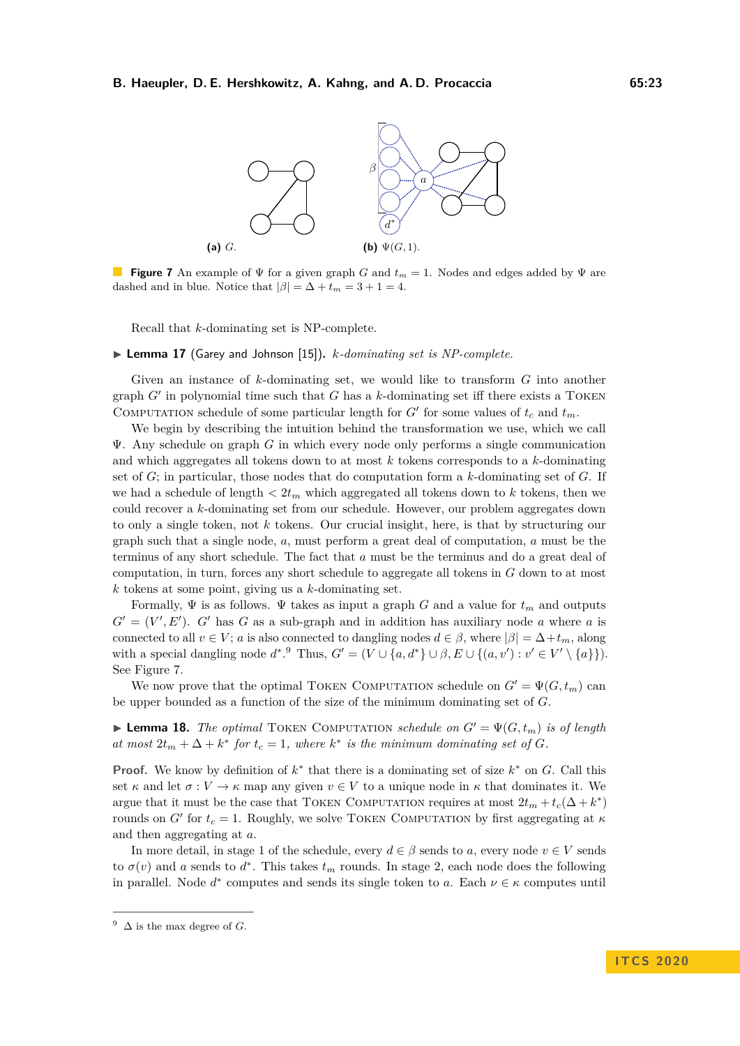**(a)** $G$.

**(b)** $\Psi(G, 1)$.

**Figure 7** An example of $\Psi$ for a given graph $G$ and $t_m = 1$. Nodes and edges added by $\Psi$ are dashed and in blue. Notice that $|\beta| = \Delta + t_m = 3 + 1 = 4$.

Recall that $k$-dominating set is NP-complete.

▶ **Lemma 17** (Garey and Johnson [15]). *$k$-dominating set is NP-complete.*

Given an instance of $k$-dominating set, we would like to transform $G$ into another graph $G'$ in polynomial time such that $G$ has a $k$-dominating set iff there exists a Token Computation schedule of some particular length for $G'$ for some values of $t_c$ and $t_m$.

We begin by describing the intuition behind the transformation we use, which we call $\Psi$. Any schedule on graph $G$ in which every node only performs a single communication and which aggregates all tokens down to at most $k$ tokens corresponds to a $k$-dominating set of $G$; in particular, those nodes that do computation form a $k$-dominating set of $G$. If we had a schedule of length $< 2t_m$ which aggregated all tokens down to $k$ tokens, then we could recover a $k$-dominating set from our schedule. However, our problem aggregates down to only a single token, not $k$ tokens. Our crucial insight, here, is that by structuring our graph such that a single node, $a$, must perform a great deal of computation, $a$ must be the terminus of any short schedule. The fact that $a$ must be the terminus and do a great deal of computation, in turn, forces any short schedule to aggregate all tokens in $G$ down to at most $k$ tokens at some point, giving us a $k$-dominating set.

Formally, $\Psi$ is as follows. $\Psi$ takes as input a graph $G$ and a value for $t_m$ and outputs $G' = (V', E')$. $G'$ has $G$ as a sub-graph and in addition has auxiliary node $a$ where $a$ is connected to all $v \in V$; $a$ is also connected to dangling nodes $d \in \beta$, where $|\beta| = \Delta + t_m$, along with a special dangling node $d^*$.[9] Thus, $G' = (V \cup \{a, d^*\} \cup \beta, E \cup \{(a, v') : v' \in V' \setminus \{a\}\})$. See Figure 7.

We now prove that the optimal Token Computation schedule on $G' = \Psi(G, t_m)$ can be upper bounded as a function of the size of the minimum dominating set of $G$.

▶ **Lemma 18.** *The optimal* Token Computation *schedule on $G' = \Psi(G, t_m)$ is of length at most $2t_m + \Delta + k^*$ for $t_c = 1$, where $k^*$ is the minimum dominating set of $G$.*

**Proof.** We know by definition of $k^*$ that there is a dominating set of size $k^*$ on $G$. Call this set $\kappa$ and let $\sigma : V \to \kappa$ map any given $v \in V$ to a unique node in $\kappa$ that dominates it. We argue that it must be the case that Token Computation requires at most $2t_m + t_c(\Delta + k^*)$ rounds on $G'$ for $t_c = 1$. Roughly, we solve Token Computation by first aggregating at $\kappa$ and then aggregating at $a$.

In more detail, in stage 1 of the schedule, every $d \in \beta$ sends to $a$, every node $v \in V$ sends to $\sigma(v)$ and $a$ sends to $d^*$. This takes $t_m$ rounds. In stage 2, each node does the following in parallel. Node $d^*$ computes and sends its single token to $a$. Each $\nu \in \kappa$ computes until

[9] $\Delta$ is the max degree of $G$.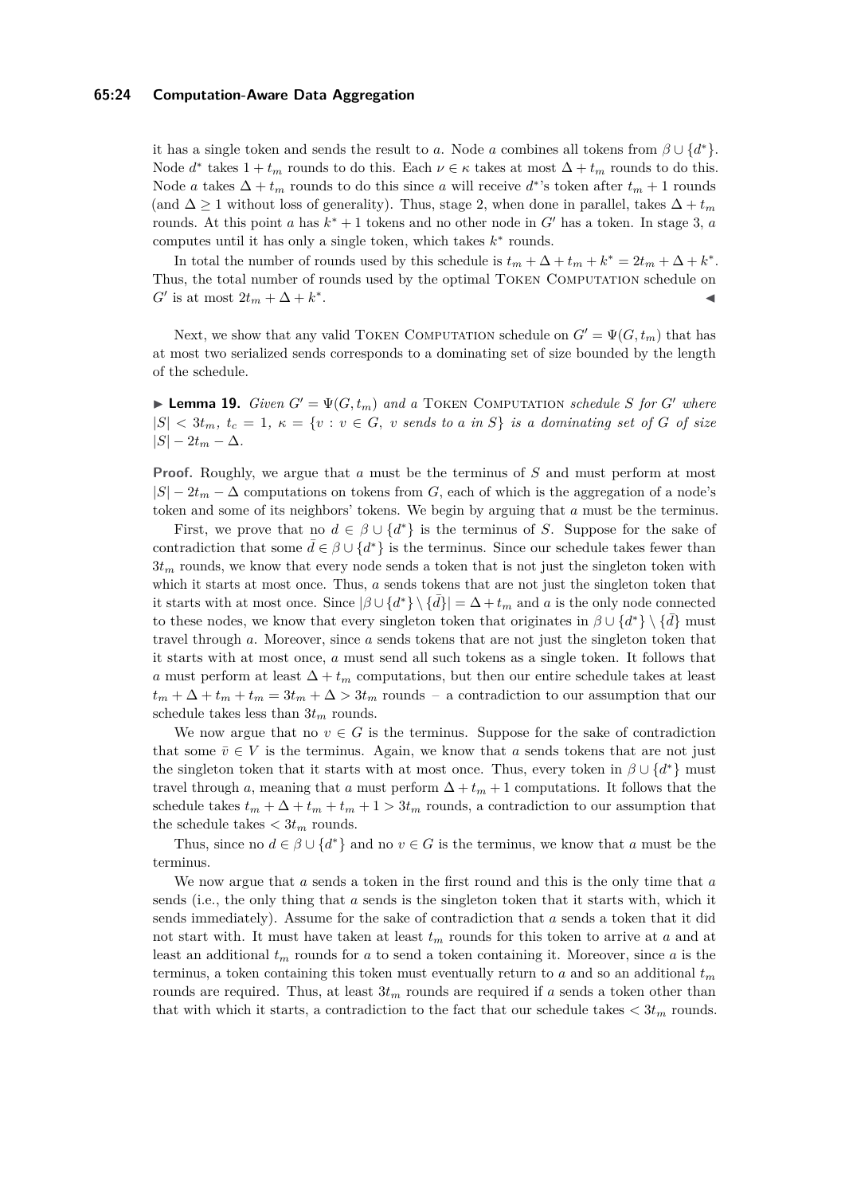it has a single token and sends the result to $a$. Node $a$ combines all tokens from $\beta \cup \{d^*\}$. Node $d^*$ takes $1 + t_m$ rounds to do this. Each $\nu \in \kappa$ takes at most $\Delta + t_m$ rounds to do this. Node $a$ takes $\Delta + t_m$ rounds to do this since $a$ will receive $d^*$'s token after $t_m + 1$ rounds (and $\Delta \geq 1$ without loss of generality). Thus, stage 2, when done in parallel, takes $\Delta + t_m$ rounds. At this point $a$ has $k^* + 1$ tokens and no other node in $G'$ has a token. In stage 3, $a$ computes until it has only a single token, which takes $k^*$ rounds.

In total the number of rounds used by this schedule is $t_m + \Delta + t_m + k^* = 2t_m + \Delta + k^*$. Thus, the total number of rounds used by the optimal Token Computation schedule on $G'$ is at most $2t_m + \Delta + k^*$. ◀

Next, we show that any valid Token Computation schedule on $G' = \Psi(G, t_m)$ that has at most two serialized sends corresponds to a dominating set of size bounded by the length of the schedule.

▶ **Lemma 19.** *Given $G' = \Psi(G, t_m)$ and a Token Computation schedule $S$ for $G'$ where $|S| < 3t_m$, $t_c = 1$, $\kappa = \{v : v \in G,\ v \text{ sends to } a \text{ in } S\}$ is a dominating set of $G$ of size $|S| - 2t_m - \Delta$.*

**Proof.** Roughly, we argue that $a$ must be the terminus of $S$ and must perform at most $|S| - 2t_m - \Delta$ computations on tokens from $G$, each of which is the aggregation of a node's token and some of its neighbors' tokens. We begin by arguing that $a$ must be the terminus.

First, we prove that no $d \in \beta \cup \{d^*\}$ is the terminus of $S$. Suppose for the sake of contradiction that some $\bar{d} \in \beta \cup \{d^*\}$ is the terminus. Since our schedule takes fewer than $3t_m$ rounds, we know that every node sends a token that is not just the singleton token with which it starts at most once. Thus, $a$ sends tokens that are not just the singleton token that it starts with at most once. Since $|\beta \cup \{d^*\} \setminus \{\bar{d}\}| = \Delta + t_m$ and $a$ is the only node connected to these nodes, we know that every singleton token that originates in $\beta \cup \{d^*\} \setminus \{\bar{d}\}$ must travel through $a$. Moreover, since $a$ sends tokens that are not just the singleton token that it starts with at most once, $a$ must send all such tokens as a single token. It follows that $a$ must perform at least $\Delta + t_m$ computations, but then our entire schedule takes at least $t_m + \Delta + t_m + t_m = 3t_m + \Delta > 3t_m$ rounds – a contradiction to our assumption that our schedule takes less than $3t_m$ rounds.

We now argue that no $v \in G$ is the terminus. Suppose for the sake of contradiction that some $\bar{v} \in V$ is the terminus. Again, we know that $a$ sends tokens that are not just the singleton token that it starts with at most once. Thus, every token in $\beta \cup \{d^*\}$ must travel through $a$, meaning that $a$ must perform $\Delta + t_m + 1$ computations. It follows that the schedule takes $t_m + \Delta + t_m + t_m + 1 > 3t_m$ rounds, a contradiction to our assumption that the schedule takes $< 3t_m$ rounds.

Thus, since no $d \in \beta \cup \{d^*\}$ and no $v \in G$ is the terminus, we know that $a$ must be the terminus.

We now argue that $a$ sends a token in the first round and this is the only time that $a$ sends (i.e., the only thing that $a$ sends is the singleton token that it starts with, which it sends immediately). Assume for the sake of contradiction that $a$ sends a token that it did not start with. It must have taken at least $t_m$ rounds for this token to arrive at $a$ and at least an additional $t_m$ rounds for $a$ to send a token containing it. Moreover, since $a$ is the terminus, a token containing this token must eventually return to $a$ and so an additional $t_m$ rounds are required. Thus, at least $3t_m$ rounds are required if $a$ sends a token other than that with which it starts, a contradiction to the fact that our schedule takes $< 3t_m$ rounds.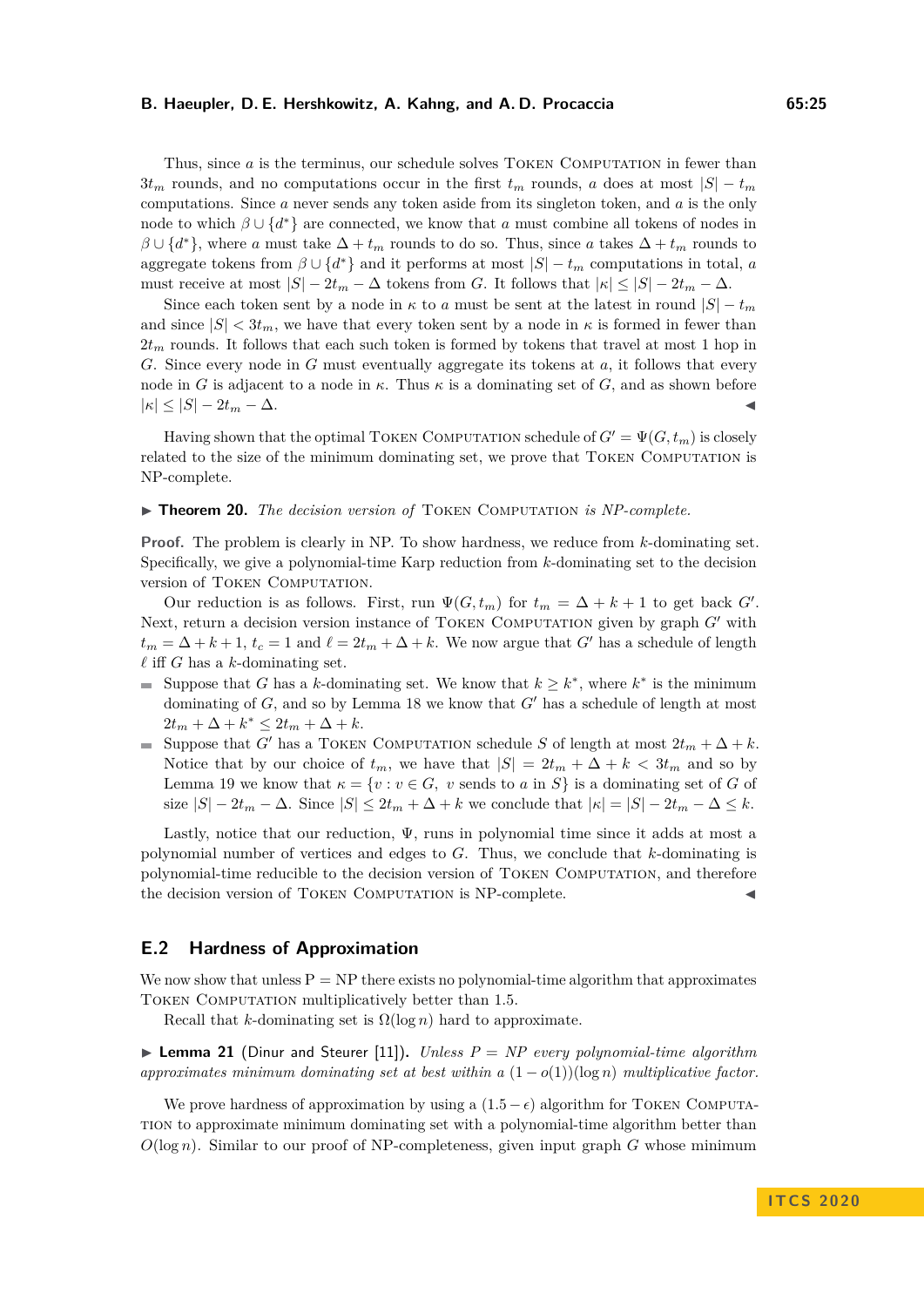Thus, since $a$ is the terminus, our schedule solves Token Computation in fewer than $3t_m$ rounds, and no computations occur in the first $t_m$ rounds, $a$ does at most $|S| - t_m$ computations. Since $a$ never sends any token aside from its singleton token, and $a$ is the only node to which $\beta \cup \{d^*\}$ are connected, we know that $a$ must combine all tokens of nodes in $\beta \cup \{d^*\}$, where $a$ must take $\Delta + t_m$ rounds to do so. Thus, since $a$ takes $\Delta + t_m$ rounds to aggregate tokens from $\beta \cup \{d^*\}$ and it performs at most $|S| - t_m$ computations in total, $a$ must receive at most $|S| - 2t_m - \Delta$ tokens from $G$. It follows that $|\kappa| \leq |S| - 2t_m - \Delta$.

Since each token sent by a node in $\kappa$ to $a$ must be sent at the latest in round $|S| - t_m$ and since $|S| < 3t_m$, we have that every token sent by a node in $\kappa$ is formed in fewer than $2t_m$ rounds. It follows that each such token is formed by tokens that travel at most 1 hop in $G$. Since every node in $G$ must eventually aggregate its tokens at $a$, it follows that every node in $G$ is adjacent to a node in $\kappa$. Thus $\kappa$ is a dominating set of $G$, and as shown before $|\kappa| \leq |S| - 2t_m - \Delta$. ◀

Having shown that the optimal Token Computation schedule of $G' = \Psi(G, t_m)$ is closely related to the size of the minimum dominating set, we prove that Token Computation is NP-complete.

▶ **Theorem 20.** *The decision version of* Token Computation *is NP-complete.*

**Proof.** The problem is clearly in NP. To show hardness, we reduce from $k$-dominating set. Specifically, we give a polynomial-time Karp reduction from $k$-dominating set to the decision version of Token Computation.

Our reduction is as follows. First, run $\Psi(G, t_m)$ for $t_m = \Delta + k + 1$ to get back $G'$. Next, return a decision version instance of Token Computation given by graph $G'$ with $t_m = \Delta + k + 1$, $t_c = 1$ and $\ell = 2t_m + \Delta + k$. We now argue that $G'$ has a schedule of length $\ell$ iff $G$ has a $k$-dominating set.

- Suppose that $G$ has a $k$-dominating set. We know that $k \geq k^*$, where $k^*$ is the minimum dominating of $G$, and so by Lemma 18 we know that $G'$ has a schedule of length at most $2t_m + \Delta + k^* \leq 2t_m + \Delta + k$.
- Suppose that $G'$ has a Token Computation schedule $S$ of length at most $2t_m + \Delta + k$. Notice that by our choice of $t_m$, we have that $|S| = 2t_m + \Delta + k < 3t_m$ and so by Lemma 19 we know that $\kappa = \{v : v \in G,\ v$ sends to $a$ in $S\}$ is a dominating set of $G$ of size $|S| - 2t_m - \Delta$. Since $|S| \leq 2t_m + \Delta + k$ we conclude that $|\kappa| = |S| - 2t_m - \Delta \leq k$.

Lastly, notice that our reduction, $\Psi$, runs in polynomial time since it adds at most a polynomial number of vertices and edges to $G$. Thus, we conclude that $k$-dominating is polynomial-time reducible to the decision version of Token Computation, and therefore the decision version of Token Computation is NP-complete. ◀

## E.2 Hardness of Approximation

We now show that unless P = NP there exists no polynomial-time algorithm that approximates Token Computation multiplicatively better than 1.5.

Recall that $k$-dominating set is $\Omega(\log n)$ hard to approximate.

▶ **Lemma 21** (Dinur and Steurer [11]). *Unless $P = NP$ every polynomial-time algorithm approximates minimum dominating set at best within a $(1 - o(1))(\log n)$ multiplicative factor.*

We prove hardness of approximation by using a $(1.5 - \epsilon)$ algorithm for Token Computation to approximate minimum dominating set with a polynomial-time algorithm better than $O(\log n)$. Similar to our proof of NP-completeness, given input graph $G$ whose minimum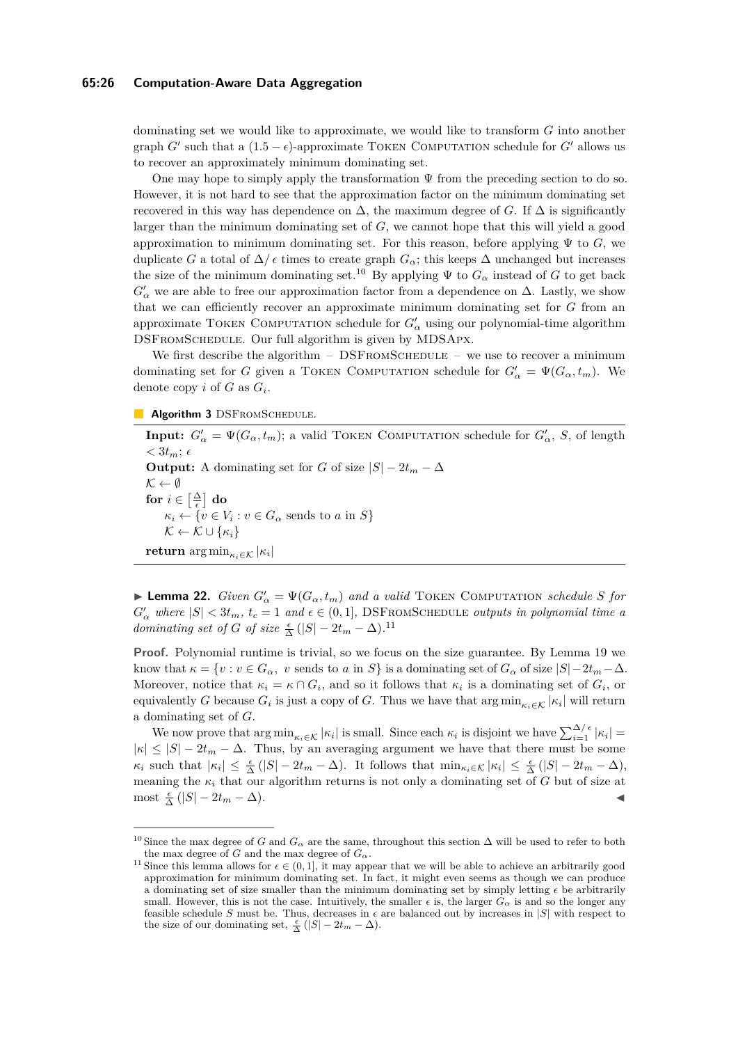dominating set we would like to approximate, we would like to transform $G$ into another graph $G'$ such that a $(1.5 - \epsilon)$-approximate Token Computation schedule for $G'$ allows us to recover an approximately minimum dominating set.

One may hope to simply apply the transformation $\Psi$ from the preceding section to do so. However, it is not hard to see that the approximation factor on the minimum dominating set recovered in this way has dependence on $\Delta$, the maximum degree of $G$. If $\Delta$ is significantly larger than the minimum dominating set of $G$, we cannot hope that this will yield a good approximation to minimum dominating set. For this reason, before applying $\Psi$ to $G$, we duplicate $G$ a total of $\Delta/\epsilon$ times to create graph $G_\alpha$; this keeps $\Delta$ unchanged but increases the size of the minimum dominating set.[10] By applying $\Psi$ to $G_\alpha$ instead of $G$ to get back $G'_\alpha$ we are able to free our approximation factor from a dependence on $\Delta$. Lastly, we show that we can efficiently recover an approximate minimum dominating set for $G$ from an approximate Token Computation schedule for $G'_\alpha$ using our polynomial-time algorithm DSFromSchedule. Our full algorithm is given by MDSApx.

We first describe the algorithm – DSFromSchedule – we use to recover a minimum dominating set for $G$ given a Token Computation schedule for $G'_\alpha = \Psi(G_\alpha, t_m)$. We denote copy $i$ of $G$ as $G_i$.

**Algorithm 3** DSFromSchedule.

**Input:** $G'_\alpha = \Psi(G_\alpha, t_m)$; a valid Token Computation schedule for $G'_\alpha$, $S$, of length $< 3t_m$; $\epsilon$
**Output:** A dominating set for $G$ of size $|S| - 2t_m - \Delta$
$\mathcal{K} \leftarrow \emptyset$
**for** $i \in \left[\frac{\Delta}{\epsilon}\right]$ **do**
  $\kappa_i \leftarrow \{v \in V_i : v \in G_\alpha \text{ sends to } a \text{ in } S\}$
  $\mathcal{K} \leftarrow \mathcal{K} \cup \{\kappa_i\}$
**return** $\arg\min_{\kappa_i \in \mathcal{K}} |\kappa_i|$

▶ **Lemma 22.** *Given $G'_\alpha = \Psi(G_\alpha, t_m)$ and a valid* Token Computation *schedule $S$ for $G'_\alpha$ where $|S| < 3t_m$, $t_c = 1$ and $\epsilon \in (0, 1]$,* DSFromSchedule *outputs in polynomial time a dominating set of $G$ of size $\frac{\epsilon}{\Delta}(|S| - 2t_m - \Delta)$.*[11]

**Proof.** Polynomial runtime is trivial, so we focus on the size guarantee. By Lemma 19 we know that $\kappa = \{v : v \in G_\alpha,\ v \text{ sends to } a \text{ in } S\}$ is a dominating set of $G_\alpha$ of size $|S| - 2t_m - \Delta$. Moreover, notice that $\kappa_i = \kappa \cap G_i$, and so it follows that $\kappa_i$ is a dominating set of $G_i$, or equivalently $G$ because $G_i$ is just a copy of $G$. Thus we have that $\arg\min_{\kappa_i \in \mathcal{K}} |\kappa_i|$ will return a dominating set of $G$.

We now prove that $\arg\min_{\kappa_i \in \mathcal{K}} |\kappa_i|$ is small. Since each $\kappa_i$ is disjoint we have $\sum_{i=1}^{\Delta/\epsilon} |\kappa_i| = |\kappa| \leq |S| - 2t_m - \Delta$. Thus, by an averaging argument we have that there must be some $\kappa_i$ such that $|\kappa_i| \leq \frac{\epsilon}{\Delta}(|S| - 2t_m - \Delta)$. It follows that $\min_{\kappa_i \in \mathcal{K}} |\kappa_i| \leq \frac{\epsilon}{\Delta}(|S| - 2t_m - \Delta)$, meaning the $\kappa_i$ that our algorithm returns is not only a dominating set of $G$ but of size at most $\frac{\epsilon}{\Delta}(|S| - 2t_m - \Delta)$. ◀

[10] Since the max degree of $G$ and $G_\alpha$ are the same, throughout this section $\Delta$ will be used to refer to both the max degree of $G$ and the max degree of $G_\alpha$.

[11] Since this lemma allows for $\epsilon \in (0, 1]$, it may appear that we will be able to achieve an arbitrarily good approximation for minimum dominating set. In fact, it might even seems as though we can produce a dominating set of size smaller than the minimum dominating set by simply letting $\epsilon$ be arbitrarily small. However, this is not the case. Intuitively, the smaller $\epsilon$ is, the larger $G_\alpha$ is and so the longer any feasible schedule $S$ must be. Thus, decreases in $\epsilon$ are balanced out by increases in $|S|$ with respect to the size of our dominating set, $\frac{\epsilon}{\Delta}(|S| - 2t_m - \Delta)$.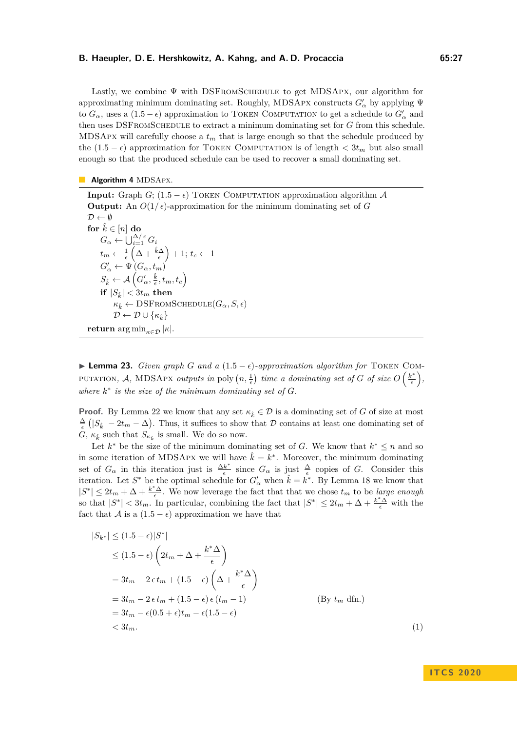Lastly, we combine $\Psi$ with DSFromSchedule to get MDSApx, our algorithm for approximating minimum dominating set. Roughly, MDSApx constructs $G'_\alpha$ by applying $\Psi$ to $G_\alpha$, uses a $(1.5-\epsilon)$ approximation to Token Computation to get a schedule to $G'_\alpha$ and then uses DSFromSchedule to extract a minimum dominating set for $G$ from this schedule. MDSApx will carefully choose a $t_m$ that is large enough so that the schedule produced by the $(1.5-\epsilon)$ approximation for Token Computation is of length $< 3t_m$ but also small enough so that the produced schedule can be used to recover a small dominating set.

**Algorithm 4** MDSApx.

**Input:** Graph $G$; $(1.5-\epsilon)$ Token Computation approximation algorithm $\mathcal{A}$
**Output:** An $O(1/\epsilon)$-approximation for the minimum dominating set of $G$
$\mathcal{D} \leftarrow \emptyset$
**for** $\hat{k} \in [n]$ **do**
  $G_\alpha \leftarrow \bigcup_{i=1}^{\Delta/\epsilon} G_i$
  $t_m \leftarrow \frac{1}{\epsilon}\left(\Delta + \frac{\hat{k}\Delta}{\epsilon}\right) + 1$; $t_c \leftarrow 1$
  $G'_\alpha \leftarrow \Psi(G_\alpha, t_m)$
  $S_{\hat{k}} \leftarrow \mathcal{A}\left(G'_\alpha, \frac{\hat{k}}{\epsilon}, t_m, t_c\right)$
  **if** $|S_{\hat{k}}| < 3t_m$ **then**
    $\kappa_{\hat{k}} \leftarrow$ DSFromSchedule$(G_\alpha, S, \epsilon)$
    $\mathcal{D} \leftarrow \mathcal{D} \cup \{\kappa_{\hat{k}}\}$
**return** $\arg\min_{\kappa \in \mathcal{D}} |\kappa|$.

▶ **Lemma 23.** *Given graph $G$ and a $(1.5-\epsilon)$-approximation algorithm for* Token Computation*, $\mathcal{A}$,* MDSApx *outputs in* poly$\left(n, \frac{1}{\epsilon}\right)$ *time a dominating set of $G$ of size $O\left(\frac{k^*}{\epsilon}\right)$, where $k^*$ is the size of the minimum dominating set of $G$.*

**Proof.** By Lemma 22 we know that any set $\kappa_{\hat{k}} \in \mathcal{D}$ is a dominating set of $G$ of size at most $\frac{\Delta}{\epsilon}\left(|S_{\hat{k}}| - 2t_m - \Delta\right)$. Thus, it suffices to show that $\mathcal{D}$ contains at least one dominating set of $G$, $\kappa_{\hat{k}}$ such that $S_{\kappa_{\hat{k}}}$ is small. We do so now.

Let $k^*$ be the size of the minimum dominating set of $G$. We know that $k^* \leq n$ and so in some iteration of MDSApx we will have $\hat{k} = k^*$. Moreover, the minimum dominating set of $G_\alpha$ in this iteration just is $\frac{\Delta k^*}{\epsilon}$ since $G_\alpha$ is just $\frac{\Delta}{\epsilon}$ copies of $G$. Consider this iteration. Let $S^*$ be the optimal schedule for $G'_\alpha$ when $\hat{k} = k^*$. By Lemma 18 we know that $|S^*| \leq 2t_m + \Delta + \frac{k^*\Delta}{\epsilon}$. We now leverage the fact that that we chose $t_m$ to be *large enough* so that $|S^*| < 3t_m$. In particular, combining the fact that $|S^*| \leq 2t_m + \Delta + \frac{k^*\Delta}{\epsilon}$ with the fact that $\mathcal{A}$ is a $(1.5-\epsilon)$ approximation we have that

$$
\begin{aligned}
|S_{k^*}| &\leq (1.5-\epsilon)|S^*| \\
&\leq (1.5-\epsilon)\left(2t_m + \Delta + \frac{k^*\Delta}{\epsilon}\right) \\
&= 3t_m - 2\,\epsilon\, t_m + (1.5-\epsilon)\left(\Delta + \frac{k^*\Delta}{\epsilon}\right) \\
&= 3t_m - 2\,\epsilon\, t_m + (1.5-\epsilon)\,\epsilon\,(t_m - 1) && \text{(By } t_m \text{ dfn.)} \\
&= 3t_m - \epsilon(0.5+\epsilon)t_m - \epsilon(1.5-\epsilon) \\
&< 3t_m. && (1)
\end{aligned}
$$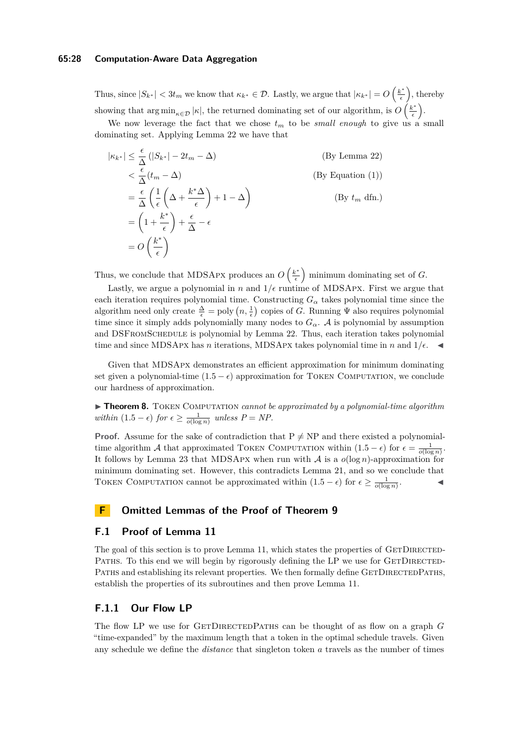Thus, since $|S_{k^*}| < 3t_m$ we know that $\kappa_{k^*} \in \mathcal{D}$. Lastly, we argue that $|\kappa_{k^*}| = O\left(\frac{k^*}{\epsilon}\right)$, thereby showing that $\arg\min_{\kappa \in \mathcal{D}} |\kappa|$, the returned dominating set of our algorithm, is $O\left(\frac{k^*}{\epsilon}\right)$.

We now leverage the fact that we chose $t_m$ to be *small enough* to give us a small dominating set. Applying Lemma 22 we have that

$$
\begin{aligned}
|\kappa_{k^*}| &\leq \frac{\epsilon}{\Delta}\left(|S_{k^*}| - 2t_m - \Delta\right) && \text{(By Lemma 22)}\\
&< \frac{\epsilon}{\Delta}(t_m - \Delta) && \text{(By Equation (1))}\\
&= \frac{\epsilon}{\Delta}\left(\frac{1}{\epsilon}\left(\Delta + \frac{k^*\Delta}{\epsilon}\right) + 1 - \Delta\right) && \text{(By } t_m \text{ dfn.)}\\
&= \left(1 + \frac{k^*}{\epsilon}\right) + \frac{\epsilon}{\Delta} - \epsilon\\
&= O\left(\frac{k^*}{\epsilon}\right)
\end{aligned}
$$

Thus, we conclude that MDSApx produces an $O\left(\frac{k^*}{\epsilon}\right)$ minimum dominating set of $G$.

Lastly, we argue a polynomial in $n$ and $1/\epsilon$ runtime of MDSApx. First we argue that each iteration requires polynomial time. Constructing $G_\alpha$ takes polynomial time since the algorithm need only create $\frac{\Delta}{\epsilon} = \text{poly}\left(n, \frac{1}{\epsilon}\right)$ copies of $G$. Running $\Psi$ also requires polynomial time since it simply adds polynomially many nodes to $G_\alpha$. $\mathcal{A}$ is polynomial by assumption and DSFromSchedule is polynomial by Lemma 22. Thus, each iteration takes polynomial time and since MDSApx has $n$ iterations, MDSApx takes polynomial time in $n$ and $1/\epsilon$. ◀

Given that MDSApx demonstrates an efficient approximation for minimum dominating set given a polynomial-time $(1.5 - \epsilon)$ approximation for Token Computation, we conclude our hardness of approximation.

▶ **Theorem 8.** *Token Computation cannot be approximated by a polynomial-time algorithm within $(1.5 - \epsilon)$ for $\epsilon \geq \frac{1}{o(\log n)}$ unless P = NP.*

**Proof.** Assume for the sake of contradiction that P ≠ NP and there existed a polynomial-time algorithm $\mathcal{A}$ that approximated Token Computation within $(1.5 - \epsilon)$ for $\epsilon = \frac{1}{o(\log n)}$. It follows by Lemma 23 that MDSApx when run with $\mathcal{A}$ is a $o(\log n)$-approximation for minimum dominating set. However, this contradicts Lemma 21, and so we conclude that Token Computation cannot be approximated within $(1.5 - \epsilon)$ for $\epsilon \geq \frac{1}{o(\log n)}$. ◀

# F Omitted Lemmas of the Proof of Theorem 9

## F.1 Proof of Lemma 11

The goal of this section is to prove Lemma 11, which states the properties of GetDirectedPaths. To this end we will begin by rigorously defining the LP we use for GetDirectedPaths and establishing its relevant properties. We then formally define GetDirectedPaths, establish the properties of its subroutines and then prove Lemma 11.

### F.1.1 Our Flow LP

The flow LP we use for GetDirectedPaths can be thought of as flow on a graph $G$ "time-expanded" by the maximum length that a token in the optimal schedule travels. Given any schedule we define the *distance* that singleton token $a$ travels as the number of times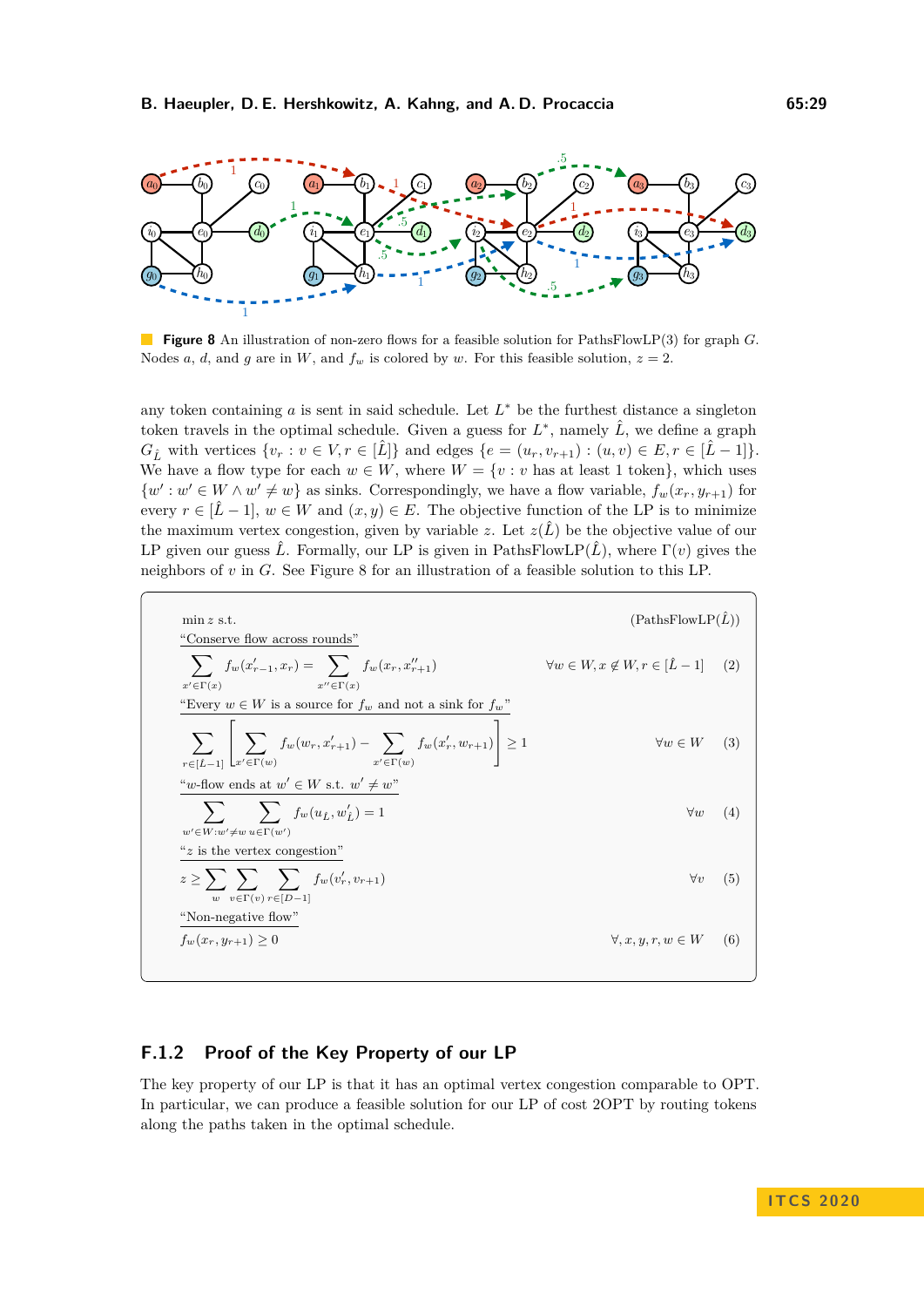**Figure 8** An illustration of non-zero flows for a feasible solution for PathsFlowLP(3) for graph $G$. Nodes $a$, $d$, and $g$ are in $W$, and $f_w$ is colored by $w$. For this feasible solution, $z = 2$.

any token containing $a$ is sent in said schedule. Let $L^*$ be the furthest distance a singleton token travels in the optimal schedule. Given a guess for $L^*$, namely $\hat{L}$, we define a graph $G_{\hat{L}}$ with vertices $\{v_r : v \in V, r \in [\hat{L}]\}$ and edges $\{e = (u_r, v_{r+1}) : (u, v) \in E, r \in [\hat{L} - 1]\}$. We have a flow type for each $w \in W$, where $W = \{v : v$ has at least 1 token$\}$, which uses $\{w' : w' \in W \wedge w' \neq w\}$ as sinks. Correspondingly, we have a flow variable, $f_w(x_r, y_{r+1})$ for every $r \in [\hat{L} - 1]$, $w \in W$ and $(x, y) \in E$. The objective function of the LP is to minimize the maximum vertex congestion, given by variable $z$. Let $z(\hat{L})$ be the objective value of our LP given our guess $\hat{L}$. Formally, our LP is given in PathsFlowLP($\hat{L}$), where $\Gamma(v)$ gives the neighbors of $v$ in $G$. See Figure 8 for an illustration of a feasible solution to this LP.

$\min z$ s.t. (PathsFlowLP($\hat{L}$))

"Conserve flow across rounds"

$$\sum_{x' \in \Gamma(x)} f_w(x'_{r-1}, x_r) = \sum_{x'' \in \Gamma(x)} f_w(x_r, x''_{r+1}) \qquad \forall w \in W, x \notin W, r \in [\hat{L} - 1] \quad (2)$$

"Every $w \in W$ is a source for $f_w$ and not a sink for $f_w$"

$$\sum_{r \in [L-1]} \left[ \sum_{x' \in \Gamma(w)} f_w(w_r, x'_{r+1}) - \sum_{x' \in \Gamma(w)} f_w(x'_r, w_{r+1}) \right] \geq 1 \qquad \forall w \in W \quad (3)$$

"$w$-flow ends at $w' \in W$ s.t. $w' \neq w$"

$$\sum_{w' \in W : w' \neq w} \sum_{u \in \Gamma(w')} f_w(u_L, w'_L) = 1 \qquad \forall w \quad (4)$$

"$z$ is the vertex congestion"

$$z \geq \sum_{w} \sum_{v \in \Gamma(v)} \sum_{r \in [D-1]} f_w(v'_r, v_{r+1}) \qquad \forall v \quad (5)$$

"Non-negative flow"

$$f_w(x_r, y_{r+1}) \geq 0 \qquad \forall, x, y, r, w \in W \quad (6)$$

### F.1.2 Proof of the Key Property of our LP

The key property of our LP is that it has an optimal vertex congestion comparable to OPT. In particular, we can produce a feasible solution for our LP of cost 2OPT by routing tokens along the paths taken in the optimal schedule.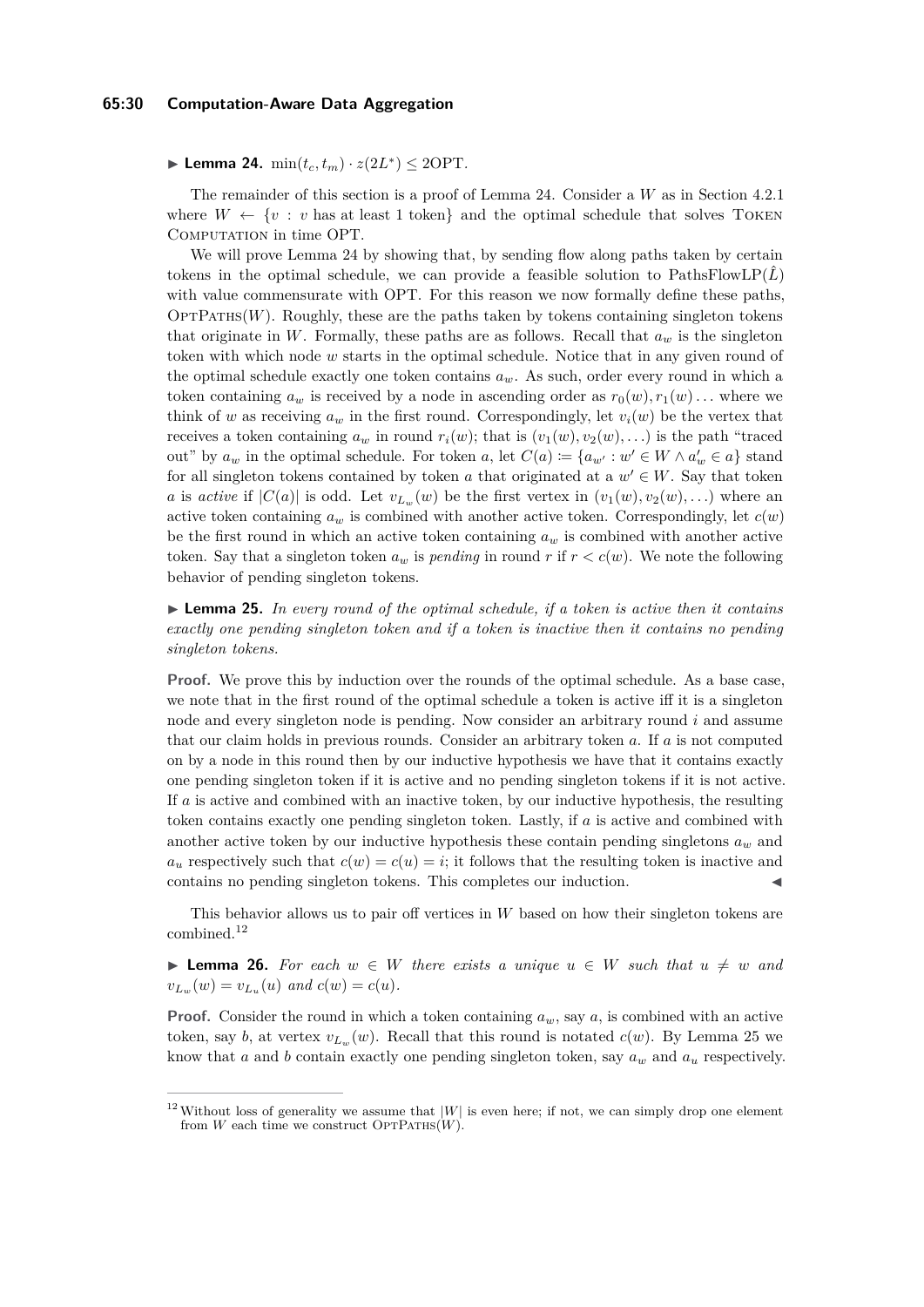▶ **Lemma 24.** $\min(t_c, t_m) \cdot z(2L^*) \leq 2\text{OPT}$.

The remainder of this section is a proof of Lemma 24. Consider a $W$ as in Section 4.2.1 where $W \leftarrow \{v : v \text{ has at least 1 token}\}$ and the optimal schedule that solves Token Computation in time OPT.

We will prove Lemma 24 by showing that, by sending flow along paths taken by certain tokens in the optimal schedule, we can provide a feasible solution to PathsFlowLP($\hat{L}$) with value commensurate with OPT. For this reason we now formally define these paths, OptPaths($W$). Roughly, these are the paths taken by tokens containing singleton tokens that originate in $W$. Formally, these paths are as follows. Recall that $a_w$ is the singleton token with which node $w$ starts in the optimal schedule. Notice that in any given round of the optimal schedule exactly one token contains $a_w$. As such, order every round in which a token containing $a_w$ is received by a node in ascending order as $r_0(w), r_1(w) \dots$ where we think of $w$ as receiving $a_w$ in the first round. Correspondingly, let $v_i(w)$ be the vertex that receives a token containing $a_w$ in round $r_i(w)$; that is $(v_1(w), v_2(w), \dots)$ is the path "traced out" by $a_w$ in the optimal schedule. For token $a$, let $C(a) := \{a_{w'} : w' \in W \wedge a'_w \in a\}$ stand for all singleton tokens contained by token $a$ that originated at a $w' \in W$. Say that token $a$ is *active* if $|C(a)|$ is odd. Let $v_{L_w}(w)$ be the first vertex in $(v_1(w), v_2(w), \dots)$ where an active token containing $a_w$ is combined with another active token. Correspondingly, let $c(w)$ be the first round in which an active token containing $a_w$ is combined with another active token. Say that a singleton token $a_w$ is *pending* in round $r$ if $r < c(w)$. We note the following behavior of pending singleton tokens.

▶ **Lemma 25.** *In every round of the optimal schedule, if a token is active then it contains exactly one pending singleton token and if a token is inactive then it contains no pending singleton tokens.*

**Proof.** We prove this by induction over the rounds of the optimal schedule. As a base case, we note that in the first round of the optimal schedule a token is active iff it is a singleton node and every singleton node is pending. Now consider an arbitrary round $i$ and assume that our claim holds in previous rounds. Consider an arbitrary token $a$. If $a$ is not computed on by a node in this round then by our inductive hypothesis we have that it contains exactly one pending singleton token if it is active and no pending singleton tokens if it is not active. If $a$ is active and combined with an inactive token, by our inductive hypothesis, the resulting token contains exactly one pending singleton token. Lastly, if $a$ is active and combined with another active token by our inductive hypothesis these contain pending singletons $a_w$ and $a_u$ respectively such that $c(w) = c(u) = i$; it follows that the resulting token is inactive and contains no pending singleton tokens. This completes our induction. ◀

This behavior allows us to pair off vertices in $W$ based on how their singleton tokens are combined.[12]

▶ **Lemma 26.** *For each $w \in W$ there exists a unique $u \in W$ such that $u \neq w$ and $v_{L_w}(w) = v_{L_u}(u)$ and $c(w) = c(u)$.*

**Proof.** Consider the round in which a token containing $a_w$, say $a$, is combined with an active token, say $b$, at vertex $v_{L_w}(w)$. Recall that this round is notated $c(w)$. By Lemma 25 we know that $a$ and $b$ contain exactly one pending singleton token, say $a_w$ and $a_u$ respectively.

[12] Without loss of generality we assume that $|W|$ is even here; if not, we can simply drop one element from $W$ each time we construct OptPaths($W$).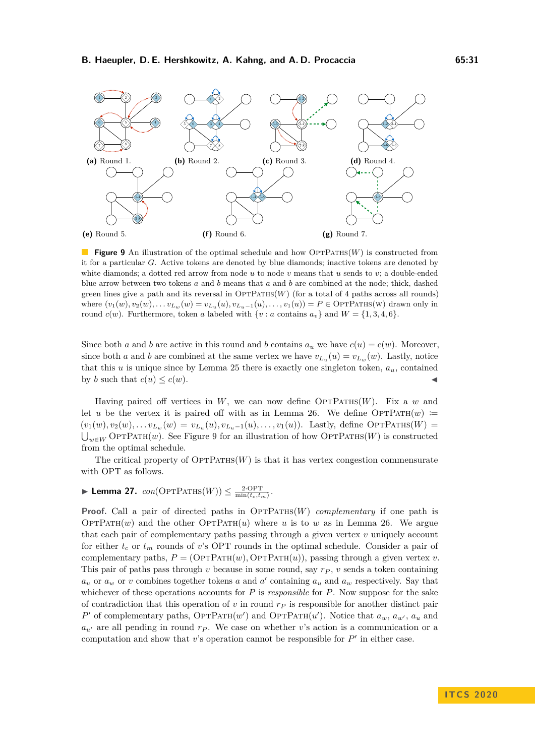(a) Round 1. (b) Round 2. (c) Round 3. (d) Round 4.

(e) Round 5. (f) Round 6. (g) Round 7.

**Figure 9** An illustration of the optimal schedule and how $\text{OptPaths}(W)$ is constructed from it for a particular $G$. Active tokens are denoted by blue diamonds; inactive tokens are denoted by white diamonds; a dotted red arrow from node $u$ to node $v$ means that $u$ sends to $v$; a double-ended blue arrow between two tokens $a$ and $b$ means that $a$ and $b$ are combined at the node; thick, dashed green lines give a path and its reversal in $\text{OptPaths}(W)$ (for a total of 4 paths across all rounds) where $(v_1(w), v_2(w), \ldots v_{L_w}(w) = v_{L_u}(u), v_{L_u-1}(u), \ldots, v_1(u)) = P \in \text{OptPaths}(W)$ drawn only in round $c(w)$. Furthermore, token $a$ labeled with $\{v : a \text{ contains } a_v\}$ and $W = \{1, 3, 4, 6\}$.

Since both $a$ and $b$ are active in this round and $b$ contains $a_u$ we have $c(u) = c(w)$. Moreover, since both $a$ and $b$ are combined at the same vertex we have $v_{L_u}(u) = v_{L_w}(w)$. Lastly, notice that this $u$ is unique since by Lemma 25 there is exactly one singleton token, $a_u$, contained by $b$ such that $c(u) \leq c(w)$. ◀

Having paired off vertices in $W$, we can now define $\text{OptPaths}(W)$. Fix a $w$ and let $u$ be the vertex it is paired off with as in Lemma 26. We define $\text{OptPath}(w) := (v_1(w), v_2(w), \ldots v_{L_w}(w) = v_{L_u}(u), v_{L_u-1}(u), \ldots, v_1(u))$. Lastly, define $\text{OptPaths}(W) = \bigcup_{w \in W} \text{OptPath}(w)$. See Figure 9 for an illustration of how $\text{OptPaths}(W)$ is constructed from the optimal schedule.

The critical property of $\text{OptPaths}(W)$ is that it has vertex congestion commensurate with OPT as follows.

▶ **Lemma 27.** $con(\text{OptPaths}(W)) \leq \frac{2 \cdot \text{OPT}}{\min(t_c, t_m)}$.

**Proof.** Call a pair of directed paths in $\text{OptPaths}(W)$ *complementary* if one path is $\text{OptPath}(w)$ and the other $\text{OptPath}(u)$ where $u$ is to $w$ as in Lemma 26. We argue that each pair of complementary paths passing through a given vertex $v$ uniquely account for either $t_c$ or $t_m$ rounds of $v$'s OPT rounds in the optimal schedule. Consider a pair of complementary paths, $P = (\text{OptPath}(w), \text{OptPath}(u))$, passing through a given vertex $v$. This pair of paths pass through $v$ because in some round, say $r_P$, $v$ sends a token containing $a_u$ or $a_w$ or $v$ combines together tokens $a$ and $a'$ containing $a_u$ and $a_w$ respectively. Say that whichever of these operations accounts for $P$ is *responsible* for $P$. Now suppose for the sake of contradiction that this operation of $v$ in round $r_P$ is responsible for another distinct pair $P'$ of complementary paths, $\text{OptPath}(w')$ and $\text{OptPath}(u')$. Notice that $a_w$, $a_{w'}$, $a_u$ and $a_{u'}$ are all pending in round $r_P$. We case on whether $v$'s action is a communication or a computation and show that $v$'s operation cannot be responsible for $P'$ in either case.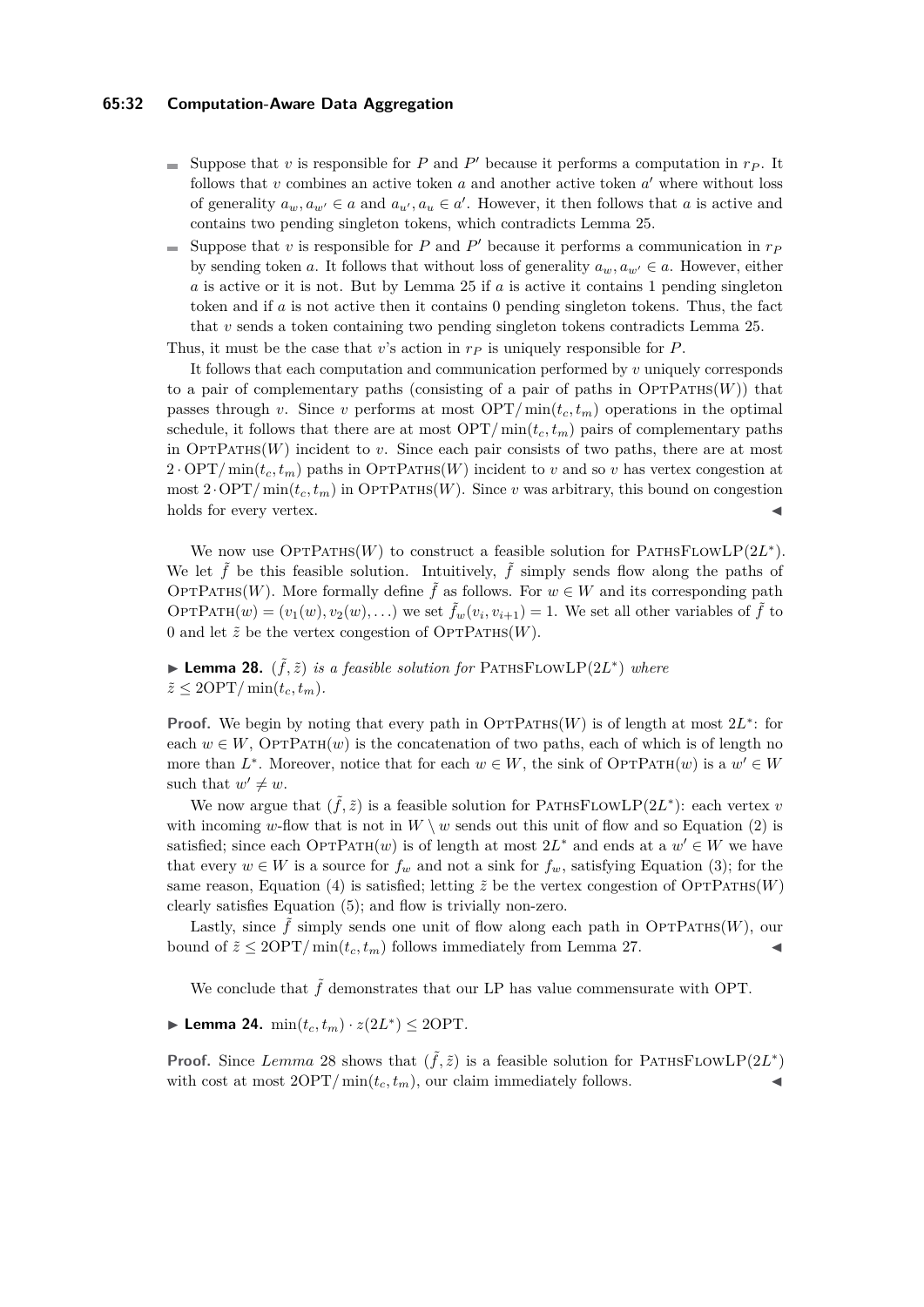- Suppose that $v$ is responsible for $P$ and $P'$ because it performs a computation in $r_P$. It follows that $v$ combines an active token $a$ and another active token $a'$ where without loss of generality $a_w, a_{w'} \in a$ and $a_{u'}, a_u \in a'$. However, it then follows that $a$ is active and contains two pending singleton tokens, which contradicts Lemma 25.
- Suppose that $v$ is responsible for $P$ and $P'$ because it performs a communication in $r_P$ by sending token $a$. It follows that without loss of generality $a_w, a_{w'} \in a$. However, either $a$ is active or it is not. But by Lemma 25 if $a$ is active it contains 1 pending singleton token and if $a$ is not active then it contains 0 pending singleton tokens. Thus, the fact that $v$ sends a token containing two pending singleton tokens contradicts Lemma 25.

Thus, it must be the case that $v$'s action in $r_P$ is uniquely responsible for $P$.

It follows that each computation and communication performed by $v$ uniquely corresponds to a pair of complementary paths (consisting of a pair of paths in $\textsc{OptPaths}(W)$) that passes through $v$. Since $v$ performs at most $\text{OPT}/\min(t_c, t_m)$ operations in the optimal schedule, it follows that there are at most $\text{OPT}/\min(t_c, t_m)$ pairs of complementary paths in $\textsc{OptPaths}(W)$ incident to $v$. Since each pair consists of two paths, there are at most $2 \cdot \text{OPT}/\min(t_c, t_m)$ paths in $\textsc{OptPaths}(W)$ incident to $v$ and so $v$ has vertex congestion at most $2 \cdot \text{OPT}/\min(t_c, t_m)$ in $\textsc{OptPaths}(W)$. Since $v$ was arbitrary, this bound on congestion holds for every vertex. ◀

We now use $\textsc{OptPaths}(W)$ to construct a feasible solution for $\textsc{PathsFlowLP}(2L^*)$. We let $\tilde{f}$ be this feasible solution. Intuitively, $\tilde{f}$ simply sends flow along the paths of $\textsc{OptPaths}(W)$. More formally define $\tilde{f}$ as follows. For $w \in W$ and its corresponding path $\textsc{OptPath}(w) = (v_1(w), v_2(w), \ldots)$ we set $\tilde{f}_w(v_i, v_{i+1}) = 1$. We set all other variables of $\tilde{f}$ to 0 and let $\tilde{z}$ be the vertex congestion of $\textsc{OptPaths}(W)$.

▶ **Lemma 28.** *$(\tilde{f}, \tilde{z})$ is a feasible solution for* $\textsc{PathsFlowLP}(2L^*)$ *where* $\tilde{z} \leq 2\text{OPT}/\min(t_c, t_m)$.

**Proof.** We begin by noting that every path in $\textsc{OptPaths}(W)$ is of length at most $2L^*$: for each $w \in W$, $\textsc{OptPath}(w)$ is the concatenation of two paths, each of which is of length no more than $L^*$. Moreover, notice that for each $w \in W$, the sink of $\textsc{OptPath}(w)$ is a $w' \in W$ such that $w' \neq w$.

We now argue that $(\tilde{f}, \tilde{z})$ is a feasible solution for $\textsc{PathsFlowLP}(2L^*)$: each vertex $v$ with incoming $w$-flow that is not in $W \setminus w$ sends out this unit of flow and so Equation (2) is satisfied; since each $\textsc{OptPath}(w)$ is of length at most $2L^*$ and ends at a $w' \in W$ we have that every $w \in W$ is a source for $f_w$ and not a sink for $f_w$, satisfying Equation (3); for the same reason, Equation (4) is satisfied; letting $\tilde{z}$ be the vertex congestion of $\textsc{OptPaths}(W)$ clearly satisfies Equation (5); and flow is trivially non-zero.

Lastly, since $\tilde{f}$ simply sends one unit of flow along each path in $\textsc{OptPaths}(W)$, our bound of $\tilde{z} \leq 2\text{OPT}/\min(t_c, t_m)$ follows immediately from Lemma 27. ◀

We conclude that $\tilde{f}$ demonstrates that our LP has value commensurate with OPT.

▶ **Lemma 24.** $\min(t_c, t_m) \cdot z(2L^*) \leq 2\text{OPT}$.

**Proof.** Since *Lemma* 28 shows that $(\tilde{f}, \tilde{z})$ is a feasible solution for $\textsc{PathsFlowLP}(2L^*)$ with cost at most $2\text{OPT}/\min(t_c, t_m)$, our claim immediately follows. ◀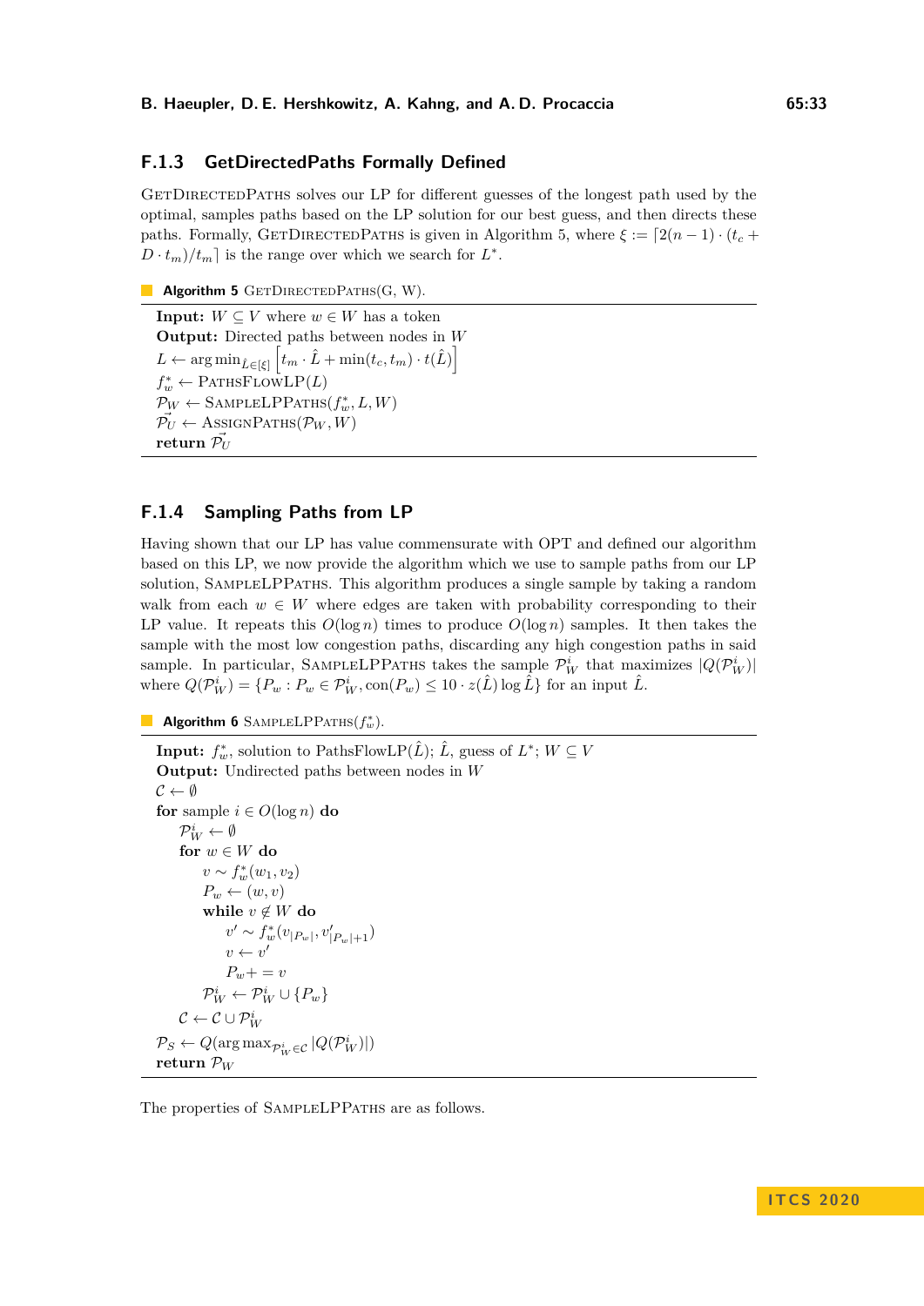### F.1.3 GetDirectedPaths Formally Defined

GetDirectedPaths solves our LP for different guesses of the longest path used by the optimal, samples paths based on the LP solution for our best guess, and then directs these paths. Formally, GetDirectedPaths is given in Algorithm 5, where $\xi := \lceil 2(n-1) \cdot (t_c + D \cdot t_m)/t_m \rceil$ is the range over which we search for $L^*$.

**Algorithm 5** GetDirectedPaths(G, W).

**Input:** $W \subseteq V$ where $w \in W$ has a token
**Output:** Directed paths between nodes in $W$
$L \leftarrow \arg\min_{\hat{L} \in [\xi]} \left[ t_m \cdot \hat{L} + \min(t_c, t_m) \cdot t(\hat{L}) \right]$
$f_w^* \leftarrow$ PathsFlowLP($L$)
$\mathcal{P}_W \leftarrow$ SampleLPPaths($f_w^*, L, W$)
$\vec{\mathcal{P}_U} \leftarrow$ AssignPaths($\mathcal{P}_W, W$)
**return** $\vec{\mathcal{P}_U}$

### F.1.4 Sampling Paths from LP

Having shown that our LP has value commensurate with OPT and defined our algorithm based on this LP, we now provide the algorithm which we use to sample paths from our LP solution, SampleLPPaths. This algorithm produces a single sample by taking a random walk from each $w \in W$ where edges are taken with probability corresponding to their LP value. It repeats this $O(\log n)$ times to produce $O(\log n)$ samples. It then takes the sample with the most low congestion paths, discarding any high congestion paths in said sample. In particular, SampleLPPaths takes the sample $\mathcal{P}_W^i$ that maximizes $|Q(\mathcal{P}_W^i)|$ where $Q(\mathcal{P}_W^i) = \{P_w : P_w \in \mathcal{P}_W^i, \text{con}(P_w) \leq 10 \cdot z(\hat{L}) \log \hat{L}\}$ for an input $\hat{L}$.

**Algorithm 6** SampleLPPaths($f_w^*$).

**Input:** $f_w^*$, solution to PathsFlowLP($\hat{L}$); $\hat{L}$, guess of $L^*$; $W \subseteq V$
**Output:** Undirected paths between nodes in $W$
$\mathcal{C} \leftarrow \emptyset$
**for** sample $i \in O(\log n)$ **do**
  $\mathcal{P}_W^i \leftarrow \emptyset$
  **for** $w \in W$ **do**
    $v \sim f_w^*(w_1, v_2)$
    $P_w \leftarrow (w, v)$
    **while** $v \notin W$ **do**
      $v' \sim f_w^*(v_{|P_w|}, v'_{|P_w|+1})$
      $v \leftarrow v'$
      $P_w += v$
    $\mathcal{P}_W^i \leftarrow \mathcal{P}_W^i \cup \{P_w\}$
  $\mathcal{C} \leftarrow \mathcal{C} \cup \mathcal{P}_W^i$
$\mathcal{P}_S \leftarrow Q(\arg\max_{\mathcal{P}_W^i \in \mathcal{C}} |Q(\mathcal{P}_W^i)|)$
**return** $\mathcal{P}_W$

The properties of SampleLPPaths are as follows.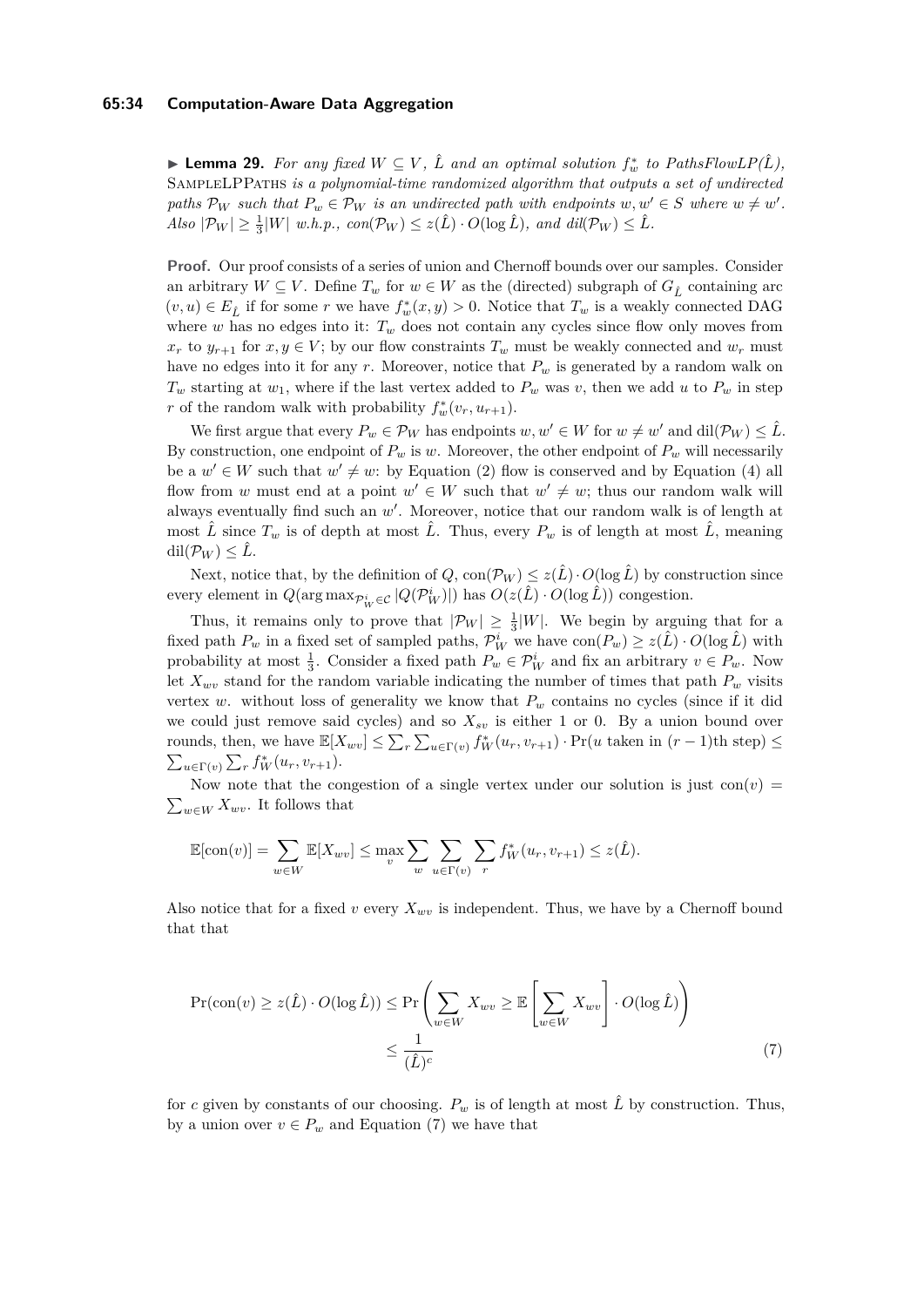▶ **Lemma 29.** *For any fixed $W \subseteq V$, $\hat{L}$ and an optimal solution $f_w^*$ to PathsFlowLP($\hat{L}$),* SampleLPPaths *is a polynomial-time randomized algorithm that outputs a set of undirected paths $\mathcal{P}_W$ such that $P_w \in \mathcal{P}_W$ is an undirected path with endpoints $w, w' \in S$ where $w \neq w'$. Also $|\mathcal{P}_W| \geq \frac{1}{3}|W|$ w.h.p., con($\mathcal{P}_W$) $\leq z(\hat{L}) \cdot O(\log \hat{L})$, and dil($\mathcal{P}_W$) $\leq \hat{L}$.*

**Proof.** Our proof consists of a series of union and Chernoff bounds over our samples. Consider an arbitrary $W \subseteq V$. Define $T_w$ for $w \in W$ as the (directed) subgraph of $G_{\hat{L}}$ containing arc $(v, u) \in E_{\hat{L}}$ if for some $r$ we have $f_w^*(x, y) > 0$. Notice that $T_w$ is a weakly connected DAG where $w$ has no edges into it: $T_w$ does not contain any cycles since flow only moves from $x_r$ to $y_{r+1}$ for $x, y \in V$; by our flow constraints $T_w$ must be weakly connected and $w_r$ must have no edges into it for any $r$. Moreover, notice that $P_w$ is generated by a random walk on $T_w$ starting at $w_1$, where if the last vertex added to $P_w$ was $v$, then we add $u$ to $P_w$ in step $r$ of the random walk with probability $f_w^*(v_r, u_{r+1})$.

We first argue that every $P_w \in \mathcal{P}_W$ has endpoints $w, w' \in W$ for $w \neq w'$ and $\text{dil}(\mathcal{P}_W) \leq \hat{L}$. By construction, one endpoint of $P_w$ is $w$. Moreover, the other endpoint of $P_w$ will necessarily be a $w' \in W$ such that $w' \neq w$: by Equation (2) flow is conserved and by Equation (4) all flow from $w$ must end at a point $w' \in W$ such that $w' \neq w$; thus our random walk will always eventually find such an $w'$. Moreover, notice that our random walk is of length at most $\hat{L}$ since $T_w$ is of depth at most $\hat{L}$. Thus, every $P_w$ is of length at most $\hat{L}$, meaning $\text{dil}(\mathcal{P}_W) \leq \hat{L}$.

Next, notice that, by the definition of $Q$, $\text{con}(\mathcal{P}_W) \leq z(\hat{L}) \cdot O(\log \hat{L})$ by construction since every element in $Q(\arg\max_{\mathcal{P}_W^i \in \mathcal{C}} |Q(\mathcal{P}_W^i)|)$ has $O(z(\hat{L}) \cdot O(\log \hat{L}))$ congestion.

Thus, it remains only to prove that $|\mathcal{P}_W| \geq \frac{1}{3}|W|$. We begin by arguing that for a fixed path $P_w$ in a fixed set of sampled paths, $\mathcal{P}_W^i$ we have $\text{con}(P_w) \geq z(\hat{L}) \cdot O(\log \hat{L})$ with probability at most $\frac{1}{3}$. Consider a fixed path $P_w \in \mathcal{P}_W^i$ and fix an arbitrary $v \in P_w$. Now let $X_{wv}$ stand for the random variable indicating the number of times that path $P_w$ visits vertex $w$. without loss of generality we know that $P_w$ contains no cycles (since if it did we could just remove said cycles) and so $X_{sv}$ is either 1 or 0. By a union bound over rounds, then, we have $\mathbb{E}[X_{wv}] \leq \sum_r \sum_{u \in \Gamma(v)} f_W^*(u_r, v_{r+1}) \cdot \Pr(u \text{ taken in } (r-1)\text{th step}) \leq \sum_{u \in \Gamma(v)} \sum_r f_W^*(u_r, v_{r+1})$.

Now note that the congestion of a single vertex under our solution is just $\text{con}(v) = \sum_{w \in W} X_{wv}$. It follows that

$$\mathbb{E}[\text{con}(v)] = \sum_{w \in W} \mathbb{E}[X_{wv}] \leq \max_v \sum_w \sum_{u \in \Gamma(v)} \sum_r f_W^*(u_r, v_{r+1}) \leq z(\hat{L}).$$

Also notice that for a fixed $v$ every $X_{wv}$ is independent. Thus, we have by a Chernoff bound that that

$$\Pr(\text{con}(v) \geq z(\hat{L}) \cdot O(\log \hat{L})) \leq \Pr\left(\sum_{w \in W} X_{wv} \geq \mathbb{E}\left[\sum_{w \in W} X_{wv}\right] \cdot O(\log \hat{L})\right) \leq \frac{1}{(\hat{L})^c} \tag{7}$$

for $c$ given by constants of our choosing. $P_w$ is of length at most $\hat{L}$ by construction. Thus, by a union over $v \in P_w$ and Equation (7) we have that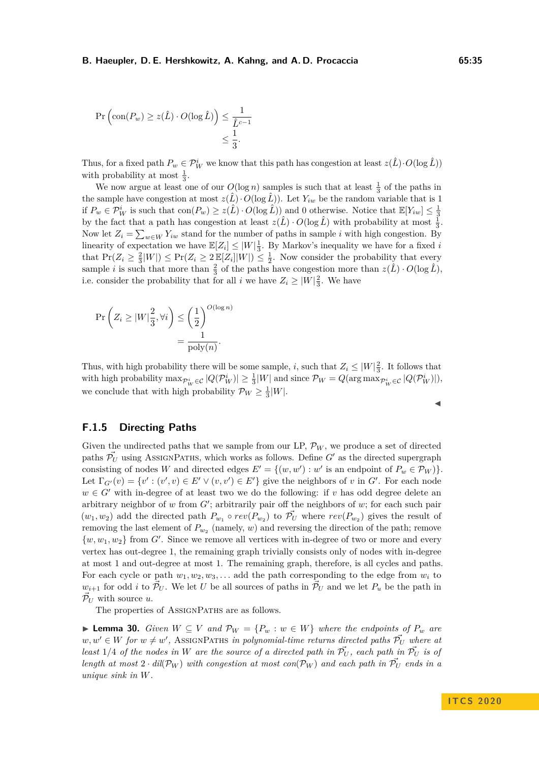$$\Pr\left(\text{con}(P_w) \geq z(\hat{L}) \cdot O(\log \hat{L})\right) \leq \frac{1}{\hat{L}^{c-1}}$$
$$\leq \frac{1}{3}.$$

Thus, for a fixed path $P_w \in \mathcal{P}_W^i$ we know that this path has congestion at least $z(\hat{L}) \cdot O(\log \hat{L}))$ with probability at most $\frac{1}{3}$.

We now argue at least one of our $O(\log n)$ samples is such that at least $\frac{1}{3}$ of the paths in the sample have congestion at most $z(\hat{L}) \cdot O(\log \hat{L}))$. Let $Y_{iw}$ be the random variable that is 1 if $P_w \in \mathcal{P}_W^i$ is such that $\text{con}(P_w) \geq z(\hat{L}) \cdot O(\log \hat{L}))$ and 0 otherwise. Notice that $\mathbb{E}[Y_{iw}] \leq \frac{1}{3}$ by the fact that a path has congestion at least $z(\hat{L}) \cdot O(\log \hat{L})$ with probability at most $\frac{1}{3}$. Now let $Z_i = \sum_{w \in W} Y_{iw}$ stand for the number of paths in sample $i$ with high congestion. By linearity of expectation we have $\mathbb{E}[Z_i] \leq |W|\frac{1}{3}$. By Markov's inequality we have for a fixed $i$ that $\Pr(Z_i \geq \frac{2}{3}|W|) \leq \Pr(Z_i \geq 2\,\mathbb{E}[Z_i]|W|) \leq \frac{1}{2}$. Now consider the probability that every sample $i$ is such that more than $\frac{2}{3}$ of the paths have congestion more than $z(\hat{L}) \cdot O(\log \hat{L})$, i.e. consider the probability that for all $i$ we have $Z_i \geq |W|\frac{2}{3}$. We have

$$\Pr\left(Z_i \geq |W|\frac{2}{3}, \forall i\right) \leq \left(\frac{1}{2}\right)^{O(\log n)}$$
$$= \frac{1}{\text{poly}(n)}.$$

Thus, with high probability there will be some sample, $i$, such that $Z_i \leq |W|\frac{2}{3}$. It follows that with high probability $\max_{\mathcal{P}_W^i \in \mathcal{C}} |Q(\mathcal{P}_W^i)| \geq \frac{1}{3}|W|$ and since $\mathcal{P}_W = Q(\arg\max_{\mathcal{P}_W^i \in \mathcal{C}} |Q(\mathcal{P}_W^i)|)$, we conclude that with high probability $\mathcal{P}_W \geq \frac{1}{3}|W|$. ◂

### F.1.5 Directing Paths

Given the undirected paths that we sample from our LP, $\mathcal{P}_W$, we produce a set of directed paths $\vec{\mathcal{P}_U}$ using AssignPaths, which works as follows. Define $G'$ as the directed supergraph consisting of nodes $W$ and directed edges $E' = \{(w, w') : w' \text{ is an endpoint of } P_w \in \mathcal{P}_W)\}$. Let $\Gamma_{G'}(v) = \{v' : (v', v) \in E' \vee (v, v') \in E'\}$ give the neighbors of $v$ in $G'$. For each node $w \in G'$ with in-degree of at least two we do the following: if $v$ has odd degree delete an arbitrary neighbor of $w$ from $G'$; arbitrarily pair off the neighbors of $w$; for each such pair $(w_1, w_2)$ add the directed path $P_{w_1} \circ rev(P_{w_2})$ to $\vec{\mathcal{P}_U}$ where $rev(P_{w_2})$ gives the result of removing the last element of $P_{w_2}$ (namely, $w$) and reversing the direction of the path; remove $\{w, w_1, w_2\}$ from $G'$. Since we remove all vertices with in-degree of two or more and every vertex has out-degree 1, the remaining graph trivially consists only of nodes with in-degree at most 1 and out-degree at most 1. The remaining graph, therefore, is all cycles and paths. For each cycle or path $w_1, w_2, w_3, \ldots$ add the path corresponding to the edge from $w_i$ to $w_{i+1}$ for odd $i$ to $\vec{\mathcal{P}_U}$. We let $U$ be all sources of paths in $\vec{\mathcal{P}_U}$ and we let $P_u$ be the path in $\vec{\mathcal{P}_U}$ with source $u$.

The properties of AssignPaths are as follows.

▸ **Lemma 30.** *Given $W \subseteq V$ and $\mathcal{P}_W = \{P_w : w \in W\}$ where the endpoints of $P_w$ are $w, w' \in W$ for $w \neq w'$, AssignPaths in polynomial-time returns directed paths $\vec{\mathcal{P}_U}$ where at least $1/4$ of the nodes in $W$ are the source of a directed path in $\vec{\mathcal{P}_U}$, each path in $\vec{\mathcal{P}_U}$ is of length at most $2 \cdot dil(\mathcal{P}_W)$ with congestion at most $con(\mathcal{P}_W)$ and each path in $\vec{\mathcal{P}_U}$ ends in a unique sink in $W$.*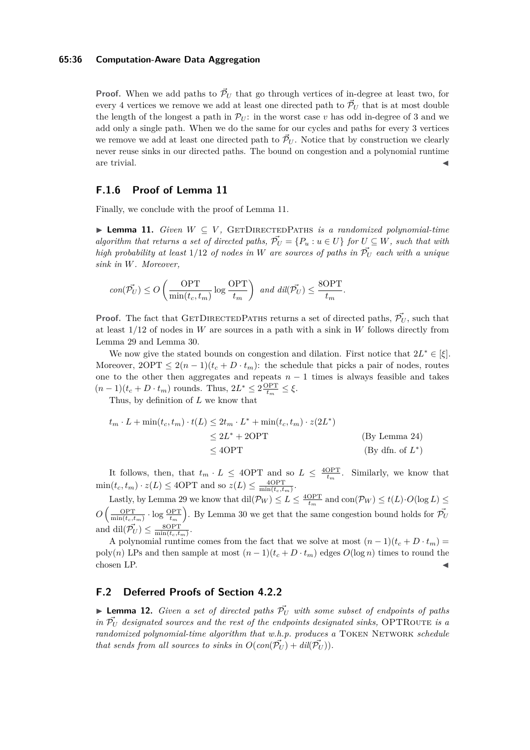**Proof.** When we add paths to $\vec{\mathcal{P}}_U$ that go through vertices of in-degree at least two, for every 4 vertices we remove we add at least one directed path to $\vec{\mathcal{P}}_U$ that is at most double the length of the longest a path in $\mathcal{P}_U$: in the worst case $v$ has odd in-degree of 3 and we add only a single path. When we do the same for our cycles and paths for every 3 vertices we remove we add at least one directed path to $\vec{\mathcal{P}}_U$. Notice that by construction we clearly never reuse sinks in our directed paths. The bound on congestion and a polynomial runtime are trivial. ◀

### F.1.6 Proof of Lemma 11

Finally, we conclude with the proof of Lemma 11.

▶ **Lemma 11.** *Given $W \subseteq V$,* GetDirectedPaths *is a randomized polynomial-time algorithm that returns a set of directed paths, $\vec{\mathcal{P}_U} = \{P_u : u \in U\}$ for $U \subseteq W$, such that with high probability at least $1/12$ of nodes in $W$ are sources of paths in $\vec{\mathcal{P}_U}$ each with a unique sink in $W$. Moreover,*

$$con(\vec{\mathcal{P}_U}) \leq O\left(\frac{\text{OPT}}{\min(t_c, t_m)} \log \frac{\text{OPT}}{t_m}\right) \text{ and } dil(\vec{\mathcal{P}_U}) \leq \frac{8\text{OPT}}{t_m}.$$

**Proof.** The fact that GetDirectedPaths returns a set of directed paths, $\vec{\mathcal{P}_U}$, such that at least $1/12$ of nodes in $W$ are sources in a path with a sink in $W$ follows directly from Lemma 29 and Lemma 30.

We now give the stated bounds on congestion and dilation. First notice that $2L^* \in [\xi]$. Moreover, $2\text{OPT} \leq 2(n-1)(t_c + D \cdot t_m)$: the schedule that picks a pair of nodes, routes one to the other then aggregates and repeats $n-1$ times is always feasible and takes $(n-1)(t_c + D \cdot t_m)$ rounds. Thus, $2L^* \leq 2\frac{\text{OPT}}{t_m} \leq \xi$.

Thus, by definition of $L$ we know that

$$\begin{aligned}
t_m \cdot L + \min(t_c, t_m) \cdot t(L) &\leq 2t_m \cdot L^* + \min(t_c, t_m) \cdot z(2L^*) \\
&\leq 2L^* + 2\text{OPT} && \text{(By Lemma 24)} \\
&\leq 4\text{OPT} && \text{(By dfn. of } L^*)
\end{aligned}$$

It follows, then, that $t_m \cdot L \leq 4\text{OPT}$ and so $L \leq \frac{4\text{OPT}}{t_m}$. Similarly, we know that $\min(t_c, t_m) \cdot z(L) \leq 4\text{OPT}$ and so $z(L) \leq \frac{4\text{OPT}}{\min(t_c, t_m)}$.

Lastly, by Lemma 29 we know that $\text{dil}(\mathcal{P}_W) \leq L \leq \frac{4\text{OPT}}{t_m}$ and $\text{con}(\mathcal{P}_W) \leq t(L) \cdot O(\log L) \leq O\left(\frac{\text{OPT}}{\min(t_c, t_m)} \cdot \log \frac{\text{OPT}}{t_m}\right)$. By Lemma 30 we get that the same congestion bound holds for $\vec{\mathcal{P}_U}$ and $\text{dil}(\vec{\mathcal{P}_U}) \leq \frac{8\text{OPT}}{\min(t_c, t_m)}$.

A polynomial runtime comes from the fact that we solve at most $(n-1)(t_c + D \cdot t_m) = \text{poly}(n)$ LPs and then sample at most $(n-1)(t_c + D \cdot t_m)$ edges $O(\log n)$ times to round the chosen LP. ◀

## F.2 Deferred Proofs of Section 4.2.2

▶ **Lemma 12.** *Given a set of directed paths $\vec{\mathcal{P}_U}$ with some subset of endpoints of paths in $\vec{\mathcal{P}_U}$ designated sources and the rest of the endpoints designated sinks,* OPTRoute *is a randomized polynomial-time algorithm that w.h.p. produces a* Token Network *schedule that sends from all sources to sinks in $O(con(\vec{\mathcal{P}_U}) + dil(\vec{\mathcal{P}_U}))$.*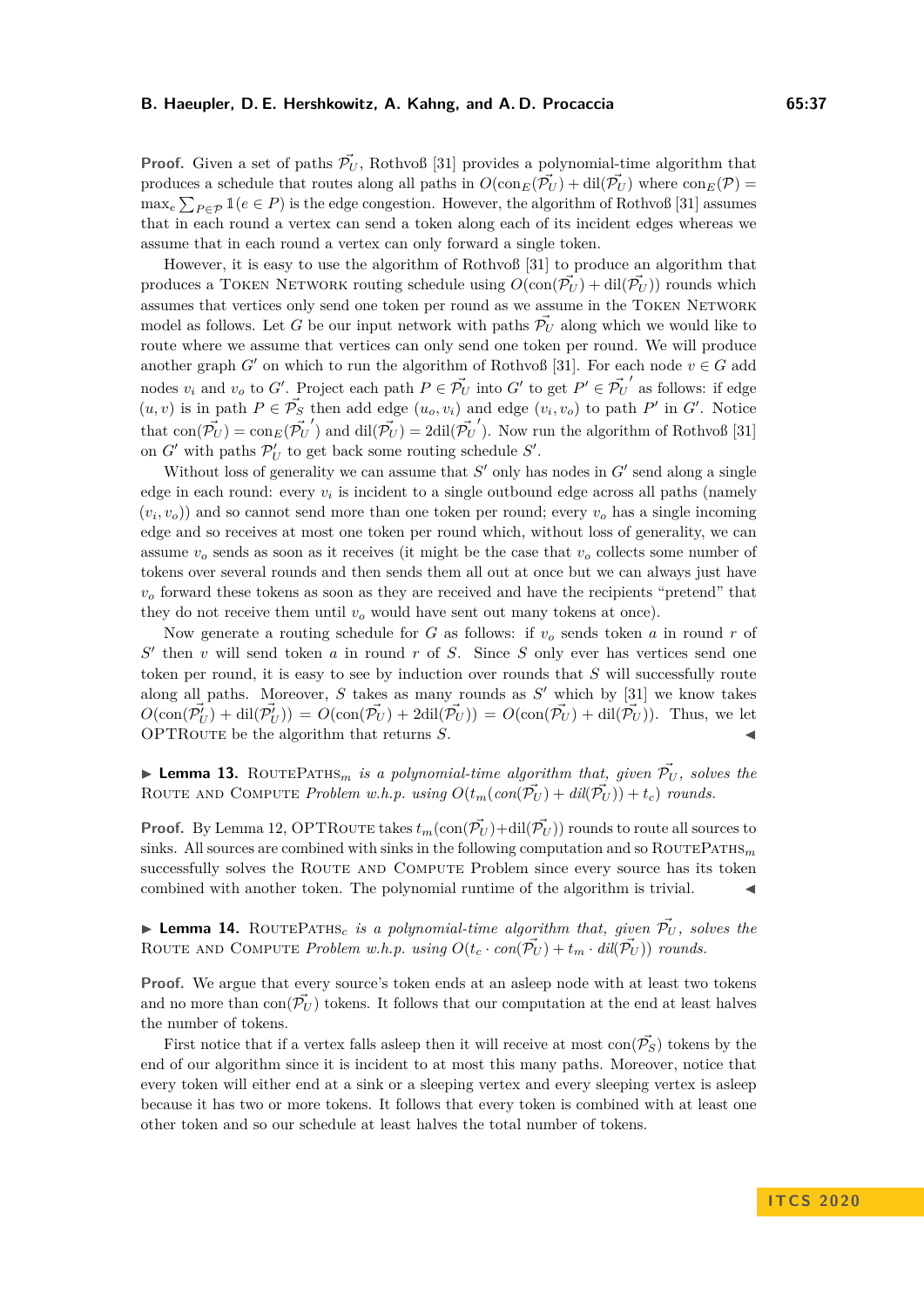**Proof.** Given a set of paths $\vec{\mathcal{P}_U}$, Rothvoß [31] provides a polynomial-time algorithm that produces a schedule that routes along all paths in $O(\text{con}_E(\vec{\mathcal{P}_U}) + \text{dil}(\vec{\mathcal{P}_U})$ where $\text{con}_E(\mathcal{P}) = \max_e \sum_{P \in \mathcal{P}} \mathbb{1}(e \in P)$ is the edge congestion. However, the algorithm of Rothvoß [31] assumes that in each round a vertex can send a token along each of its incident edges whereas we assume that in each round a vertex can only forward a single token.

However, it is easy to use the algorithm of Rothvoß [31] to produce an algorithm that produces a Token Network routing schedule using $O(\text{con}(\vec{\mathcal{P}_U}) + \text{dil}(\vec{\mathcal{P}_U}))$ rounds which assumes that vertices only send one token per round as we assume in the Token Network model as follows. Let $G$ be our input network with paths $\vec{\mathcal{P}_U}$ along which we would like to route where we assume that vertices can only send one token per round. We will produce another graph $G'$ on which to run the algorithm of Rothvoß [31]. For each node $v \in G$ add nodes $v_i$ and $v_o$ to $G'$. Project each path $P \in \vec{\mathcal{P}_U}$ into $G'$ to get $P' \in \vec{\mathcal{P}_U}'$ as follows: if edge $(u, v)$ is in path $P \in \vec{\mathcal{P}_S}$ then add edge $(u_o, v_i)$ and edge $(v_i, v_o)$ to path $P'$ in $G'$. Notice that $\text{con}(\vec{\mathcal{P}_U}) = \text{con}_E(\vec{\mathcal{P}_U}')$ and $\text{dil}(\vec{\mathcal{P}_U}) = 2\text{dil}(\vec{\mathcal{P}_U}')$. Now run the algorithm of Rothvoß [31] on $G'$ with paths $\mathcal{P}_U'$ to get back some routing schedule $S'$.

Without loss of generality we can assume that $S'$ only has nodes in $G'$ send along a single edge in each round: every $v_i$ is incident to a single outbound edge across all paths (namely $(v_i, v_o)$) and so cannot send more than one token per round; every $v_o$ has a single incoming edge and so receives at most one token per round which, without loss of generality, we can assume $v_o$ sends as soon as it receives (it might be the case that $v_o$ collects some number of tokens over several rounds and then sends them all out at once but we can always just have $v_o$ forward these tokens as soon as they are received and have the recipients "pretend" that they do not receive them until $v_o$ would have sent out many tokens at once).

Now generate a routing schedule for $G$ as follows: if $v_o$ sends token $a$ in round $r$ of $S'$ then $v$ will send token $a$ in round $r$ of $S$. Since $S$ only ever has vertices send one token per round, it is easy to see by induction over rounds that $S$ will successfully route along all paths. Moreover, $S$ takes as many rounds as $S'$ which by [31] we know takes $O(\text{con}(\vec{\mathcal{P}_U'}) + \text{dil}(\vec{\mathcal{P}_U'})) = O(\text{con}(\vec{\mathcal{P}_U}) + 2\text{dil}(\vec{\mathcal{P}_U})) = O(\text{con}(\vec{\mathcal{P}_U}) + \text{dil}(\vec{\mathcal{P}_U}))$. Thus, we let OPTRoute be the algorithm that returns $S$. ◀

▶ **Lemma 13.** RoutePaths$_m$ *is a polynomial-time algorithm that, given* $\vec{\mathcal{P}_U}$*, solves the* Route and Compute *Problem w.h.p. using* $O(t_m(\text{con}(\vec{\mathcal{P}_U}) + \text{dil}(\vec{\mathcal{P}_U})) + t_c)$ *rounds.*

**Proof.** By Lemma 12, OPTRoute takes $t_m(\text{con}(\vec{\mathcal{P}_U}) + \text{dil}(\vec{\mathcal{P}_U}))$ rounds to route all sources to sinks. All sources are combined with sinks in the following computation and so RoutePaths$_m$ successfully solves the Route and Compute Problem since every source has its token combined with another token. The polynomial runtime of the algorithm is trivial. ◀

▶ **Lemma 14.** RoutePaths$_c$ *is a polynomial-time algorithm that, given* $\vec{\mathcal{P}_U}$*, solves the* Route and Compute *Problem w.h.p. using* $O(t_c \cdot \text{con}(\vec{\mathcal{P}_U}) + t_m \cdot \text{dil}(\vec{\mathcal{P}_U}))$ *rounds.*

**Proof.** We argue that every source's token ends at an asleep node with at least two tokens and no more than $\text{con}(\vec{\mathcal{P}_U})$ tokens. It follows that our computation at the end at least halves the number of tokens.

First notice that if a vertex falls asleep then it will receive at most $\text{con}(\vec{\mathcal{P}_S})$ tokens by the end of our algorithm since it is incident to at most this many paths. Moreover, notice that every token will either end at a sink or a sleeping vertex and every sleeping vertex is asleep because it has two or more tokens. It follows that every token is combined with at least one other token and so our schedule at least halves the total number of tokens.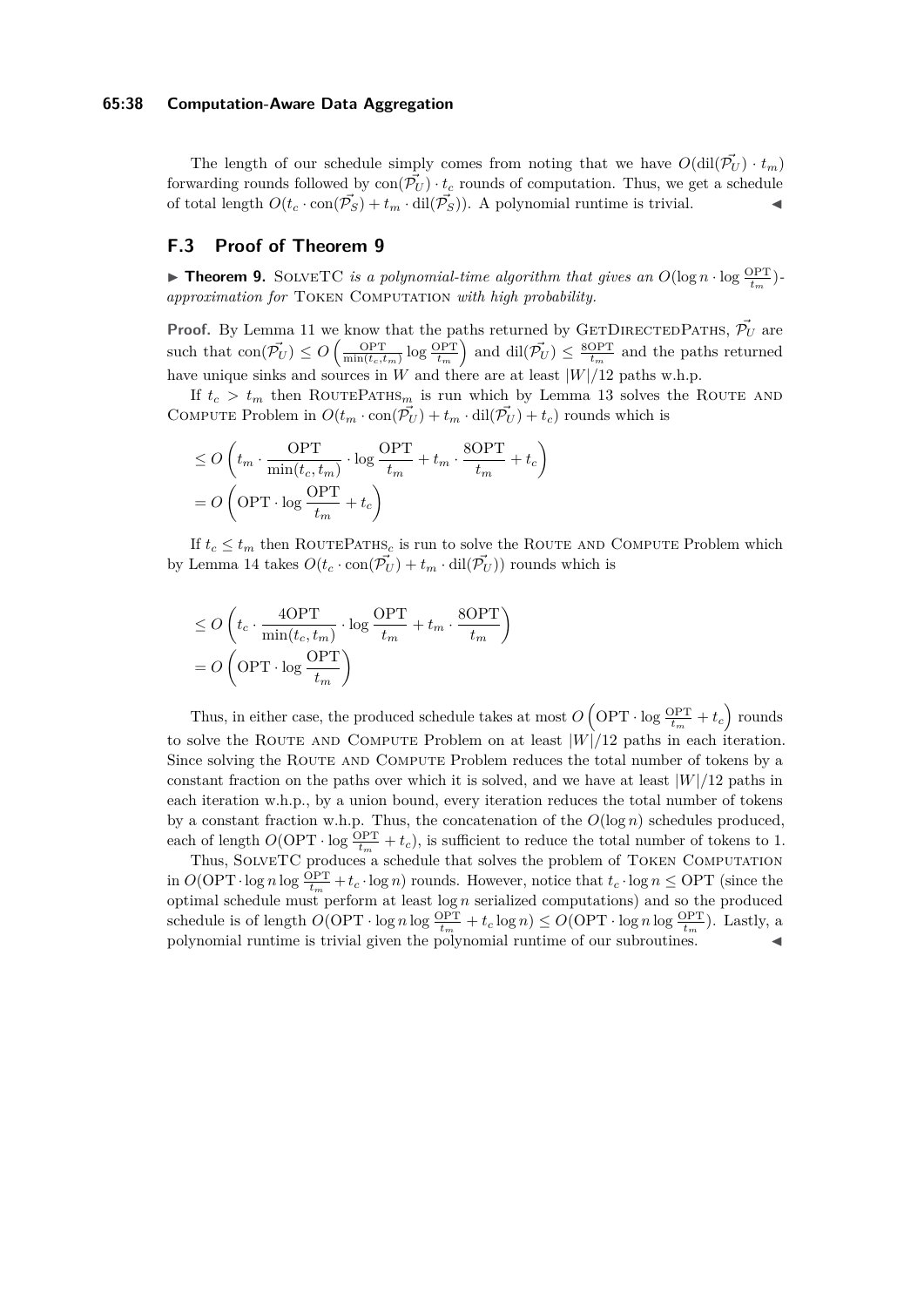The length of our schedule simply comes from noting that we have $O(\text{dil}(\vec{\mathcal{P}_U}) \cdot t_m)$ forwarding rounds followed by $\text{con}(\vec{\mathcal{P}_U}) \cdot t_c$ rounds of computation. Thus, we get a schedule of total length $O(t_c \cdot \text{con}(\vec{\mathcal{P}_S}) + t_m \cdot \text{dil}(\vec{\mathcal{P}_S}))$. A polynomial runtime is trivial. ◂

## F.3 Proof of Theorem 9

▶ **Theorem 9.** SOLVETC *is a polynomial-time algorithm that gives an* $O(\log n \cdot \log \frac{\text{OPT}}{t_m})$*-approximation for* TOKEN COMPUTATION *with high probability.*

**Proof.** By Lemma 11 we know that the paths returned by GETDIRECTEDPATHS, $\vec{\mathcal{P}_U}$ are such that $\text{con}(\vec{\mathcal{P}_U}) \leq O\left(\frac{\text{OPT}}{\min(t_c,t_m)} \log \frac{\text{OPT}}{t_m}\right)$ and $\text{dil}(\vec{\mathcal{P}_U}) \leq \frac{8\text{OPT}}{t_m}$ and the paths returned have unique sinks and sources in $W$ and there are at least $|W|/12$ paths w.h.p.

If $t_c > t_m$ then ROUTEPATHS$_m$ is run which by Lemma 13 solves the ROUTE AND COMPUTE Problem in $O(t_m \cdot \text{con}(\vec{\mathcal{P}_U}) + t_m \cdot \text{dil}(\vec{\mathcal{P}_U}) + t_c)$ rounds which is

$$
\begin{aligned}
&\leq O\left(t_m \cdot \frac{\text{OPT}}{\min(t_c, t_m)} \cdot \log \frac{\text{OPT}}{t_m} + t_m \cdot \frac{8\text{OPT}}{t_m} + t_c\right) \\
&= O\left(\text{OPT} \cdot \log \frac{\text{OPT}}{t_m} + t_c\right)
\end{aligned}
$$

If $t_c \leq t_m$ then ROUTEPATHS$_c$ is run to solve the ROUTE AND COMPUTE Problem which by Lemma 14 takes $O(t_c \cdot \text{con}(\vec{\mathcal{P}_U}) + t_m \cdot \text{dil}(\vec{\mathcal{P}_U}))$ rounds which is

$$
\begin{aligned}
&\leq O\left(t_c \cdot \frac{4\text{OPT}}{\min(t_c, t_m)} \cdot \log \frac{\text{OPT}}{t_m} + t_m \cdot \frac{8\text{OPT}}{t_m}\right) \\
&= O\left(\text{OPT} \cdot \log \frac{\text{OPT}}{t_m}\right)
\end{aligned}
$$

Thus, in either case, the produced schedule takes at most $O\left(\text{OPT} \cdot \log \frac{\text{OPT}}{t_m} + t_c\right)$ rounds to solve the ROUTE AND COMPUTE Problem on at least $|W|/12$ paths in each iteration. Since solving the ROUTE AND COMPUTE Problem reduces the total number of tokens by a constant fraction on the paths over which it is solved, and we have at least $|W|/12$ paths in each iteration w.h.p., by a union bound, every iteration reduces the total number of tokens by a constant fraction w.h.p. Thus, the concatenation of the $O(\log n)$ schedules produced, each of length $O(\text{OPT} \cdot \log \frac{\text{OPT}}{t_m} + t_c)$, is sufficient to reduce the total number of tokens to 1.

Thus, SOLVETC produces a schedule that solves the problem of TOKEN COMPUTATION in $O(\text{OPT} \cdot \log n \log \frac{\text{OPT}}{t_m} + t_c \cdot \log n)$ rounds. However, notice that $t_c \cdot \log n \leq \text{OPT}$ (since the optimal schedule must perform at least $\log n$ serialized computations) and so the produced schedule is of length $O(\text{OPT} \cdot \log n \log \frac{\text{OPT}}{t_m} + t_c \log n) \leq O(\text{OPT} \cdot \log n \log \frac{\text{OPT}}{t_m})$. Lastly, a polynomial runtime is trivial given the polynomial runtime of our subroutines. ◂